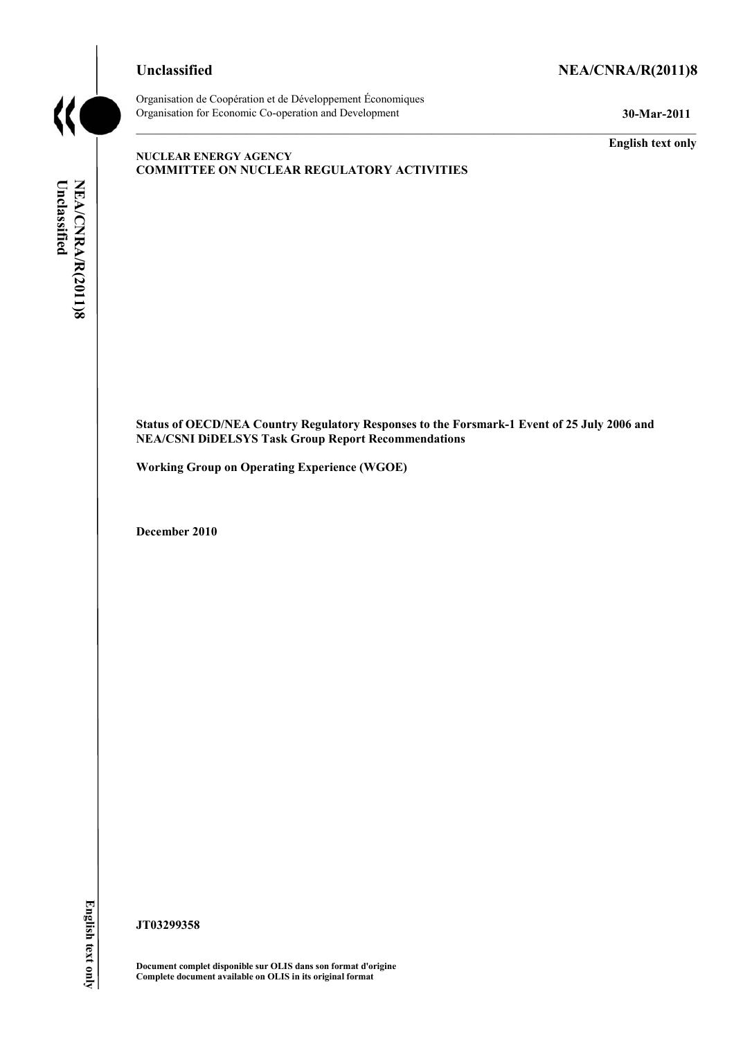Unclassified

NEA/CNRA/R(2011)8

Organisation de Coopération et de Développement Économiques
Organisation for Economic Co-operation and Development

30-Mar-2011

English text only

**NUCLEAR ENERGY AGENCY**
**COMMITTEE ON NUCLEAR REGULATORY ACTIVITIES**

**Status of OECD/NEA Country Regulatory Responses to the Forsmark-1 Event of 25 July 2006 and NEA/CSNI DiDELSYS Task Group Report Recommendations**

**Working Group on Operating Experience (WGOE)**

**December 2010**

**JT03299358**

**Document complet disponible sur OLIS dans son format d'origine**
**Complete document available on OLIS in its original format**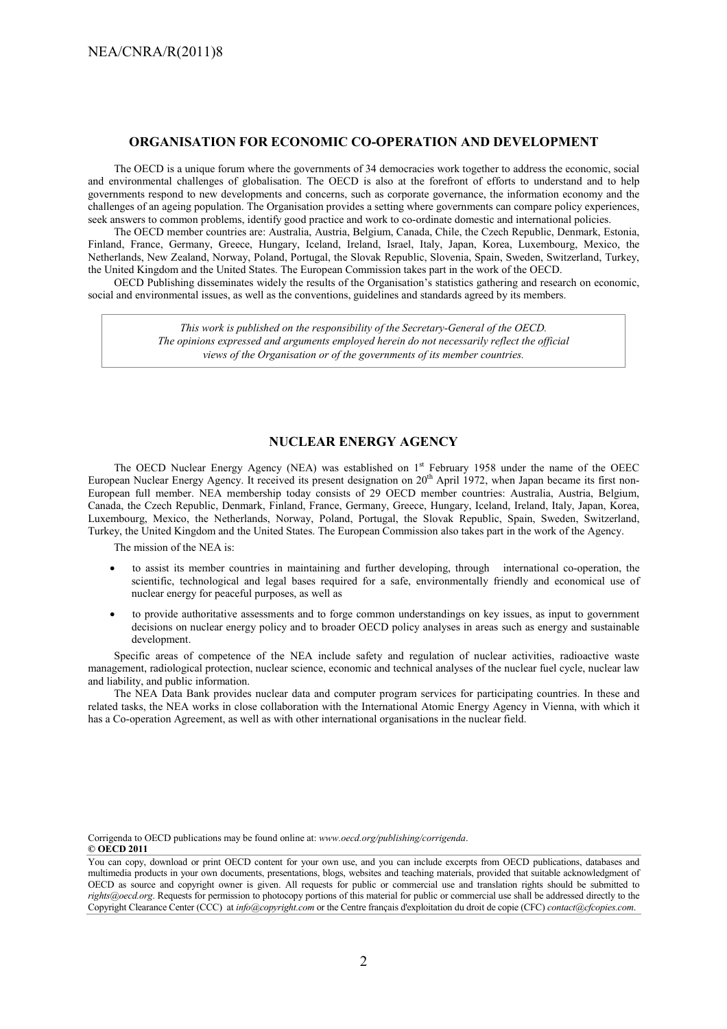## ORGANISATION FOR ECONOMIC CO-OPERATION AND DEVELOPMENT

The OECD is a unique forum where the governments of 34 democracies work together to address the economic, social and environmental challenges of globalisation. The OECD is also at the forefront of efforts to understand and to help governments respond to new developments and concerns, such as corporate governance, the information economy and the challenges of an ageing population. The Organisation provides a setting where governments can compare policy experiences, seek answers to common problems, identify good practice and work to co-ordinate domestic and international policies.

The OECD member countries are: Australia, Austria, Belgium, Canada, Chile, the Czech Republic, Denmark, Estonia, Finland, France, Germany, Greece, Hungary, Iceland, Ireland, Israel, Italy, Japan, Korea, Luxembourg, Mexico, the Netherlands, New Zealand, Norway, Poland, Portugal, the Slovak Republic, Slovenia, Spain, Sweden, Switzerland, Turkey, the United Kingdom and the United States. The European Commission takes part in the work of the OECD.

OECD Publishing disseminates widely the results of the Organisation's statistics gathering and research on economic, social and environmental issues, as well as the conventions, guidelines and standards agreed by its members.

*This work is published on the responsibility of the Secretary-General of the OECD. The opinions expressed and arguments employed herein do not necessarily reflect the official views of the Organisation or of the governments of its member countries.*

## NUCLEAR ENERGY AGENCY

The OECD Nuclear Energy Agency (NEA) was established on 1st February 1958 under the name of the OEEC European Nuclear Energy Agency. It received its present designation on 20th April 1972, when Japan became its first non-European full member. NEA membership today consists of 29 OECD member countries: Australia, Austria, Belgium, Canada, the Czech Republic, Denmark, Finland, France, Germany, Greece, Hungary, Iceland, Ireland, Italy, Japan, Korea, Luxembourg, Mexico, the Netherlands, Norway, Poland, Portugal, the Slovak Republic, Spain, Sweden, Switzerland, Turkey, the United Kingdom and the United States. The European Commission also takes part in the work of the Agency.

The mission of the NEA is:

- to assist its member countries in maintaining and further developing, through international co-operation, the scientific, technological and legal bases required for a safe, environmentally friendly and economical use of nuclear energy for peaceful purposes, as well as
- to provide authoritative assessments and to forge common understandings on key issues, as input to government decisions on nuclear energy policy and to broader OECD policy analyses in areas such as energy and sustainable development.

Specific areas of competence of the NEA include safety and regulation of nuclear activities, radioactive waste management, radiological protection, nuclear science, economic and technical analyses of the nuclear fuel cycle, nuclear law and liability, and public information.

The NEA Data Bank provides nuclear data and computer program services for participating countries. In these and related tasks, the NEA works in close collaboration with the International Atomic Energy Agency in Vienna, with which it has a Co-operation Agreement, as well as with other international organisations in the nuclear field.

Corrigenda to OECD publications may be found online at: *www.oecd.org/publishing/corrigenda*.

**© OECD 2011**

You can copy, download or print OECD content for your own use, and you can include excerpts from OECD publications, databases and multimedia products in your own documents, presentations, blogs, websites and teaching materials, provided that suitable acknowledgment of OECD as source and copyright owner is given. All requests for public or commercial use and translation rights should be submitted to *rights@oecd.org*. Requests for permission to photocopy portions of this material for public or commercial use shall be addressed directly to the Copyright Clearance Center (CCC) at *info@copyright.com* or the Centre français d'exploitation du droit de copie (CFC) *contact@cfcopies.com*.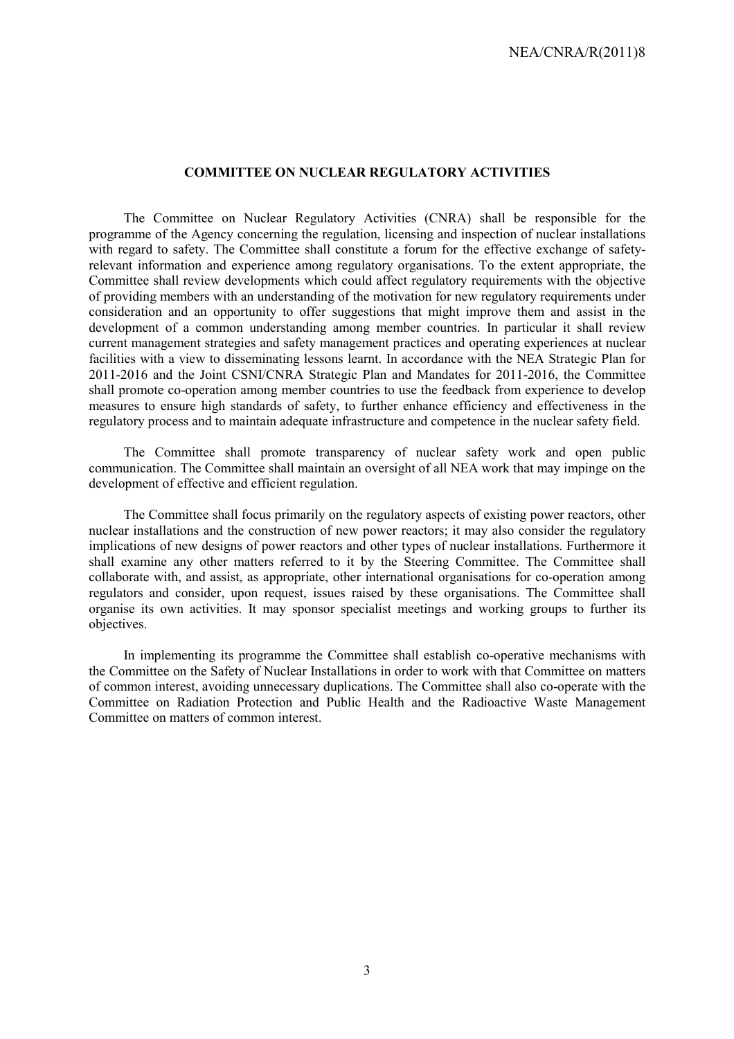## COMMITTEE ON NUCLEAR REGULATORY ACTIVITIES

The Committee on Nuclear Regulatory Activities (CNRA) shall be responsible for the programme of the Agency concerning the regulation, licensing and inspection of nuclear installations with regard to safety. The Committee shall constitute a forum for the effective exchange of safety-relevant information and experience among regulatory organisations. To the extent appropriate, the Committee shall review developments which could affect regulatory requirements with the objective of providing members with an understanding of the motivation for new regulatory requirements under consideration and an opportunity to offer suggestions that might improve them and assist in the development of a common understanding among member countries. In particular it shall review current management strategies and safety management practices and operating experiences at nuclear facilities with a view to disseminating lessons learnt. In accordance with the NEA Strategic Plan for 2011-2016 and the Joint CSNI/CNRA Strategic Plan and Mandates for 2011-2016, the Committee shall promote co-operation among member countries to use the feedback from experience to develop measures to ensure high standards of safety, to further enhance efficiency and effectiveness in the regulatory process and to maintain adequate infrastructure and competence in the nuclear safety field.

The Committee shall promote transparency of nuclear safety work and open public communication. The Committee shall maintain an oversight of all NEA work that may impinge on the development of effective and efficient regulation.

The Committee shall focus primarily on the regulatory aspects of existing power reactors, other nuclear installations and the construction of new power reactors; it may also consider the regulatory implications of new designs of power reactors and other types of nuclear installations. Furthermore it shall examine any other matters referred to it by the Steering Committee. The Committee shall collaborate with, and assist, as appropriate, other international organisations for co-operation among regulators and consider, upon request, issues raised by these organisations. The Committee shall organise its own activities. It may sponsor specialist meetings and working groups to further its objectives.

In implementing its programme the Committee shall establish co-operative mechanisms with the Committee on the Safety of Nuclear Installations in order to work with that Committee on matters of common interest, avoiding unnecessary duplications. The Committee shall also co-operate with the Committee on Radiation Protection and Public Health and the Radioactive Waste Management Committee on matters of common interest.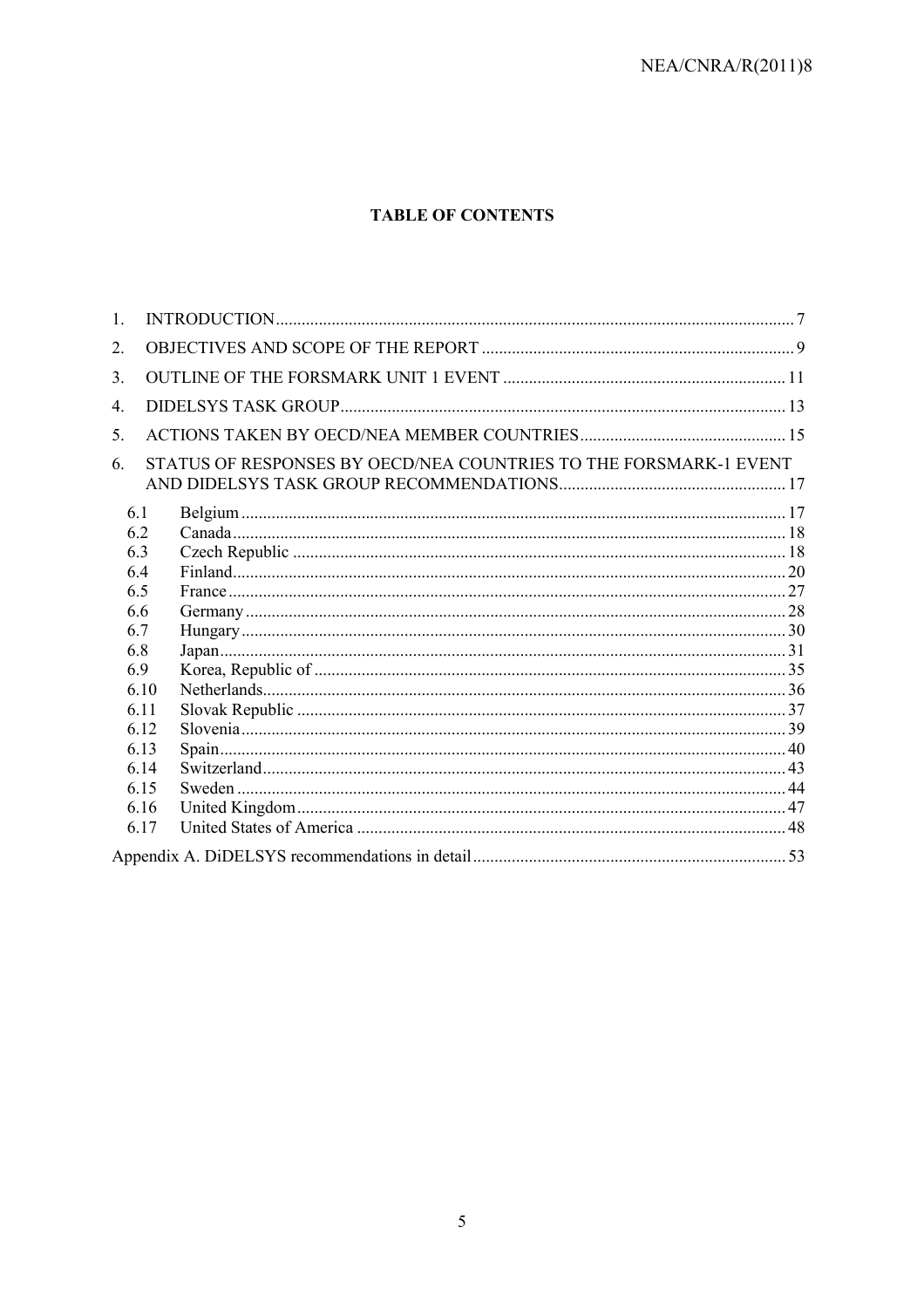**TABLE OF CONTENTS**

1. INTRODUCTION ........................................................................................................................ 7
2. OBJECTIVES AND SCOPE OF THE REPORT ......................................................................... 9
3. OUTLINE OF THE FORSMARK UNIT 1 EVENT ................................................................. 11
4. DIDELSYS TASK GROUP ........................................................................................................ 13
5. ACTIONS TAKEN BY OECD/NEA MEMBER COUNTRIES ................................................ 15
6. STATUS OF RESPONSES BY OECD/NEA COUNTRIES TO THE FORSMARK-1 EVENT AND DIDELSYS TASK GROUP RECOMMENDATIONS ..................................................... 17
   - 6.1 Belgium ............................................................................................................................. 17
   - 6.2 Canada ............................................................................................................................... 18
   - 6.3 Czech Republic .................................................................................................................. 18
   - 6.4 Finland ............................................................................................................................... 20
   - 6.5 France ................................................................................................................................. 27
   - 6.6 Germany ............................................................................................................................ 28
   - 6.7 Hungary ............................................................................................................................. 30
   - 6.8 Japan .................................................................................................................................. 31
   - 6.9 Korea, Republic of ............................................................................................................. 35
   - 6.10 Netherlands ........................................................................................................................ 36
   - 6.11 Slovak Republic ................................................................................................................. 37
   - 6.12 Slovenia ............................................................................................................................. 39
   - 6.13 Spain .................................................................................................................................. 40
   - 6.14 Switzerland ........................................................................................................................ 43
   - 6.15 Sweden ............................................................................................................................... 44
   - 6.16 United Kingdom ................................................................................................................. 47
   - 6.17 United States of America ................................................................................................... 48

Appendix A. DiDELSYS recommendations in detail ......................................................................... 53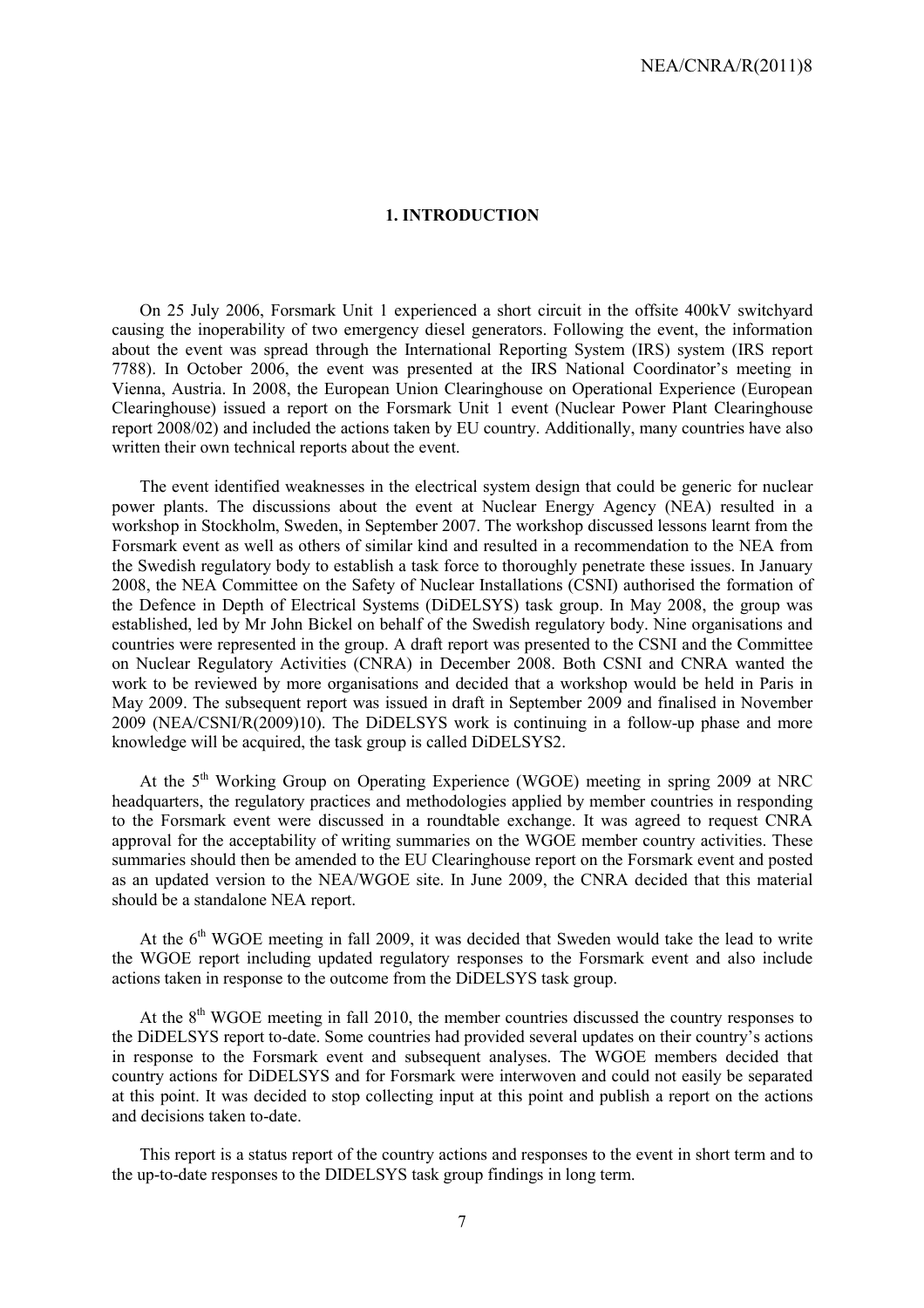# 1. INTRODUCTION

On 25 July 2006, Forsmark Unit 1 experienced a short circuit in the offsite 400kV switchyard causing the inoperability of two emergency diesel generators. Following the event, the information about the event was spread through the International Reporting System (IRS) system (IRS report 7788). In October 2006, the event was presented at the IRS National Coordinator's meeting in Vienna, Austria. In 2008, the European Union Clearinghouse on Operational Experience (European Clearinghouse) issued a report on the Forsmark Unit 1 event (Nuclear Power Plant Clearinghouse report 2008/02) and included the actions taken by EU country. Additionally, many countries have also written their own technical reports about the event.

The event identified weaknesses in the electrical system design that could be generic for nuclear power plants. The discussions about the event at Nuclear Energy Agency (NEA) resulted in a workshop in Stockholm, Sweden, in September 2007. The workshop discussed lessons learnt from the Forsmark event as well as others of similar kind and resulted in a recommendation to the NEA from the Swedish regulatory body to establish a task force to thoroughly penetrate these issues. In January 2008, the NEA Committee on the Safety of Nuclear Installations (CSNI) authorised the formation of the Defence in Depth of Electrical Systems (DiDELSYS) task group. In May 2008, the group was established, led by Mr John Bickel on behalf of the Swedish regulatory body. Nine organisations and countries were represented in the group. A draft report was presented to the CSNI and the Committee on Nuclear Regulatory Activities (CNRA) in December 2008. Both CSNI and CNRA wanted the work to be reviewed by more organisations and decided that a workshop would be held in Paris in May 2009. The subsequent report was issued in draft in September 2009 and finalised in November 2009 (NEA/CSNI/R(2009)10). The DiDELSYS work is continuing in a follow-up phase and more knowledge will be acquired, the task group is called DiDELSYS2.

At the 5th Working Group on Operating Experience (WGOE) meeting in spring 2009 at NRC headquarters, the regulatory practices and methodologies applied by member countries in responding to the Forsmark event were discussed in a roundtable exchange. It was agreed to request CNRA approval for the acceptability of writing summaries on the WGOE member country activities. These summaries should then be amended to the EU Clearinghouse report on the Forsmark event and posted as an updated version to the NEA/WGOE site. In June 2009, the CNRA decided that this material should be a standalone NEA report.

At the 6th WGOE meeting in fall 2009, it was decided that Sweden would take the lead to write the WGOE report including updated regulatory responses to the Forsmark event and also include actions taken in response to the outcome from the DiDELSYS task group.

At the 8th WGOE meeting in fall 2010, the member countries discussed the country responses to the DiDELSYS report to-date. Some countries had provided several updates on their country's actions in response to the Forsmark event and subsequent analyses. The WGOE members decided that country actions for DiDELSYS and for Forsmark were interwoven and could not easily be separated at this point. It was decided to stop collecting input at this point and publish a report on the actions and decisions taken to-date.

This report is a status report of the country actions and responses to the event in short term and to the up-to-date responses to the DIDELSYS task group findings in long term.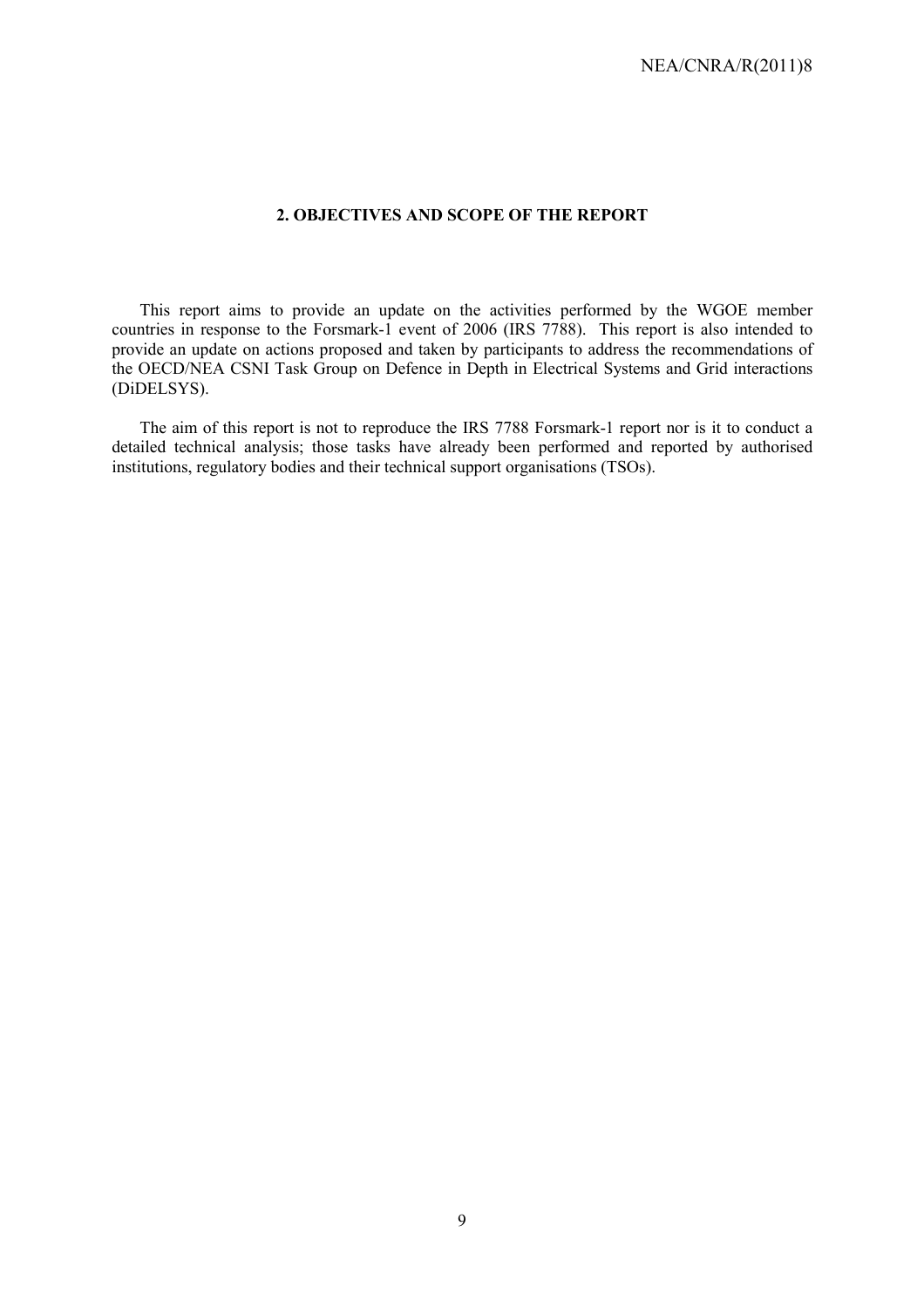## 2. OBJECTIVES AND SCOPE OF THE REPORT

This report aims to provide an update on the activities performed by the WGOE member countries in response to the Forsmark-1 event of 2006 (IRS 7788). This report is also intended to provide an update on actions proposed and taken by participants to address the recommendations of the OECD/NEA CSNI Task Group on Defence in Depth in Electrical Systems and Grid interactions (DiDELSYS).

The aim of this report is not to reproduce the IRS 7788 Forsmark-1 report nor is it to conduct a detailed technical analysis; those tasks have already been performed and reported by authorised institutions, regulatory bodies and their technical support organisations (TSOs).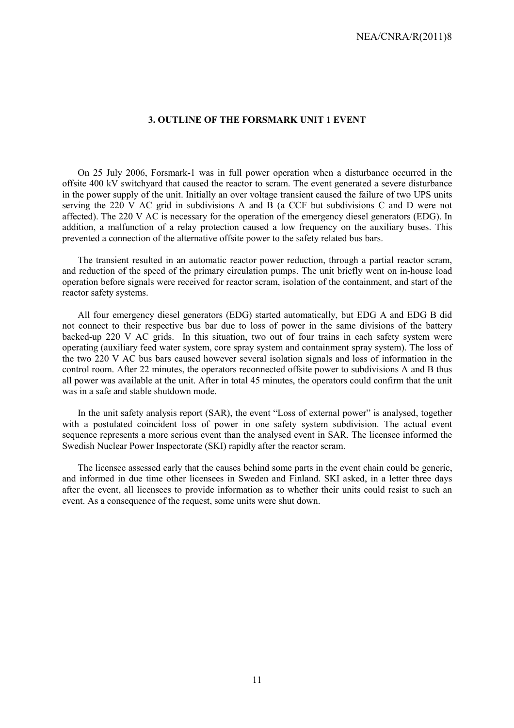## 3. OUTLINE OF THE FORSMARK UNIT 1 EVENT

On 25 July 2006, Forsmark-1 was in full power operation when a disturbance occurred in the offsite 400 kV switchyard that caused the reactor to scram. The event generated a severe disturbance in the power supply of the unit. Initially an over voltage transient caused the failure of two UPS units serving the 220 V AC grid in subdivisions A and B (a CCF but subdivisions C and D were not affected). The 220 V AC is necessary for the operation of the emergency diesel generators (EDG). In addition, a malfunction of a relay protection caused a low frequency on the auxiliary buses. This prevented a connection of the alternative offsite power to the safety related bus bars.

The transient resulted in an automatic reactor power reduction, through a partial reactor scram, and reduction of the speed of the primary circulation pumps. The unit briefly went on in-house load operation before signals were received for reactor scram, isolation of the containment, and start of the reactor safety systems.

All four emergency diesel generators (EDG) started automatically, but EDG A and EDG B did not connect to their respective bus bar due to loss of power in the same divisions of the battery backed-up 220 V AC grids. In this situation, two out of four trains in each safety system were operating (auxiliary feed water system, core spray system and containment spray system). The loss of the two 220 V AC bus bars caused however several isolation signals and loss of information in the control room. After 22 minutes, the operators reconnected offsite power to subdivisions A and B thus all power was available at the unit. After in total 45 minutes, the operators could confirm that the unit was in a safe and stable shutdown mode.

In the unit safety analysis report (SAR), the event "Loss of external power" is analysed, together with a postulated coincident loss of power in one safety system subdivision. The actual event sequence represents a more serious event than the analysed event in SAR. The licensee informed the Swedish Nuclear Power Inspectorate (SKI) rapidly after the reactor scram.

The licensee assessed early that the causes behind some parts in the event chain could be generic, and informed in due time other licensees in Sweden and Finland. SKI asked, in a letter three days after the event, all licensees to provide information as to whether their units could resist to such an event. As a consequence of the request, some units were shut down.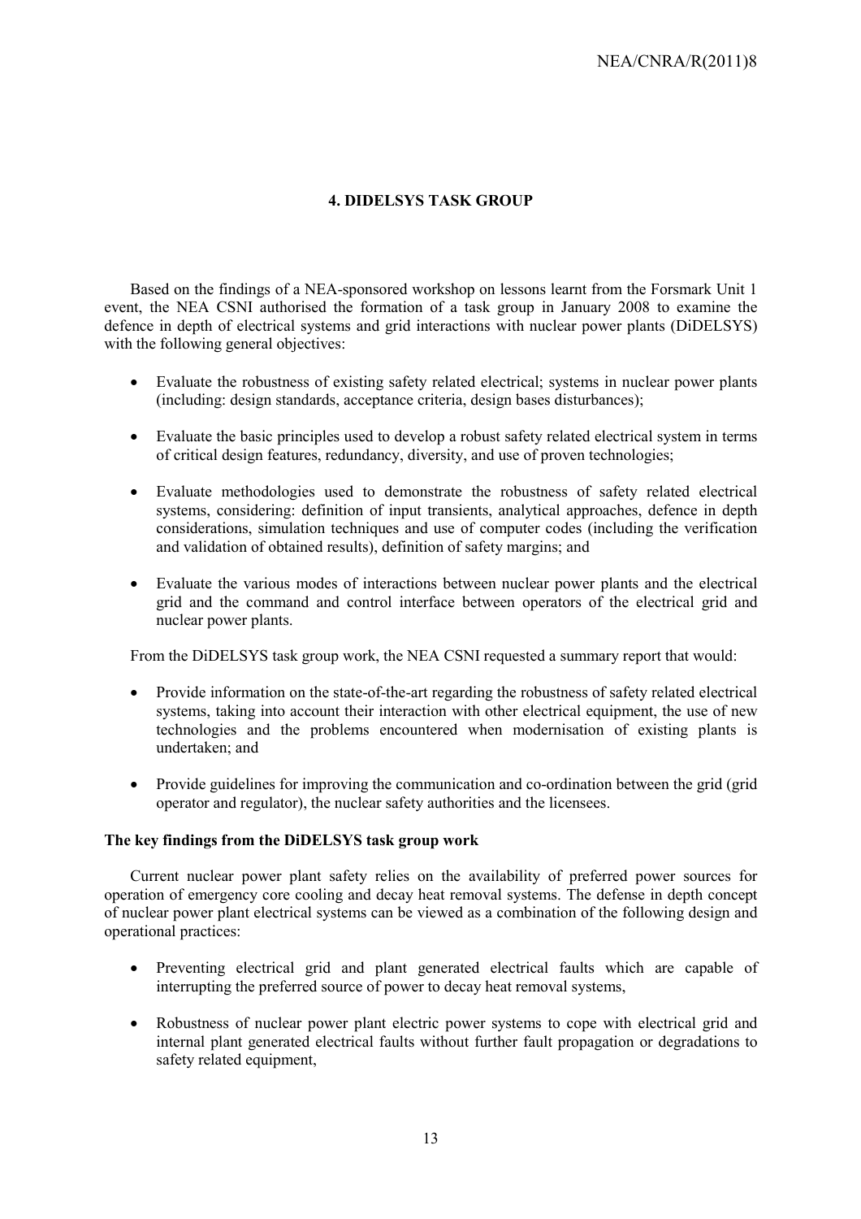## 4. DIDELSYS TASK GROUP

Based on the findings of a NEA-sponsored workshop on lessons learnt from the Forsmark Unit 1 event, the NEA CSNI authorised the formation of a task group in January 2008 to examine the defence in depth of electrical systems and grid interactions with nuclear power plants (DiDELSYS) with the following general objectives:

- Evaluate the robustness of existing safety related electrical; systems in nuclear power plants (including: design standards, acceptance criteria, design bases disturbances);
- Evaluate the basic principles used to develop a robust safety related electrical system in terms of critical design features, redundancy, diversity, and use of proven technologies;
- Evaluate methodologies used to demonstrate the robustness of safety related electrical systems, considering: definition of input transients, analytical approaches, defence in depth considerations, simulation techniques and use of computer codes (including the verification and validation of obtained results), definition of safety margins; and
- Evaluate the various modes of interactions between nuclear power plants and the electrical grid and the command and control interface between operators of the electrical grid and nuclear power plants.

From the DiDELSYS task group work, the NEA CSNI requested a summary report that would:

- Provide information on the state-of-the-art regarding the robustness of safety related electrical systems, taking into account their interaction with other electrical equipment, the use of new technologies and the problems encountered when modernisation of existing plants is undertaken; and
- Provide guidelines for improving the communication and co-ordination between the grid (grid operator and regulator), the nuclear safety authorities and the licensees.

**The key findings from the DiDELSYS task group work**

Current nuclear power plant safety relies on the availability of preferred power sources for operation of emergency core cooling and decay heat removal systems. The defense in depth concept of nuclear power plant electrical systems can be viewed as a combination of the following design and operational practices:

- Preventing electrical grid and plant generated electrical faults which are capable of interrupting the preferred source of power to decay heat removal systems,
- Robustness of nuclear power plant electric power systems to cope with electrical grid and internal plant generated electrical faults without further fault propagation or degradations to safety related equipment,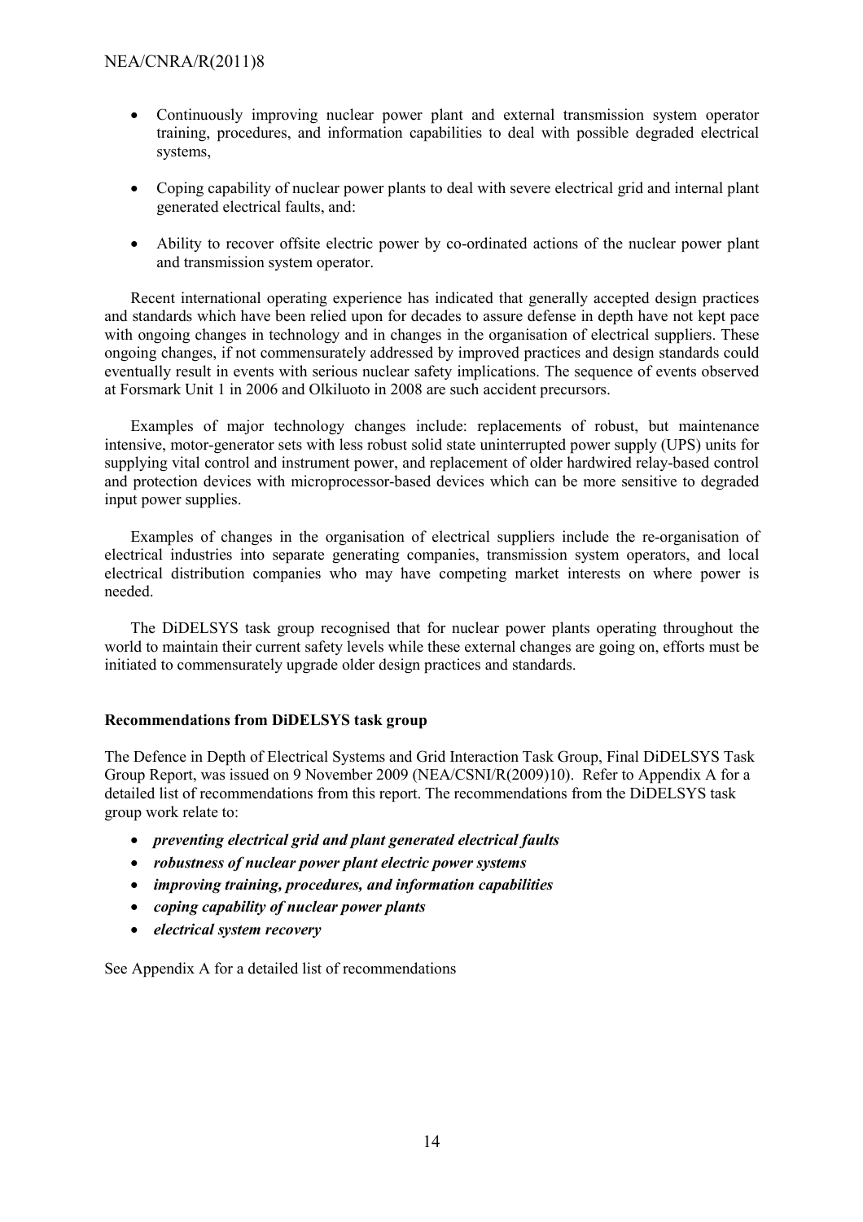- Continuously improving nuclear power plant and external transmission system operator training, procedures, and information capabilities to deal with possible degraded electrical systems,

- Coping capability of nuclear power plants to deal with severe electrical grid and internal plant generated electrical faults, and:

- Ability to recover offsite electric power by co-ordinated actions of the nuclear power plant and transmission system operator.

Recent international operating experience has indicated that generally accepted design practices and standards which have been relied upon for decades to assure defense in depth have not kept pace with ongoing changes in technology and in changes in the organisation of electrical suppliers. These ongoing changes, if not commensurately addressed by improved practices and design standards could eventually result in events with serious nuclear safety implications. The sequence of events observed at Forsmark Unit 1 in 2006 and Olkiluoto in 2008 are such accident precursors.

Examples of major technology changes include: replacements of robust, but maintenance intensive, motor-generator sets with less robust solid state uninterrupted power supply (UPS) units for supplying vital control and instrument power, and replacement of older hardwired relay-based control and protection devices with microprocessor-based devices which can be more sensitive to degraded input power supplies.

Examples of changes in the organisation of electrical suppliers include the re-organisation of electrical industries into separate generating companies, transmission system operators, and local electrical distribution companies who may have competing market interests on where power is needed.

The DiDELSYS task group recognised that for nuclear power plants operating throughout the world to maintain their current safety levels while these external changes are going on, efforts must be initiated to commensurately upgrade older design practices and standards.

**Recommendations from DiDELSYS task group**

The Defence in Depth of Electrical Systems and Grid Interaction Task Group, Final DiDELSYS Task Group Report, was issued on 9 November 2009 (NEA/CSNI/R(2009)10). Refer to Appendix A for a detailed list of recommendations from this report. The recommendations from the DiDELSYS task group work relate to:

- ***preventing electrical grid and plant generated electrical faults***
- ***robustness of nuclear power plant electric power systems***
- ***improving training, procedures, and information capabilities***
- ***coping capability of nuclear power plants***
- ***electrical system recovery***

See Appendix A for a detailed list of recommendations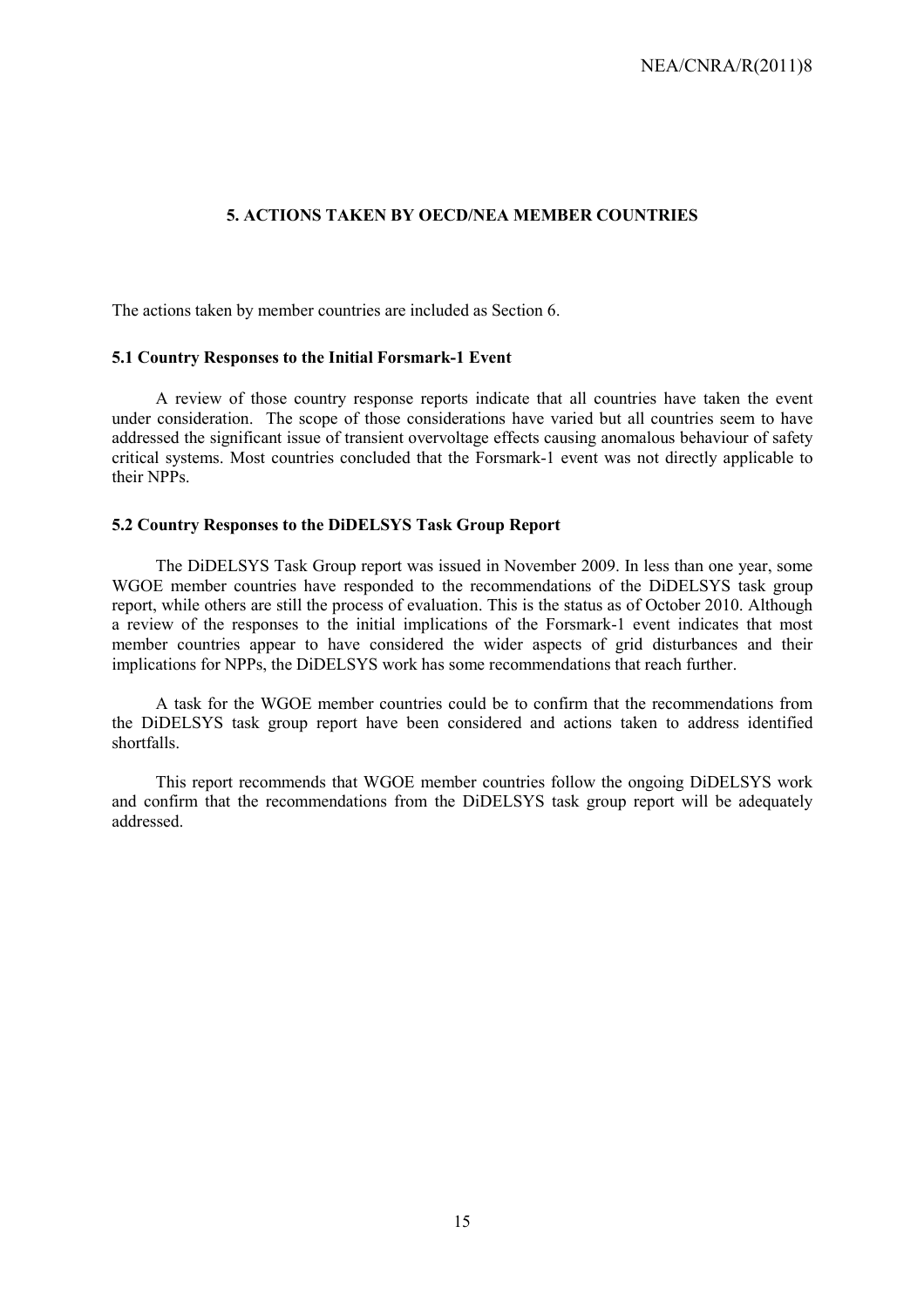# 5. ACTIONS TAKEN BY OECD/NEA MEMBER COUNTRIES

The actions taken by member countries are included as Section 6.

## 5.1 Country Responses to the Initial Forsmark-1 Event

A review of those country response reports indicate that all countries have taken the event under consideration. The scope of those considerations have varied but all countries seem to have addressed the significant issue of transient overvoltage effects causing anomalous behaviour of safety critical systems. Most countries concluded that the Forsmark-1 event was not directly applicable to their NPPs.

## 5.2 Country Responses to the DiDELSYS Task Group Report

The DiDELSYS Task Group report was issued in November 2009. In less than one year, some WGOE member countries have responded to the recommendations of the DiDELSYS task group report, while others are still the process of evaluation. This is the status as of October 2010. Although a review of the responses to the initial implications of the Forsmark-1 event indicates that most member countries appear to have considered the wider aspects of grid disturbances and their implications for NPPs, the DiDELSYS work has some recommendations that reach further.

A task for the WGOE member countries could be to confirm that the recommendations from the DiDELSYS task group report have been considered and actions taken to address identified shortfalls.

This report recommends that WGOE member countries follow the ongoing DiDELSYS work and confirm that the recommendations from the DiDELSYS task group report will be adequately addressed.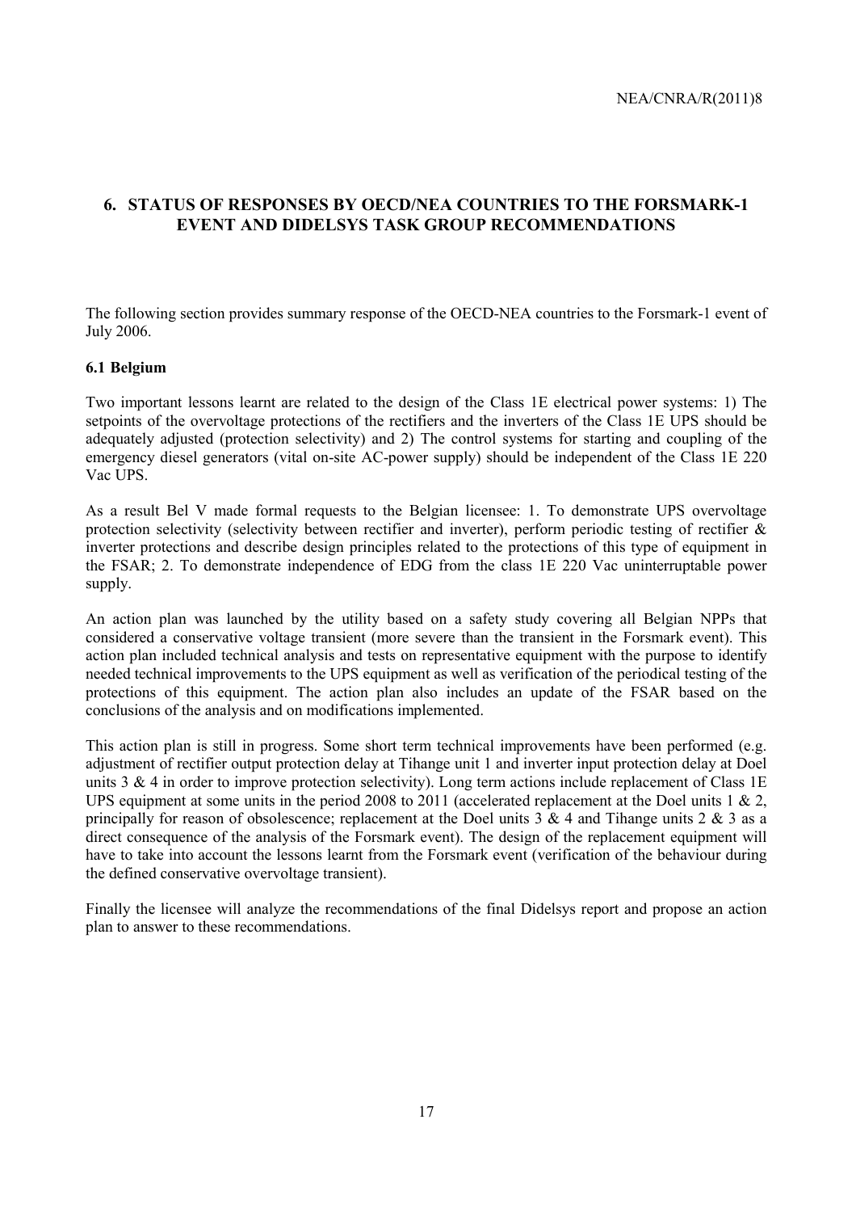## 6. STATUS OF RESPONSES BY OECD/NEA COUNTRIES TO THE FORSMARK-1 EVENT AND DIDELSYS TASK GROUP RECOMMENDATIONS

The following section provides summary response of the OECD-NEA countries to the Forsmark-1 event of July 2006.

### 6.1 Belgium

Two important lessons learnt are related to the design of the Class 1E electrical power systems: 1) The setpoints of the overvoltage protections of the rectifiers and the inverters of the Class 1E UPS should be adequately adjusted (protection selectivity) and 2) The control systems for starting and coupling of the emergency diesel generators (vital on-site AC-power supply) should be independent of the Class 1E 220 Vac UPS.

As a result Bel V made formal requests to the Belgian licensee: 1. To demonstrate UPS overvoltage protection selectivity (selectivity between rectifier and inverter), perform periodic testing of rectifier & inverter protections and describe design principles related to the protections of this type of equipment in the FSAR; 2. To demonstrate independence of EDG from the class 1E 220 Vac uninterruptable power supply.

An action plan was launched by the utility based on a safety study covering all Belgian NPPs that considered a conservative voltage transient (more severe than the transient in the Forsmark event). This action plan included technical analysis and tests on representative equipment with the purpose to identify needed technical improvements to the UPS equipment as well as verification of the periodical testing of the protections of this equipment. The action plan also includes an update of the FSAR based on the conclusions of the analysis and on modifications implemented.

This action plan is still in progress. Some short term technical improvements have been performed (e.g. adjustment of rectifier output protection delay at Tihange unit 1 and inverter input protection delay at Doel units 3 & 4 in order to improve protection selectivity). Long term actions include replacement of Class 1E UPS equipment at some units in the period 2008 to 2011 (accelerated replacement at the Doel units 1 & 2, principally for reason of obsolescence; replacement at the Doel units 3 & 4 and Tihange units 2 & 3 as a direct consequence of the analysis of the Forsmark event). The design of the replacement equipment will have to take into account the lessons learnt from the Forsmark event (verification of the behaviour during the defined conservative overvoltage transient).

Finally the licensee will analyze the recommendations of the final Didelsys report and propose an action plan to answer to these recommendations.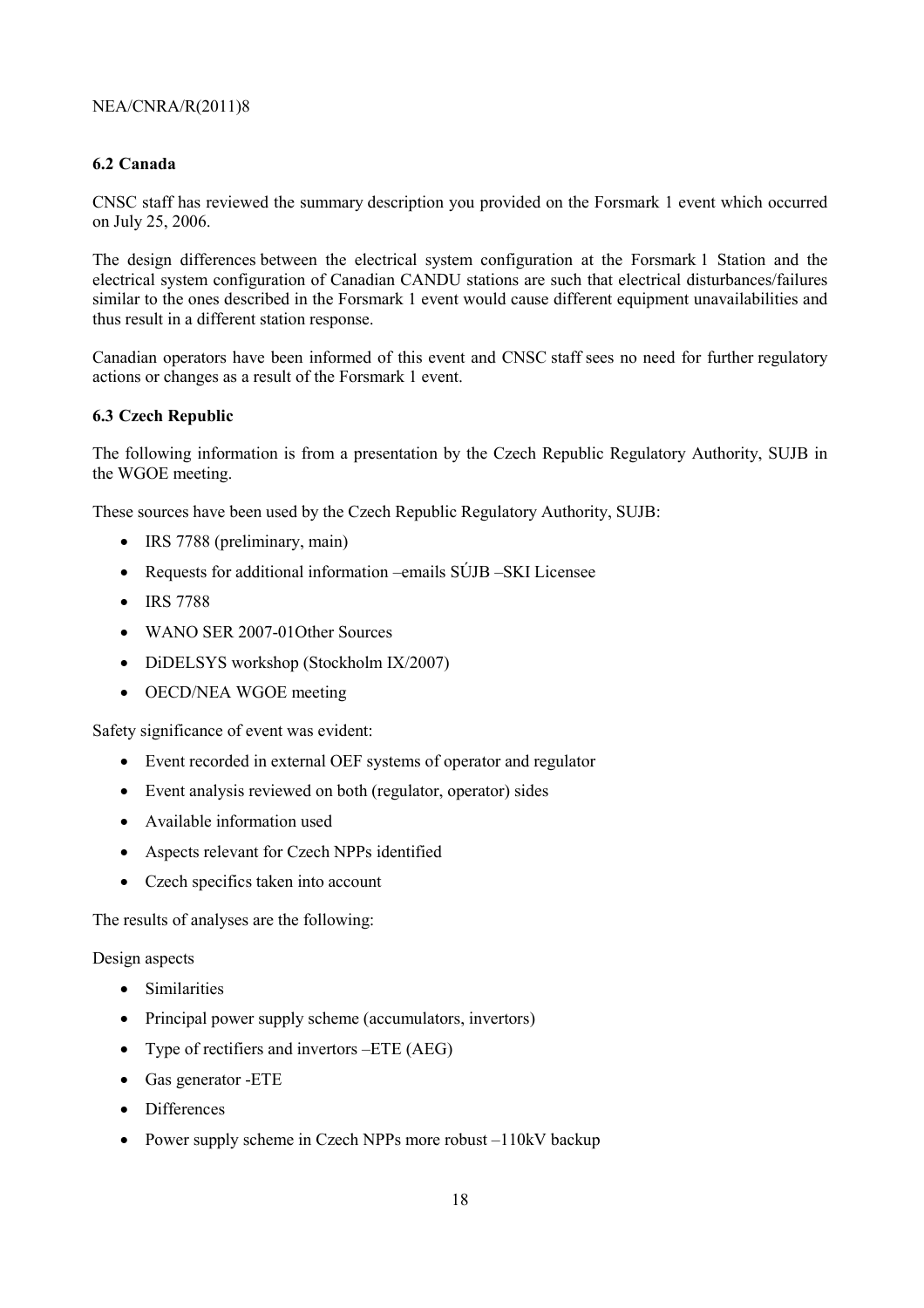### 6.2 Canada

CNSC staff has reviewed the summary description you provided on the Forsmark 1 event which occurred on July 25, 2006.

The design differences between the electrical system configuration at the Forsmark l Station and the electrical system configuration of Canadian CANDU stations are such that electrical disturbances/failures similar to the ones described in the Forsmark 1 event would cause different equipment unavailabilities and thus result in a different station response.

Canadian operators have been informed of this event and CNSC staff sees no need for further regulatory actions or changes as a result of the Forsmark 1 event.

### 6.3 Czech Republic

The following information is from a presentation by the Czech Republic Regulatory Authority, SUJB in the WGOE meeting.

These sources have been used by the Czech Republic Regulatory Authority, SUJB:

- IRS 7788 (preliminary, main)
- Requests for additional information –emails SÚJB –SKI Licensee
- IRS 7788
- WANO SER 2007-01Other Sources
- DiDELSYS workshop (Stockholm IX/2007)
- OECD/NEA WGOE meeting

Safety significance of event was evident:

- Event recorded in external OEF systems of operator and regulator
- Event analysis reviewed on both (regulator, operator) sides
- Available information used
- Aspects relevant for Czech NPPs identified
- Czech specifics taken into account

The results of analyses are the following:

Design aspects

- Similarities
- Principal power supply scheme (accumulators, invertors)
- Type of rectifiers and invertors –ETE (AEG)
- Gas generator -ETE
- Differences
- Power supply scheme in Czech NPPs more robust –110kV backup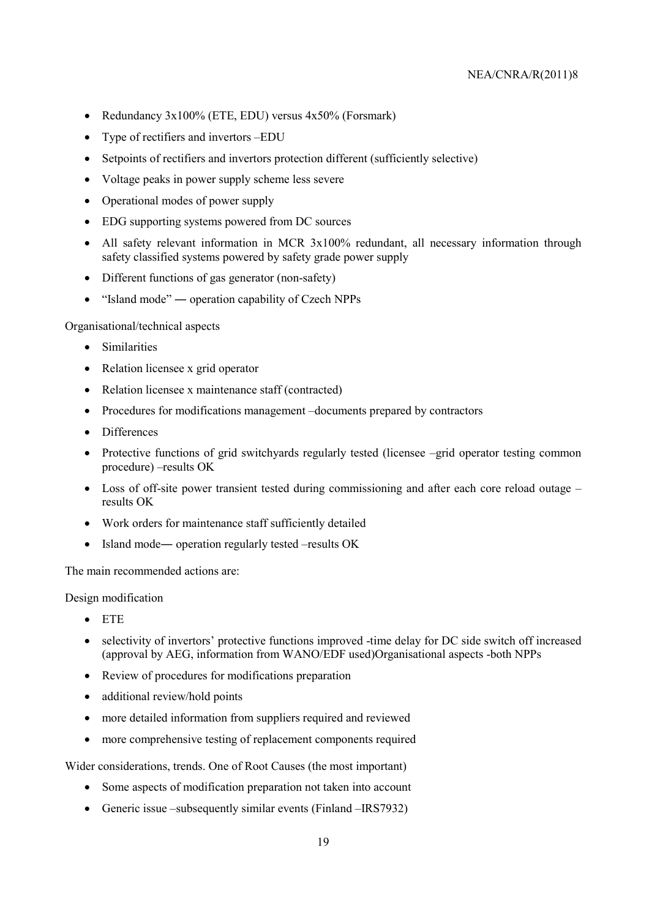- Redundancy 3x100% (ETE, EDU) versus 4x50% (Forsmark)
- Type of rectifiers and invertors –EDU
- Setpoints of rectifiers and invertors protection different (sufficiently selective)
- Voltage peaks in power supply scheme less severe
- Operational modes of power supply
- EDG supporting systems powered from DC sources
- All safety relevant information in MCR 3x100% redundant, all necessary information through safety classified systems powered by safety grade power supply
- Different functions of gas generator (non-safety)
- "Island mode" ― operation capability of Czech NPPs

Organisational/technical aspects

- Similarities
- Relation licensee x grid operator
- Relation licensee x maintenance staff (contracted)
- Procedures for modifications management –documents prepared by contractors
- Differences
- Protective functions of grid switchyards regularly tested (licensee –grid operator testing common procedure) –results OK
- Loss of off-site power transient tested during commissioning and after each core reload outage – results OK
- Work orders for maintenance staff sufficiently detailed
- Island mode― operation regularly tested –results OK

The main recommended actions are:

Design modification

- ETE
- selectivity of invertors' protective functions improved -time delay for DC side switch off increased (approval by AEG, information from WANO/EDF used)Organisational aspects -both NPPs
- Review of procedures for modifications preparation
- additional review/hold points
- more detailed information from suppliers required and reviewed
- more comprehensive testing of replacement components required

Wider considerations, trends. One of Root Causes (the most important)

- Some aspects of modification preparation not taken into account
- Generic issue –subsequently similar events (Finland –IRS7932)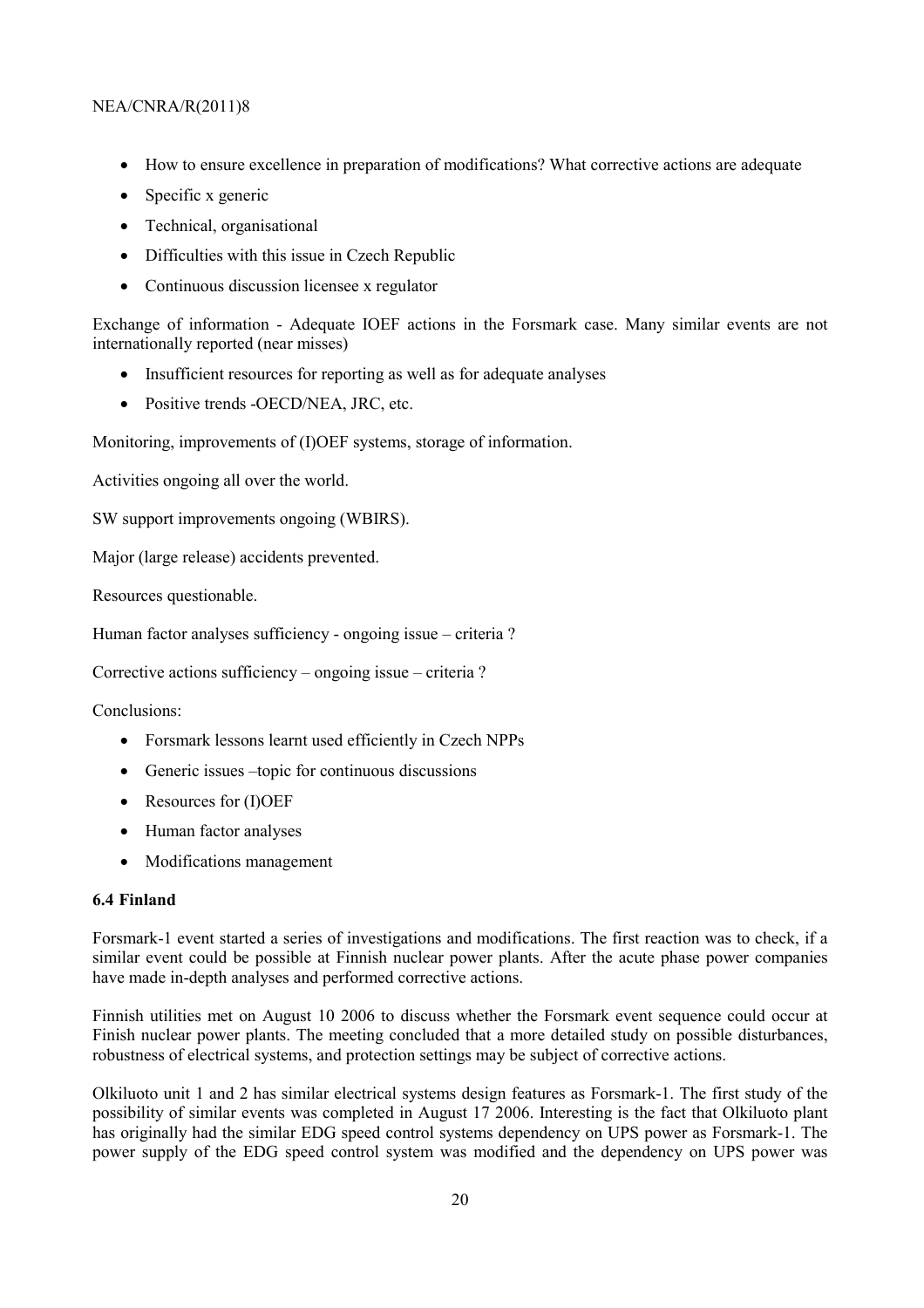- How to ensure excellence in preparation of modifications? What corrective actions are adequate
- Specific x generic
- Technical, organisational
- Difficulties with this issue in Czech Republic
- Continuous discussion licensee x regulator

Exchange of information - Adequate IOEF actions in the Forsmark case. Many similar events are not internationally reported (near misses)

- Insufficient resources for reporting as well as for adequate analyses
- Positive trends -OECD/NEA, JRC, etc.

Monitoring, improvements of (I)OEF systems, storage of information.

Activities ongoing all over the world.

SW support improvements ongoing (WBIRS).

Major (large release) accidents prevented.

Resources questionable.

Human factor analyses sufficiency - ongoing issue – criteria ?

Corrective actions sufficiency – ongoing issue – criteria ?

Conclusions:

- Forsmark lessons learnt used efficiently in Czech NPPs
- Generic issues –topic for continuous discussions
- Resources for (I)OEF
- Human factor analyses
- Modifications management

### 6.4 Finland

Forsmark-1 event started a series of investigations and modifications. The first reaction was to check, if a similar event could be possible at Finnish nuclear power plants. After the acute phase power companies have made in-depth analyses and performed corrective actions.

Finnish utilities met on August 10 2006 to discuss whether the Forsmark event sequence could occur at Finish nuclear power plants. The meeting concluded that a more detailed study on possible disturbances, robustness of electrical systems, and protection settings may be subject of corrective actions.

Olkiluoto unit 1 and 2 has similar electrical systems design features as Forsmark-1. The first study of the possibility of similar events was completed in August 17 2006. Interesting is the fact that Olkiluoto plant has originally had the similar EDG speed control systems dependency on UPS power as Forsmark-1. The power supply of the EDG speed control system was modified and the dependency on UPS power was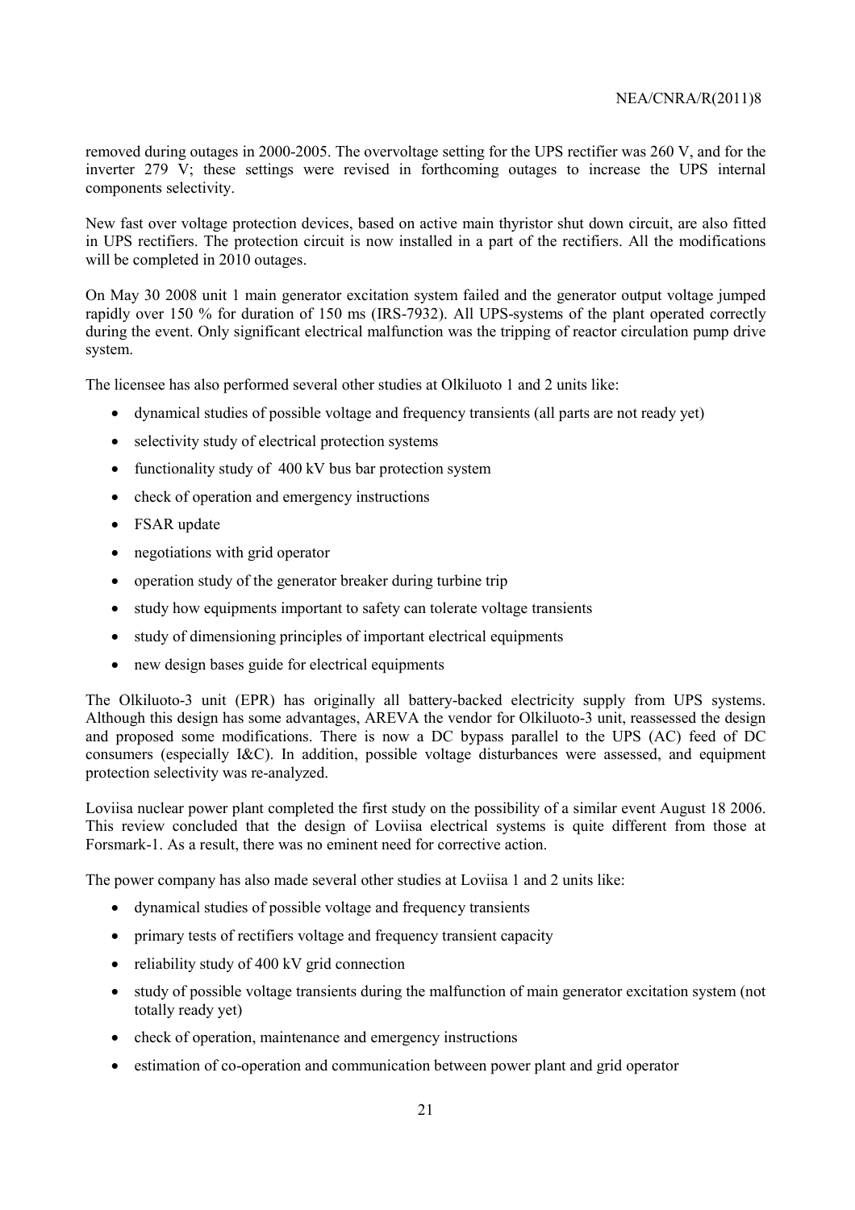removed during outages in 2000-2005. The overvoltage setting for the UPS rectifier was 260 V, and for the inverter 279 V; these settings were revised in forthcoming outages to increase the UPS internal components selectivity.

New fast over voltage protection devices, based on active main thyristor shut down circuit, are also fitted in UPS rectifiers. The protection circuit is now installed in a part of the rectifiers. All the modifications will be completed in 2010 outages.

On May 30 2008 unit 1 main generator excitation system failed and the generator output voltage jumped rapidly over 150 % for duration of 150 ms (IRS-7932). All UPS-systems of the plant operated correctly during the event. Only significant electrical malfunction was the tripping of reactor circulation pump drive system.

The licensee has also performed several other studies at Olkiluoto 1 and 2 units like:

- dynamical studies of possible voltage and frequency transients (all parts are not ready yet)
- selectivity study of electrical protection systems
- functionality study of 400 kV bus bar protection system
- check of operation and emergency instructions
- FSAR update
- negotiations with grid operator
- operation study of the generator breaker during turbine trip
- study how equipments important to safety can tolerate voltage transients
- study of dimensioning principles of important electrical equipments
- new design bases guide for electrical equipments

The Olkiluoto-3 unit (EPR) has originally all battery-backed electricity supply from UPS systems. Although this design has some advantages, AREVA the vendor for Olkiluoto-3 unit, reassessed the design and proposed some modifications. There is now a DC bypass parallel to the UPS (AC) feed of DC consumers (especially I&C). In addition, possible voltage disturbances were assessed, and equipment protection selectivity was re-analyzed.

Loviisa nuclear power plant completed the first study on the possibility of a similar event August 18 2006. This review concluded that the design of Loviisa electrical systems is quite different from those at Forsmark-1. As a result, there was no eminent need for corrective action.

The power company has also made several other studies at Loviisa 1 and 2 units like:

- dynamical studies of possible voltage and frequency transients
- primary tests of rectifiers voltage and frequency transient capacity
- reliability study of 400 kV grid connection
- study of possible voltage transients during the malfunction of main generator excitation system (not totally ready yet)
- check of operation, maintenance and emergency instructions
- estimation of co-operation and communication between power plant and grid operator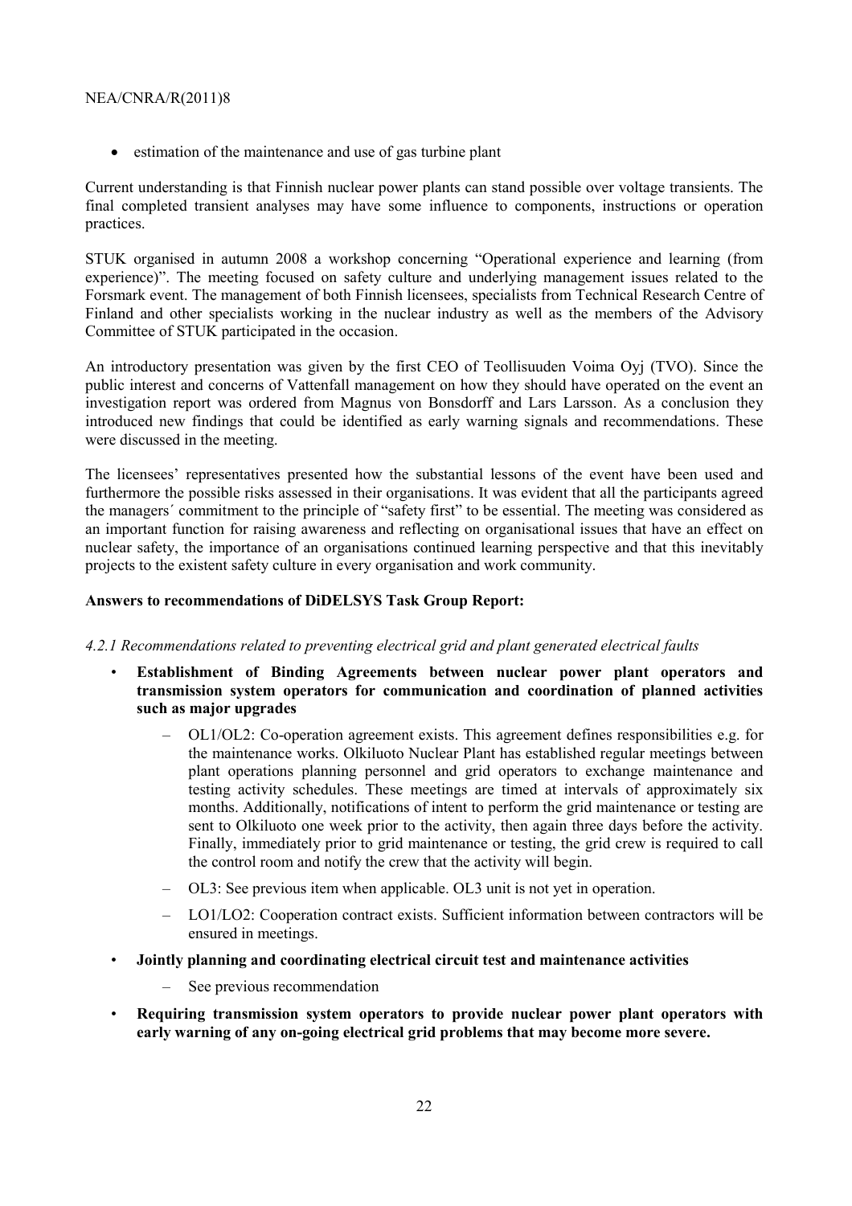- estimation of the maintenance and use of gas turbine plant

Current understanding is that Finnish nuclear power plants can stand possible over voltage transients. The final completed transient analyses may have some influence to components, instructions or operation practices.

STUK organised in autumn 2008 a workshop concerning "Operational experience and learning (from experience)". The meeting focused on safety culture and underlying management issues related to the Forsmark event. The management of both Finnish licensees, specialists from Technical Research Centre of Finland and other specialists working in the nuclear industry as well as the members of the Advisory Committee of STUK participated in the occasion.

An introductory presentation was given by the first CEO of Teollisuuden Voima Oyj (TVO). Since the public interest and concerns of Vattenfall management on how they should have operated on the event an investigation report was ordered from Magnus von Bonsdorff and Lars Larsson. As a conclusion they introduced new findings that could be identified as early warning signals and recommendations. These were discussed in the meeting.

The licensees' representatives presented how the substantial lessons of the event have been used and furthermore the possible risks assessed in their organisations. It was evident that all the participants agreed the managers´ commitment to the principle of "safety first" to be essential. The meeting was considered as an important function for raising awareness and reflecting on organisational issues that have an effect on nuclear safety, the importance of an organisations continued learning perspective and that this inevitably projects to the existent safety culture in every organisation and work community.

**Answers to recommendations of DiDELSYS Task Group Report:**

*4.2.1 Recommendations related to preventing electrical grid and plant generated electrical faults*

- **Establishment of Binding Agreements between nuclear power plant operators and transmission system operators for communication and coordination of planned activities such as major upgrades**
  - OL1/OL2: Co-operation agreement exists. This agreement defines responsibilities e.g. for the maintenance works. Olkiluoto Nuclear Plant has established regular meetings between plant operations planning personnel and grid operators to exchange maintenance and testing activity schedules. These meetings are timed at intervals of approximately six months. Additionally, notifications of intent to perform the grid maintenance or testing are sent to Olkiluoto one week prior to the activity, then again three days before the activity. Finally, immediately prior to grid maintenance or testing, the grid crew is required to call the control room and notify the crew that the activity will begin.
  - OL3: See previous item when applicable. OL3 unit is not yet in operation.
  - LO1/LO2: Cooperation contract exists. Sufficient information between contractors will be ensured in meetings.
- **Jointly planning and coordinating electrical circuit test and maintenance activities**
  - See previous recommendation
- **Requiring transmission system operators to provide nuclear power plant operators with early warning of any on-going electrical grid problems that may become more severe.**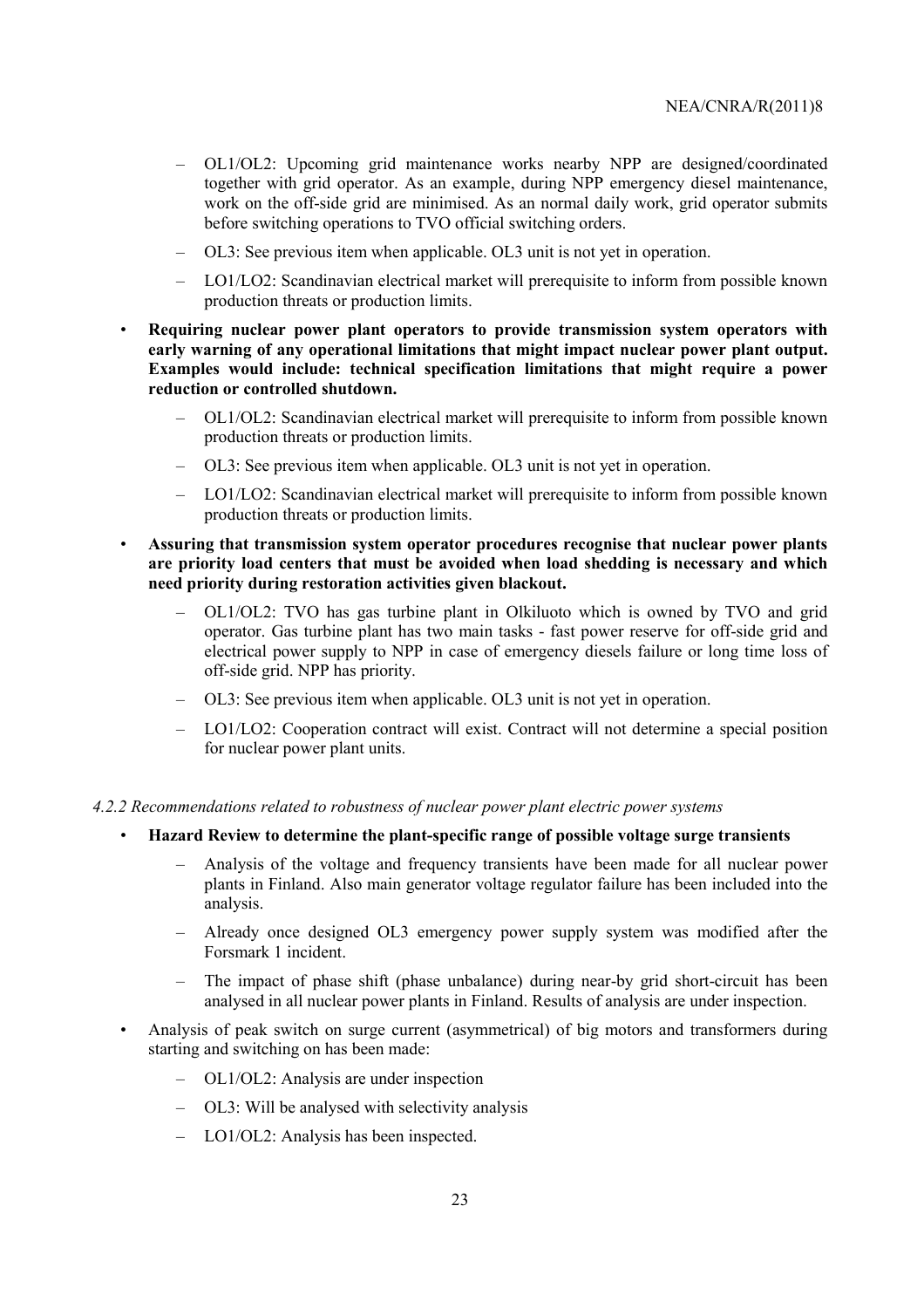- OL1/OL2: Upcoming grid maintenance works nearby NPP are designed/coordinated together with grid operator. As an example, during NPP emergency diesel maintenance, work on the off-side grid are minimised. As an normal daily work, grid operator submits before switching operations to TVO official switching orders.
  - OL3: See previous item when applicable. OL3 unit is not yet in operation.
  - LO1/LO2: Scandinavian electrical market will prerequisite to inform from possible known production threats or production limits.

- **Requiring nuclear power plant operators to provide transmission system operators with early warning of any operational limitations that might impact nuclear power plant output. Examples would include: technical specification limitations that might require a power reduction or controlled shutdown.**
  - OL1/OL2: Scandinavian electrical market will prerequisite to inform from possible known production threats or production limits.
  - OL3: See previous item when applicable. OL3 unit is not yet in operation.
  - LO1/LO2: Scandinavian electrical market will prerequisite to inform from possible known production threats or production limits.

- **Assuring that transmission system operator procedures recognise that nuclear power plants are priority load centers that must be avoided when load shedding is necessary and which need priority during restoration activities given blackout.**
  - OL1/OL2: TVO has gas turbine plant in Olkiluoto which is owned by TVO and grid operator. Gas turbine plant has two main tasks - fast power reserve for off-side grid and electrical power supply to NPP in case of emergency diesels failure or long time loss of off-side grid. NPP has priority.
  - OL3: See previous item when applicable. OL3 unit is not yet in operation.
  - LO1/LO2: Cooperation contract will exist. Contract will not determine a special position for nuclear power plant units.

*4.2.2 Recommendations related to robustness of nuclear power plant electric power systems*

- **Hazard Review to determine the plant-specific range of possible voltage surge transients**
  - Analysis of the voltage and frequency transients have been made for all nuclear power plants in Finland. Also main generator voltage regulator failure has been included into the analysis.
  - Already once designed OL3 emergency power supply system was modified after the Forsmark 1 incident.
  - The impact of phase shift (phase unbalance) during near-by grid short-circuit has been analysed in all nuclear power plants in Finland. Results of analysis are under inspection.

- Analysis of peak switch on surge current (asymmetrical) of big motors and transformers during starting and switching on has been made:
  - OL1/OL2: Analysis are under inspection
  - OL3: Will be analysed with selectivity analysis
  - LO1/OL2: Analysis has been inspected.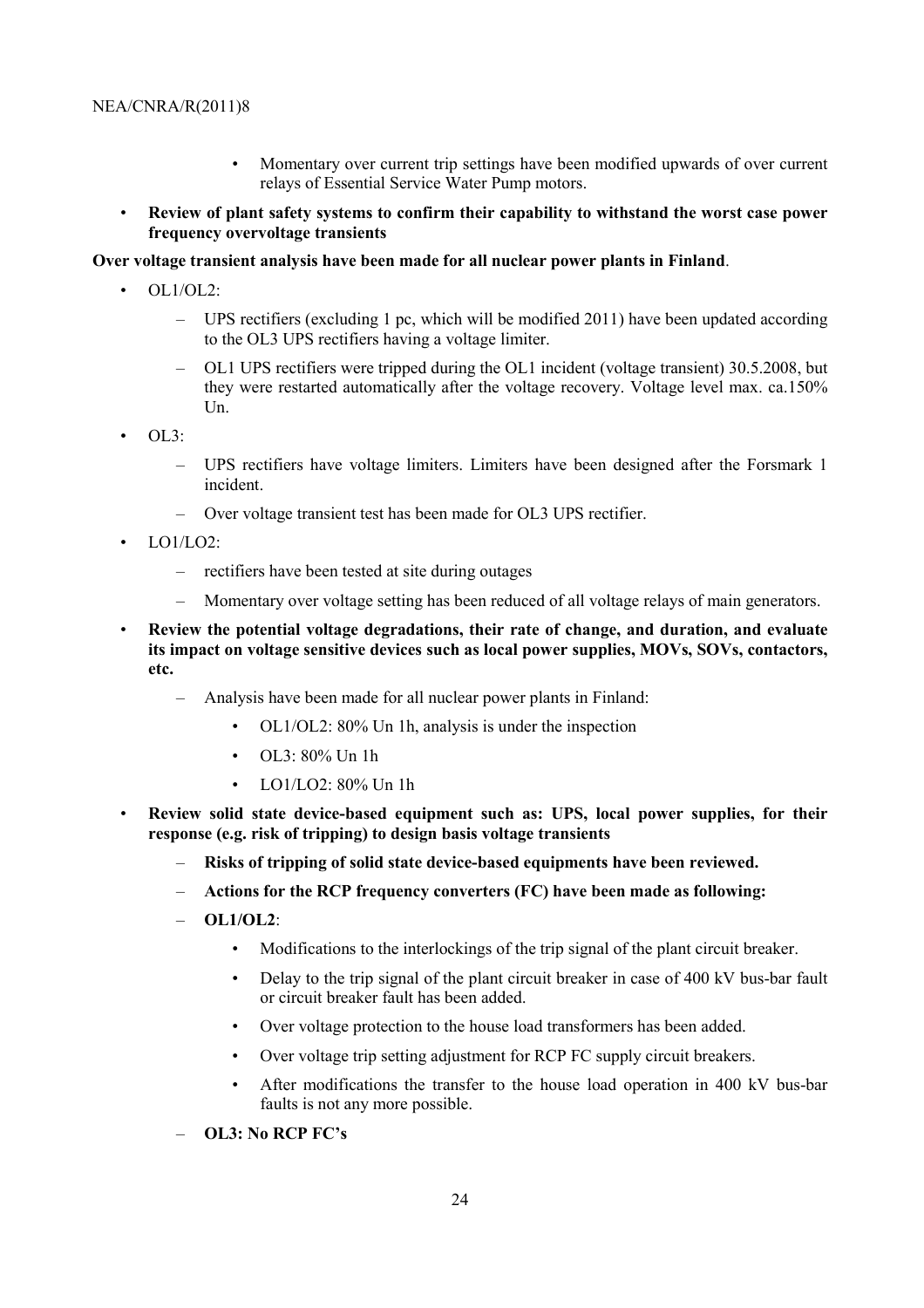- Momentary over current trip settings have been modified upwards of over current relays of Essential Service Water Pump motors.

- **Review of plant safety systems to confirm their capability to withstand the worst case power frequency overvoltage transients**

**Over voltage transient analysis have been made for all nuclear power plants in Finland**.

- OL1/OL2:
  - UPS rectifiers (excluding 1 pc, which will be modified 2011) have been updated according to the OL3 UPS rectifiers having a voltage limiter.
  - OL1 UPS rectifiers were tripped during the OL1 incident (voltage transient) 30.5.2008, but they were restarted automatically after the voltage recovery. Voltage level max. ca.150% Un.
- OL3:
  - UPS rectifiers have voltage limiters. Limiters have been designed after the Forsmark 1 incident.
  - Over voltage transient test has been made for OL3 UPS rectifier.
- LO1/LO2:
  - rectifiers have been tested at site during outages
  - Momentary over voltage setting has been reduced of all voltage relays of main generators.
- **Review the potential voltage degradations, their rate of change, and duration, and evaluate its impact on voltage sensitive devices such as local power supplies, MOVs, SOVs, contactors, etc.**
  - Analysis have been made for all nuclear power plants in Finland:
    - OL1/OL2: 80% Un 1h, analysis is under the inspection
    - OL3: 80% Un 1h
    - LO1/LO2: 80% Un 1h
- **Review solid state device-based equipment such as: UPS, local power supplies, for their response (e.g. risk of tripping) to design basis voltage transients**
  - **Risks of tripping of solid state device-based equipments have been reviewed.**
  - **Actions for the RCP frequency converters (FC) have been made as following:**
  - **OL1/OL2**:
    - Modifications to the interlockings of the trip signal of the plant circuit breaker.
    - Delay to the trip signal of the plant circuit breaker in case of 400 kV bus-bar fault or circuit breaker fault has been added.
    - Over voltage protection to the house load transformers has been added.
    - Over voltage trip setting adjustment for RCP FC supply circuit breakers.
    - After modifications the transfer to the house load operation in 400 kV bus-bar faults is not any more possible.
  - **OL3: No RCP FC's**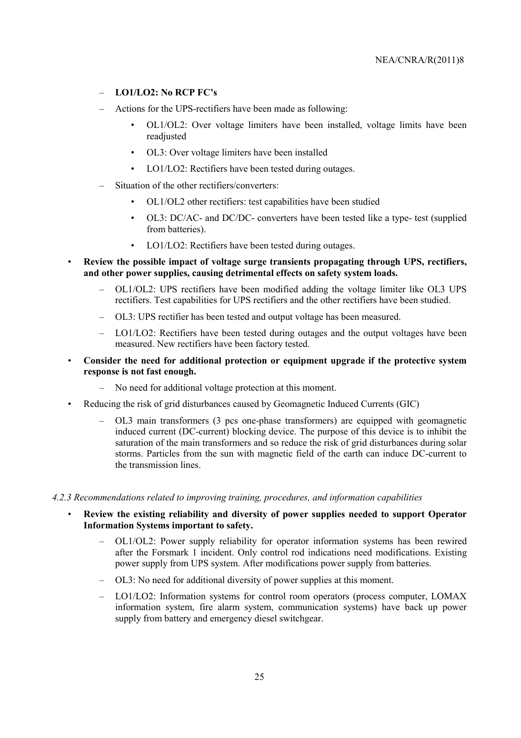- **LO1/LO2: No RCP FC's**
- Actions for the UPS-rectifiers have been made as following:
  - OL1/OL2: Over voltage limiters have been installed, voltage limits have been readjusted
  - OL3: Over voltage limiters have been installed
  - LO1/LO2: Rectifiers have been tested during outages.
- Situation of the other rectifiers/converters:
  - OL1/OL2 other rectifiers: test capabilities have been studied
  - OL3: DC/AC- and DC/DC- converters have been tested like a type- test (supplied from batteries).
  - LO1/LO2: Rectifiers have been tested during outages.

- **Review the possible impact of voltage surge transients propagating through UPS, rectifiers, and other power supplies, causing detrimental effects on safety system loads.**
  - OL1/OL2: UPS rectifiers have been modified adding the voltage limiter like OL3 UPS rectifiers. Test capabilities for UPS rectifiers and the other rectifiers have been studied.
  - OL3: UPS rectifier has been tested and output voltage has been measured.
  - LO1/LO2: Rectifiers have been tested during outages and the output voltages have been measured. New rectifiers have been factory tested.
- **Consider the need for additional protection or equipment upgrade if the protective system response is not fast enough.**
  - No need for additional voltage protection at this moment.
- Reducing the risk of grid disturbances caused by Geomagnetic Induced Currents (GIC)
  - OL3 main transformers (3 pcs one-phase transformers) are equipped with geomagnetic induced current (DC-current) blocking device. The purpose of this device is to inhibit the saturation of the main transformers and so reduce the risk of grid disturbances during solar storms. Particles from the sun with magnetic field of the earth can induce DC-current to the transmission lines.

#### *4.2.3 Recommendations related to improving training, procedures, and information capabilities*

- **Review the existing reliability and diversity of power supplies needed to support Operator Information Systems important to safety.**
  - OL1/OL2: Power supply reliability for operator information systems has been rewired after the Forsmark 1 incident. Only control rod indications need modifications. Existing power supply from UPS system. After modifications power supply from batteries.
  - OL3: No need for additional diversity of power supplies at this moment.
  - LO1/LO2: Information systems for control room operators (process computer, LOMAX information system, fire alarm system, communication systems) have back up power supply from battery and emergency diesel switchgear.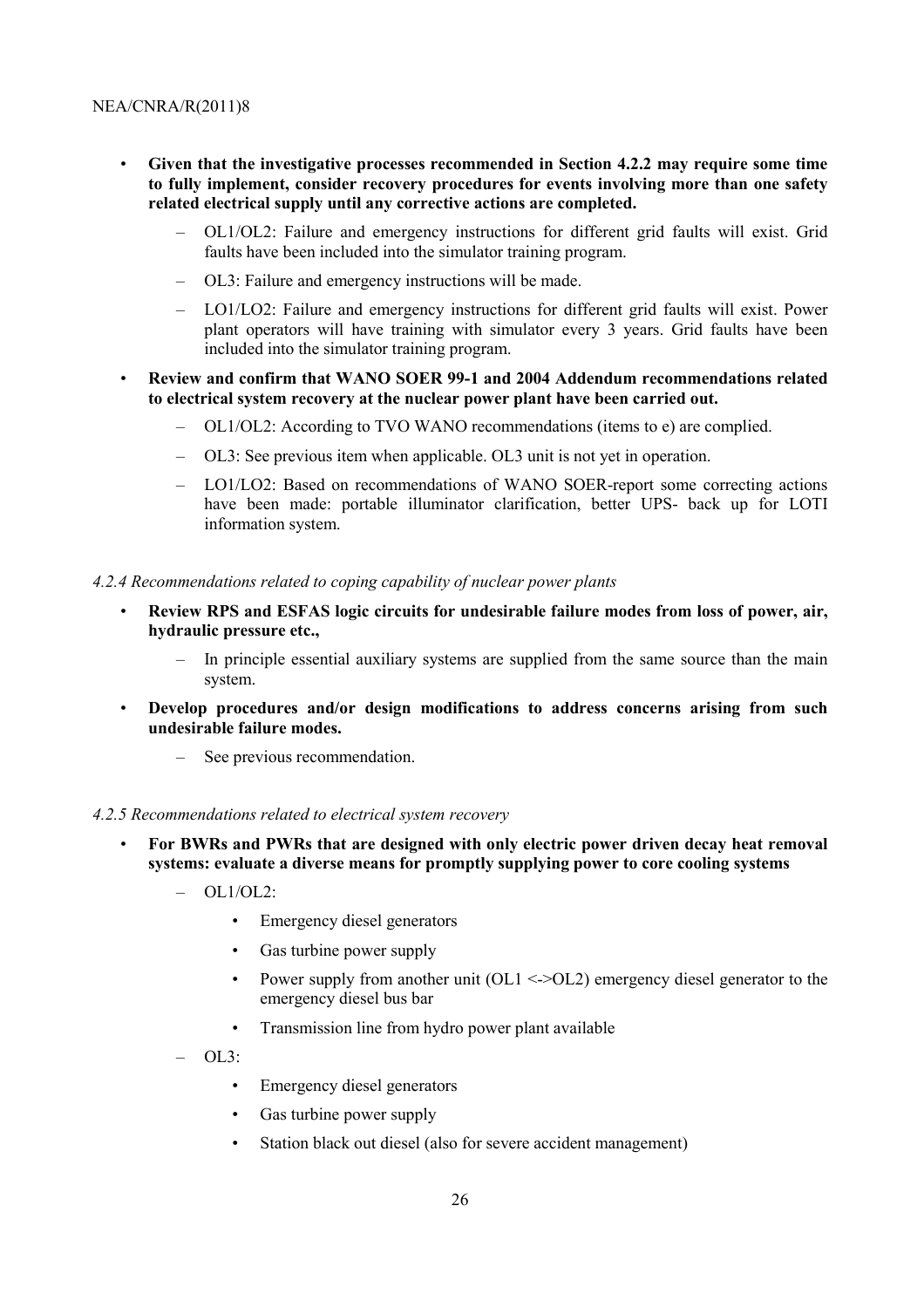- **Given that the investigative processes recommended in Section 4.2.2 may require some time to fully implement, consider recovery procedures for events involving more than one safety related electrical supply until any corrective actions are completed.**
  - OL1/OL2: Failure and emergency instructions for different grid faults will exist. Grid faults have been included into the simulator training program.
  - OL3: Failure and emergency instructions will be made.
  - LO1/LO2: Failure and emergency instructions for different grid faults will exist. Power plant operators will have training with simulator every 3 years. Grid faults have been included into the simulator training program.
- **Review and confirm that WANO SOER 99-1 and 2004 Addendum recommendations related to electrical system recovery at the nuclear power plant have been carried out.**
  - OL1/OL2: According to TVO WANO recommendations (items to e) are complied.
  - OL3: See previous item when applicable. OL3 unit is not yet in operation.
  - LO1/LO2: Based on recommendations of WANO SOER-report some correcting actions have been made: portable illuminator clarification, better UPS- back up for LOTI information system.

*4.2.4 Recommendations related to coping capability of nuclear power plants*

- **Review RPS and ESFAS logic circuits for undesirable failure modes from loss of power, air, hydraulic pressure etc.,**
  - In principle essential auxiliary systems are supplied from the same source than the main system.
- **Develop procedures and/or design modifications to address concerns arising from such undesirable failure modes.**
  - See previous recommendation.

*4.2.5 Recommendations related to electrical system recovery*

- **For BWRs and PWRs that are designed with only electric power driven decay heat removal systems: evaluate a diverse means for promptly supplying power to core cooling systems**
  - OL1/OL2:
    - Emergency diesel generators
    - Gas turbine power supply
    - Power supply from another unit (OL1 <->OL2) emergency diesel generator to the emergency diesel bus bar
    - Transmission line from hydro power plant available
  - OL3:
    - Emergency diesel generators
    - Gas turbine power supply
    - Station black out diesel (also for severe accident management)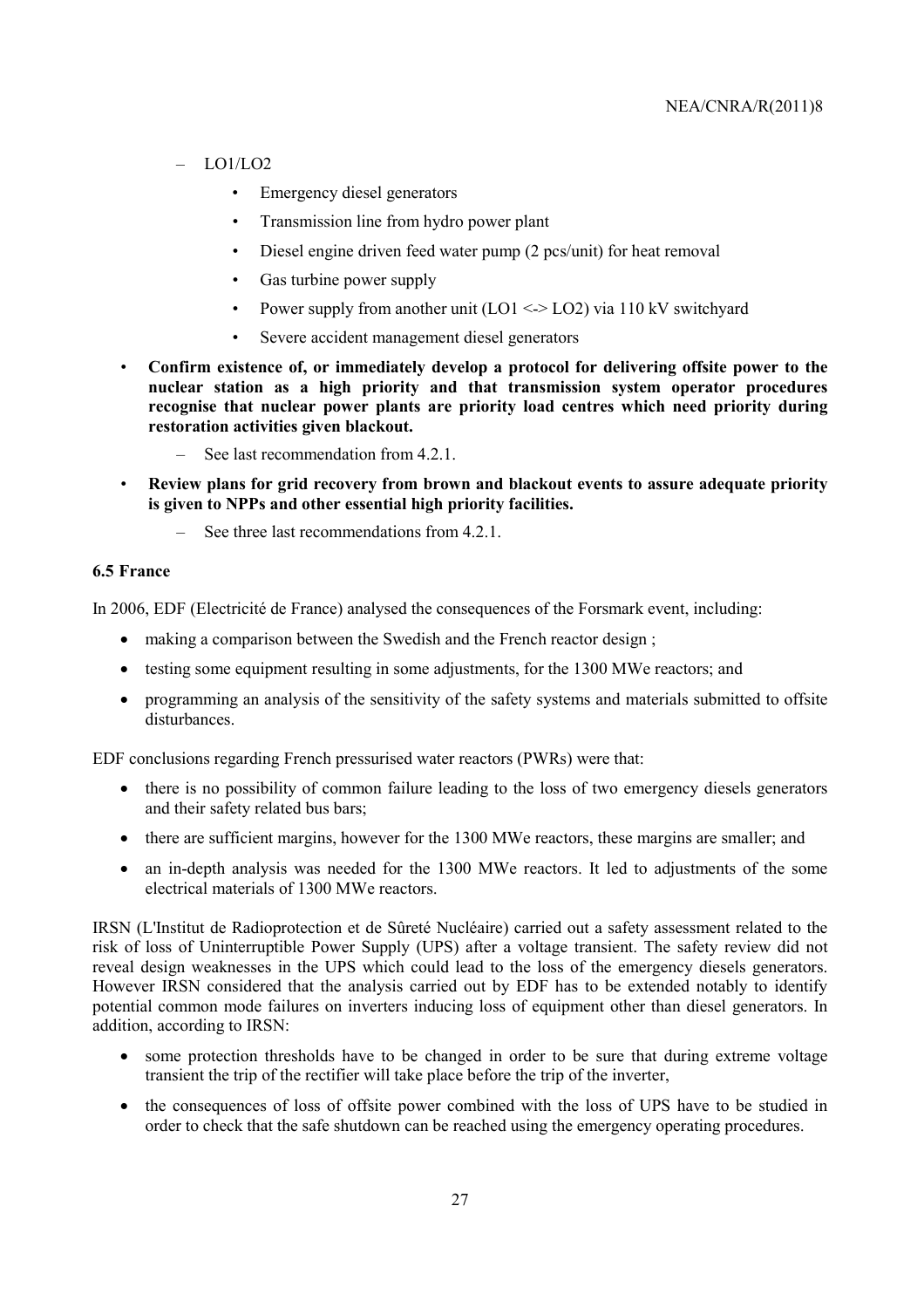- LO1/LO2
    - Emergency diesel generators
    - Transmission line from hydro power plant
    - Diesel engine driven feed water pump (2 pcs/unit) for heat removal
    - Gas turbine power supply
    - Power supply from another unit (LO1 <-> LO2) via 110 kV switchyard
    - Severe accident management diesel generators

- **Confirm existence of, or immediately develop a protocol for delivering offsite power to the nuclear station as a high priority and that transmission system operator procedures recognise that nuclear power plants are priority load centres which need priority during restoration activities given blackout.**
    - See last recommendation from 4.2.1.
- **Review plans for grid recovery from brown and blackout events to assure adequate priority is given to NPPs and other essential high priority facilities.**
    - See three last recommendations from 4.2.1.

### 6.5 France

In 2006, EDF (Electricité de France) analysed the consequences of the Forsmark event, including:

- making a comparison between the Swedish and the French reactor design ;
- testing some equipment resulting in some adjustments, for the 1300 MWe reactors; and
- programming an analysis of the sensitivity of the safety systems and materials submitted to offsite disturbances.

EDF conclusions regarding French pressurised water reactors (PWRs) were that:

- there is no possibility of common failure leading to the loss of two emergency diesels generators and their safety related bus bars;
- there are sufficient margins, however for the 1300 MWe reactors, these margins are smaller; and
- an in-depth analysis was needed for the 1300 MWe reactors. It led to adjustments of the some electrical materials of 1300 MWe reactors.

IRSN (L'Institut de Radioprotection et de Sûreté Nucléaire) carried out a safety assessment related to the risk of loss of Uninterruptible Power Supply (UPS) after a voltage transient. The safety review did not reveal design weaknesses in the UPS which could lead to the loss of the emergency diesels generators. However IRSN considered that the analysis carried out by EDF has to be extended notably to identify potential common mode failures on inverters inducing loss of equipment other than diesel generators. In addition, according to IRSN:

- some protection thresholds have to be changed in order to be sure that during extreme voltage transient the trip of the rectifier will take place before the trip of the inverter,
- the consequences of loss of offsite power combined with the loss of UPS have to be studied in order to check that the safe shutdown can be reached using the emergency operating procedures.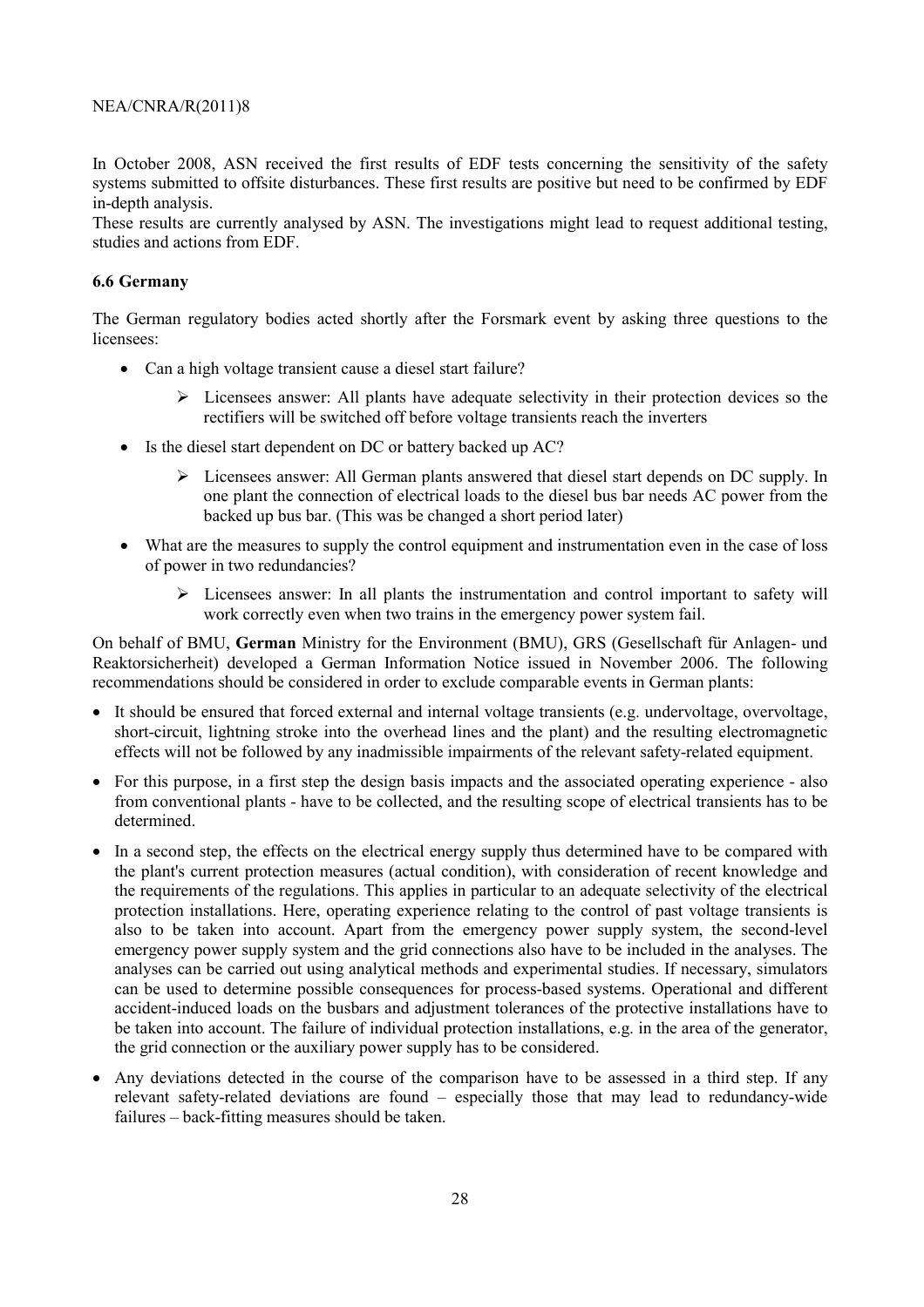In October 2008, ASN received the first results of EDF tests concerning the sensitivity of the safety systems submitted to offsite disturbances. These first results are positive but need to be confirmed by EDF in-depth analysis.
These results are currently analysed by ASN. The investigations might lead to request additional testing, studies and actions from EDF.

### 6.6 Germany

The German regulatory bodies acted shortly after the Forsmark event by asking three questions to the licensees:

- Can a high voltage transient cause a diesel start failure?
  - Licensees answer: All plants have adequate selectivity in their protection devices so the rectifiers will be switched off before voltage transients reach the inverters
- Is the diesel start dependent on DC or battery backed up AC?
  - Licensees answer: All German plants answered that diesel start depends on DC supply. In one plant the connection of electrical loads to the diesel bus bar needs AC power from the backed up bus bar. (This was be changed a short period later)
- What are the measures to supply the control equipment and instrumentation even in the case of loss of power in two redundancies?
  - Licensees answer: In all plants the instrumentation and control important to safety will work correctly even when two trains in the emergency power system fail.

On behalf of BMU, **German** Ministry for the Environment (BMU), GRS (Gesellschaft für Anlagen- und Reaktorsicherheit) developed a German Information Notice issued in November 2006. The following recommendations should be considered in order to exclude comparable events in German plants:

- It should be ensured that forced external and internal voltage transients (e.g. undervoltage, overvoltage, short-circuit, lightning stroke into the overhead lines and the plant) and the resulting electromagnetic effects will not be followed by any inadmissible impairments of the relevant safety-related equipment.
- For this purpose, in a first step the design basis impacts and the associated operating experience - also from conventional plants - have to be collected, and the resulting scope of electrical transients has to be determined.
- In a second step, the effects on the electrical energy supply thus determined have to be compared with the plant's current protection measures (actual condition), with consideration of recent knowledge and the requirements of the regulations. This applies in particular to an adequate selectivity of the electrical protection installations. Here, operating experience relating to the control of past voltage transients is also to be taken into account. Apart from the emergency power supply system, the second-level emergency power supply system and the grid connections also have to be included in the analyses. The analyses can be carried out using analytical methods and experimental studies. If necessary, simulators can be used to determine possible consequences for process-based systems. Operational and different accident-induced loads on the busbars and adjustment tolerances of the protective installations have to be taken into account. The failure of individual protection installations, e.g. in the area of the generator, the grid connection or the auxiliary power supply has to be considered.
- Any deviations detected in the course of the comparison have to be assessed in a third step. If any relevant safety-related deviations are found – especially those that may lead to redundancy-wide failures – back-fitting measures should be taken.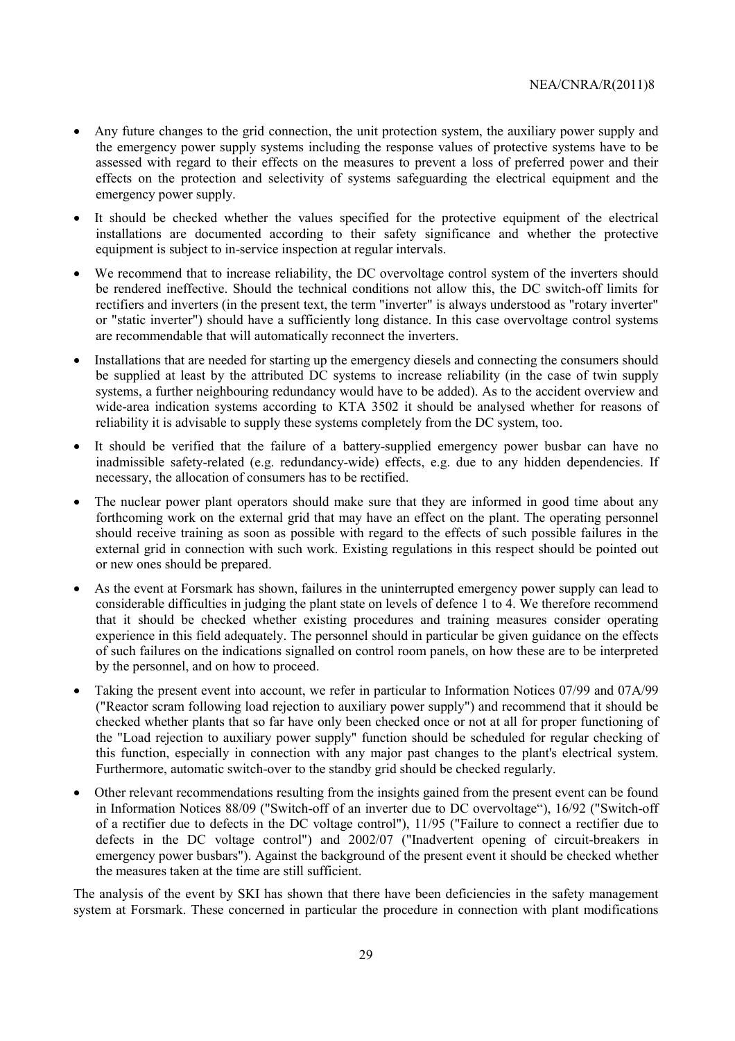- Any future changes to the grid connection, the unit protection system, the auxiliary power supply and the emergency power supply systems including the response values of protective systems have to be assessed with regard to their effects on the measures to prevent a loss of preferred power and their effects on the protection and selectivity of systems safeguarding the electrical equipment and the emergency power supply.
- It should be checked whether the values specified for the protective equipment of the electrical installations are documented according to their safety significance and whether the protective equipment is subject to in-service inspection at regular intervals.
- We recommend that to increase reliability, the DC overvoltage control system of the inverters should be rendered ineffective. Should the technical conditions not allow this, the DC switch-off limits for rectifiers and inverters (in the present text, the term "inverter" is always understood as "rotary inverter" or "static inverter") should have a sufficiently long distance. In this case overvoltage control systems are recommendable that will automatically reconnect the inverters.
- Installations that are needed for starting up the emergency diesels and connecting the consumers should be supplied at least by the attributed DC systems to increase reliability (in the case of twin supply systems, a further neighbouring redundancy would have to be added). As to the accident overview and wide-area indication systems according to KTA 3502 it should be analysed whether for reasons of reliability it is advisable to supply these systems completely from the DC system, too.
- It should be verified that the failure of a battery-supplied emergency power busbar can have no inadmissible safety-related (e.g. redundancy-wide) effects, e.g. due to any hidden dependencies. If necessary, the allocation of consumers has to be rectified.
- The nuclear power plant operators should make sure that they are informed in good time about any forthcoming work on the external grid that may have an effect on the plant. The operating personnel should receive training as soon as possible with regard to the effects of such possible failures in the external grid in connection with such work. Existing regulations in this respect should be pointed out or new ones should be prepared.
- As the event at Forsmark has shown, failures in the uninterrupted emergency power supply can lead to considerable difficulties in judging the plant state on levels of defence 1 to 4. We therefore recommend that it should be checked whether existing procedures and training measures consider operating experience in this field adequately. The personnel should in particular be given guidance on the effects of such failures on the indications signalled on control room panels, on how these are to be interpreted by the personnel, and on how to proceed.
- Taking the present event into account, we refer in particular to Information Notices 07/99 and 07A/99 ("Reactor scram following load rejection to auxiliary power supply") and recommend that it should be checked whether plants that so far have only been checked once or not at all for proper functioning of the "Load rejection to auxiliary power supply" function should be scheduled for regular checking of this function, especially in connection with any major past changes to the plant's electrical system. Furthermore, automatic switch-over to the standby grid should be checked regularly.
- Other relevant recommendations resulting from the insights gained from the present event can be found in Information Notices 88/09 ("Switch-off of an inverter due to DC overvoltage"), 16/92 ("Switch-off of a rectifier due to defects in the DC voltage control"), 11/95 ("Failure to connect a rectifier due to defects in the DC voltage control") and 2002/07 ("Inadvertent opening of circuit-breakers in emergency power busbars"). Against the background of the present event it should be checked whether the measures taken at the time are still sufficient.

The analysis of the event by SKI has shown that there have been deficiencies in the safety management system at Forsmark. These concerned in particular the procedure in connection with plant modifications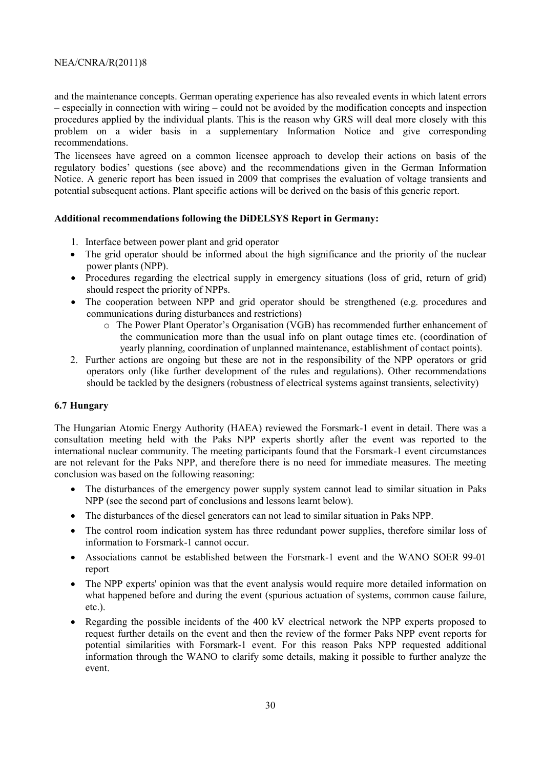and the maintenance concepts. German operating experience has also revealed events in which latent errors – especially in connection with wiring – could not be avoided by the modification concepts and inspection procedures applied by the individual plants. This is the reason why GRS will deal more closely with this problem on a wider basis in a supplementary Information Notice and give corresponding recommendations.

The licensees have agreed on a common licensee approach to develop their actions on basis of the regulatory bodies' questions (see above) and the recommendations given in the German Information Notice. A generic report has been issued in 2009 that comprises the evaluation of voltage transients and potential subsequent actions. Plant specific actions will be derived on the basis of this generic report.

**Additional recommendations following the DiDELSYS Report in Germany:**

1. Interface between power plant and grid operator

- The grid operator should be informed about the high significance and the priority of the nuclear power plants (NPP).
- Procedures regarding the electrical supply in emergency situations (loss of grid, return of grid) should respect the priority of NPPs.
- The cooperation between NPP and grid operator should be strengthened (e.g. procedures and communications during disturbances and restrictions)
  - The Power Plant Operator's Organisation (VGB) has recommended further enhancement of the communication more than the usual info on plant outage times etc. (coordination of yearly planning, coordination of unplanned maintenance, establishment of contact points).

2. Further actions are ongoing but these are not in the responsibility of the NPP operators or grid operators only (like further development of the rules and regulations). Other recommendations should be tackled by the designers (robustness of electrical systems against transients, selectivity)

### 6.7 Hungary

The Hungarian Atomic Energy Authority (HAEA) reviewed the Forsmark-1 event in detail. There was a consultation meeting held with the Paks NPP experts shortly after the event was reported to the international nuclear community. The meeting participants found that the Forsmark-1 event circumstances are not relevant for the Paks NPP, and therefore there is no need for immediate measures. The meeting conclusion was based on the following reasoning:

- The disturbances of the emergency power supply system cannot lead to similar situation in Paks NPP (see the second part of conclusions and lessons learnt below).
- The disturbances of the diesel generators can not lead to similar situation in Paks NPP.
- The control room indication system has three redundant power supplies, therefore similar loss of information to Forsmark-1 cannot occur.
- Associations cannot be established between the Forsmark-1 event and the WANO SOER 99-01 report
- The NPP experts' opinion was that the event analysis would require more detailed information on what happened before and during the event (spurious actuation of systems, common cause failure, etc.).
- Regarding the possible incidents of the 400 kV electrical network the NPP experts proposed to request further details on the event and then the review of the former Paks NPP event reports for potential similarities with Forsmark-1 event. For this reason Paks NPP requested additional information through the WANO to clarify some details, making it possible to further analyze the event.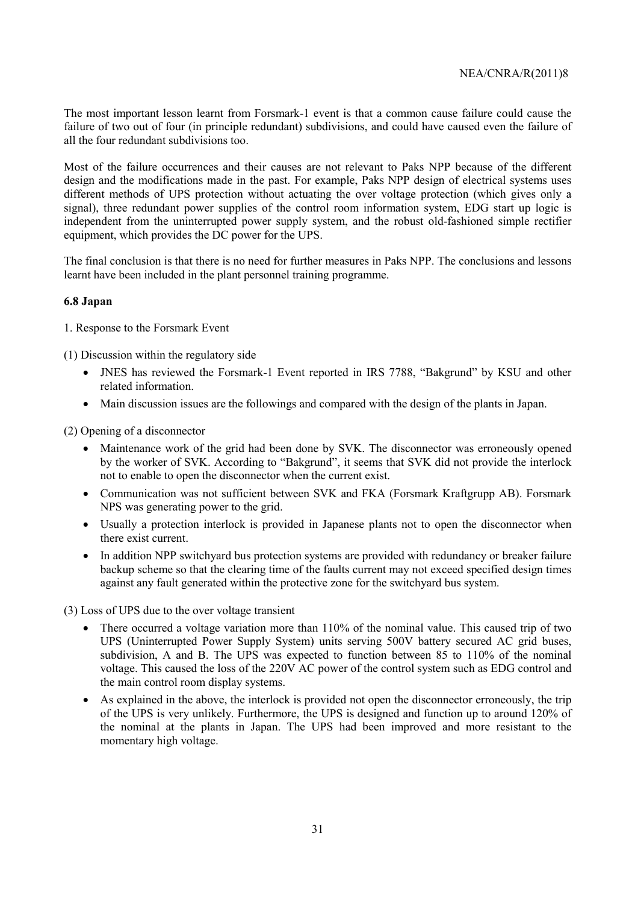The most important lesson learnt from Forsmark-1 event is that a common cause failure could cause the failure of two out of four (in principle redundant) subdivisions, and could have caused even the failure of all the four redundant subdivisions too.

Most of the failure occurrences and their causes are not relevant to Paks NPP because of the different design and the modifications made in the past. For example, Paks NPP design of electrical systems uses different methods of UPS protection without actuating the over voltage protection (which gives only a signal), three redundant power supplies of the control room information system, EDG start up logic is independent from the uninterrupted power supply system, and the robust old-fashioned simple rectifier equipment, which provides the DC power for the UPS.

The final conclusion is that there is no need for further measures in Paks NPP. The conclusions and lessons learnt have been included in the plant personnel training programme.

### 6.8 Japan

1. Response to the Forsmark Event

(1) Discussion within the regulatory side

- JNES has reviewed the Forsmark-1 Event reported in IRS 7788, "Bakgrund" by KSU and other related information.
- Main discussion issues are the followings and compared with the design of the plants in Japan.

(2) Opening of a disconnector

- Maintenance work of the grid had been done by SVK. The disconnector was erroneously opened by the worker of SVK. According to "Bakgrund", it seems that SVK did not provide the interlock not to enable to open the disconnector when the current exist.
- Communication was not sufficient between SVK and FKA (Forsmark Kraftgrupp AB). Forsmark NPS was generating power to the grid.
- Usually a protection interlock is provided in Japanese plants not to open the disconnector when there exist current.
- In addition NPP switchyard bus protection systems are provided with redundancy or breaker failure backup scheme so that the clearing time of the faults current may not exceed specified design times against any fault generated within the protective zone for the switchyard bus system.

(3) Loss of UPS due to the over voltage transient

- There occurred a voltage variation more than 110% of the nominal value. This caused trip of two UPS (Uninterrupted Power Supply System) units serving 500V battery secured AC grid buses, subdivision, A and B. The UPS was expected to function between 85 to 110% of the nominal voltage. This caused the loss of the 220V AC power of the control system such as EDG control and the main control room display systems.
- As explained in the above, the interlock is provided not open the disconnector erroneously, the trip of the UPS is very unlikely. Furthermore, the UPS is designed and function up to around 120% of the nominal at the plants in Japan. The UPS had been improved and more resistant to the momentary high voltage.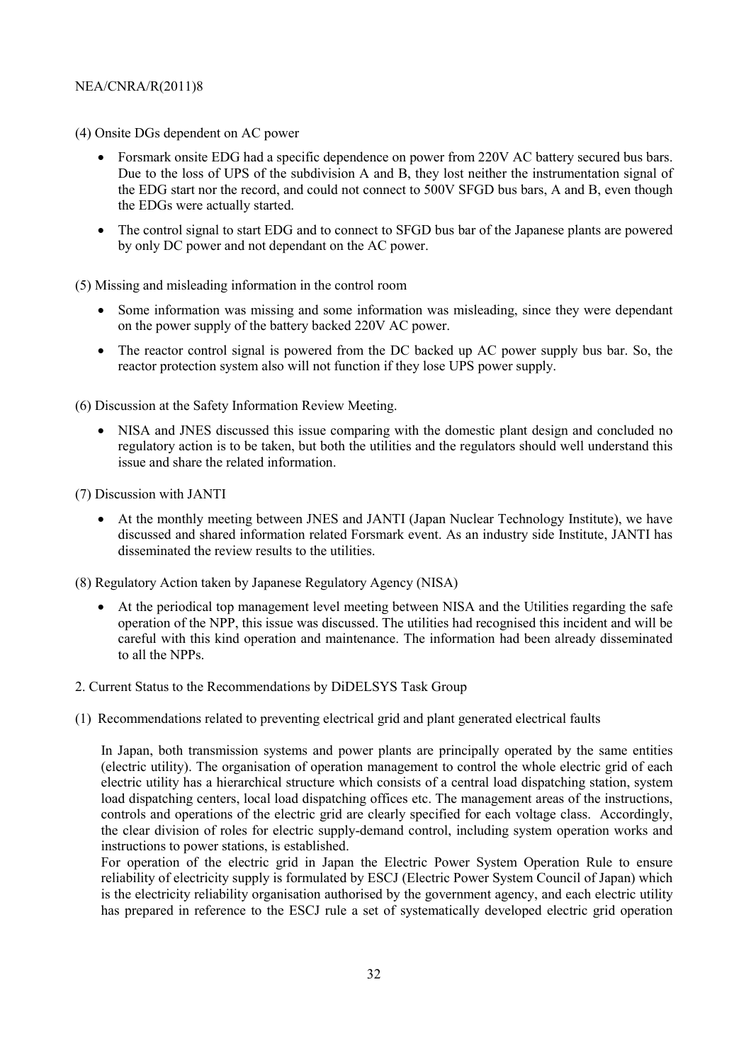(4) Onsite DGs dependent on AC power

- Forsmark onsite EDG had a specific dependence on power from 220V AC battery secured bus bars. Due to the loss of UPS of the subdivision A and B, they lost neither the instrumentation signal of the EDG start nor the record, and could not connect to 500V SFGD bus bars, A and B, even though the EDGs were actually started.
- The control signal to start EDG and to connect to SFGD bus bar of the Japanese plants are powered by only DC power and not dependant on the AC power.

(5) Missing and misleading information in the control room

- Some information was missing and some information was misleading, since they were dependant on the power supply of the battery backed 220V AC power.
- The reactor control signal is powered from the DC backed up AC power supply bus bar. So, the reactor protection system also will not function if they lose UPS power supply.

(6) Discussion at the Safety Information Review Meeting.

- NISA and JNES discussed this issue comparing with the domestic plant design and concluded no regulatory action is to be taken, but both the utilities and the regulators should well understand this issue and share the related information.

(7) Discussion with JANTI

- At the monthly meeting between JNES and JANTI (Japan Nuclear Technology Institute), we have discussed and shared information related Forsmark event. As an industry side Institute, JANTI has disseminated the review results to the utilities.

(8) Regulatory Action taken by Japanese Regulatory Agency (NISA)

- At the periodical top management level meeting between NISA and the Utilities regarding the safe operation of the NPP, this issue was discussed. The utilities had recognised this incident and will be careful with this kind operation and maintenance. The information had been already disseminated to all the NPPs.

2. Current Status to the Recommendations by DiDELSYS Task Group

(1) Recommendations related to preventing electrical grid and plant generated electrical faults

In Japan, both transmission systems and power plants are principally operated by the same entities (electric utility). The organisation of operation management to control the whole electric grid of each electric utility has a hierarchical structure which consists of a central load dispatching station, system load dispatching centers, local load dispatching offices etc. The management areas of the instructions, controls and operations of the electric grid are clearly specified for each voltage class. Accordingly, the clear division of roles for electric supply-demand control, including system operation works and instructions to power stations, is established.

For operation of the electric grid in Japan the Electric Power System Operation Rule to ensure reliability of electricity supply is formulated by ESCJ (Electric Power System Council of Japan) which is the electricity reliability organisation authorised by the government agency, and each electric utility has prepared in reference to the ESCJ rule a set of systematically developed electric grid operation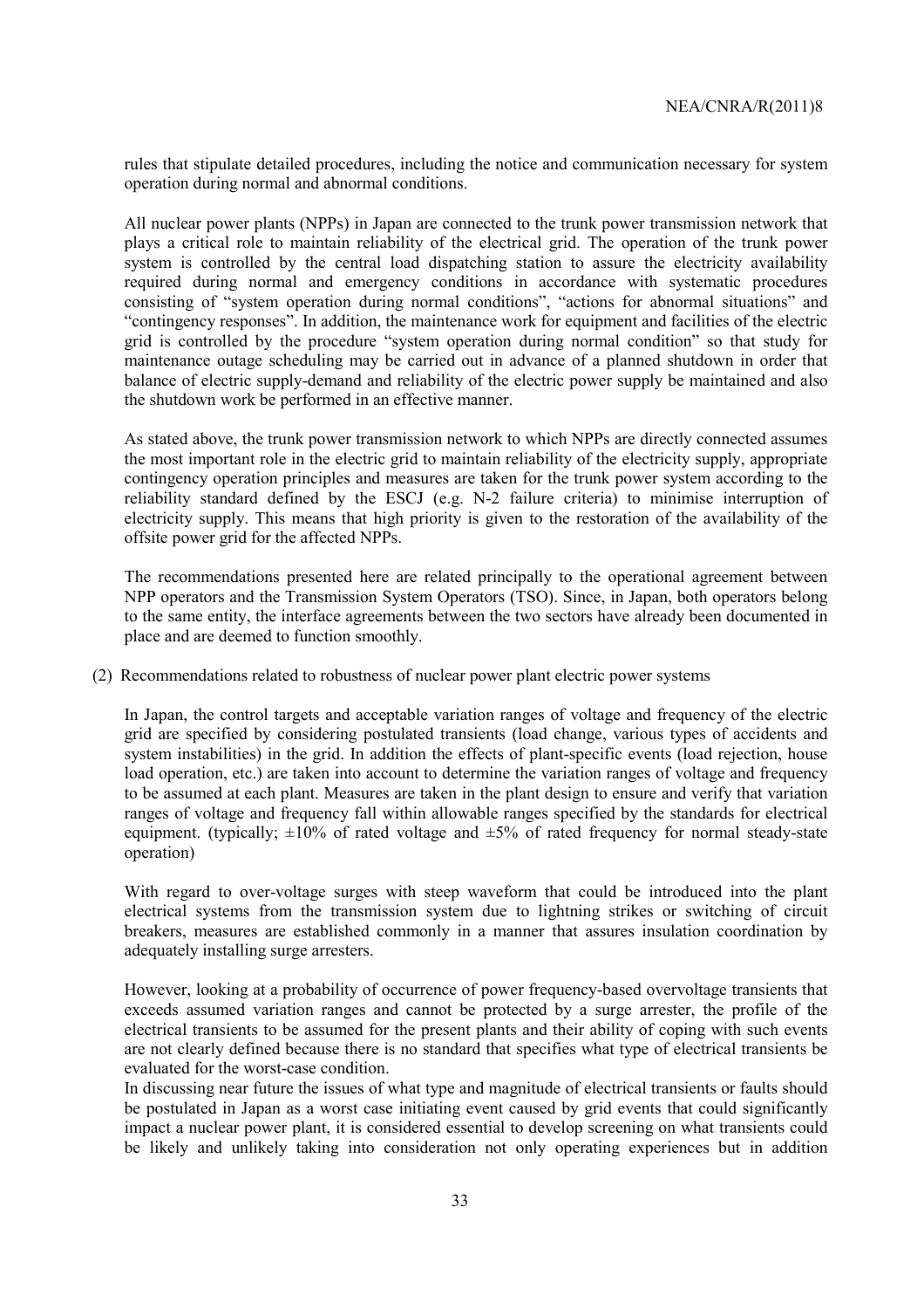rules that stipulate detailed procedures, including the notice and communication necessary for system operation during normal and abnormal conditions.

All nuclear power plants (NPPs) in Japan are connected to the trunk power transmission network that plays a critical role to maintain reliability of the electrical grid. The operation of the trunk power system is controlled by the central load dispatching station to assure the electricity availability required during normal and emergency conditions in accordance with systematic procedures consisting of "system operation during normal conditions", "actions for abnormal situations" and "contingency responses". In addition, the maintenance work for equipment and facilities of the electric grid is controlled by the procedure "system operation during normal condition" so that study for maintenance outage scheduling may be carried out in advance of a planned shutdown in order that balance of electric supply-demand and reliability of the electric power supply be maintained and also the shutdown work be performed in an effective manner.

As stated above, the trunk power transmission network to which NPPs are directly connected assumes the most important role in the electric grid to maintain reliability of the electricity supply, appropriate contingency operation principles and measures are taken for the trunk power system according to the reliability standard defined by the ESCJ (e.g. N-2 failure criteria) to minimise interruption of electricity supply. This means that high priority is given to the restoration of the availability of the offsite power grid for the affected NPPs.

The recommendations presented here are related principally to the operational agreement between NPP operators and the Transmission System Operators (TSO). Since, in Japan, both operators belong to the same entity, the interface agreements between the two sectors have already been documented in place and are deemed to function smoothly.

(2) Recommendations related to robustness of nuclear power plant electric power systems

In Japan, the control targets and acceptable variation ranges of voltage and frequency of the electric grid are specified by considering postulated transients (load change, various types of accidents and system instabilities) in the grid. In addition the effects of plant-specific events (load rejection, house load operation, etc.) are taken into account to determine the variation ranges of voltage and frequency to be assumed at each plant. Measures are taken in the plant design to ensure and verify that variation ranges of voltage and frequency fall within allowable ranges specified by the standards for electrical equipment. (typically; ±10% of rated voltage and ±5% of rated frequency for normal steady-state operation)

With regard to over-voltage surges with steep waveform that could be introduced into the plant electrical systems from the transmission system due to lightning strikes or switching of circuit breakers, measures are established commonly in a manner that assures insulation coordination by adequately installing surge arresters.

However, looking at a probability of occurrence of power frequency-based overvoltage transients that exceeds assumed variation ranges and cannot be protected by a surge arrester, the profile of the electrical transients to be assumed for the present plants and their ability of coping with such events are not clearly defined because there is no standard that specifies what type of electrical transients be evaluated for the worst-case condition.

In discussing near future the issues of what type and magnitude of electrical transients or faults should be postulated in Japan as a worst case initiating event caused by grid events that could significantly impact a nuclear power plant, it is considered essential to develop screening on what transients could be likely and unlikely taking into consideration not only operating experiences but in addition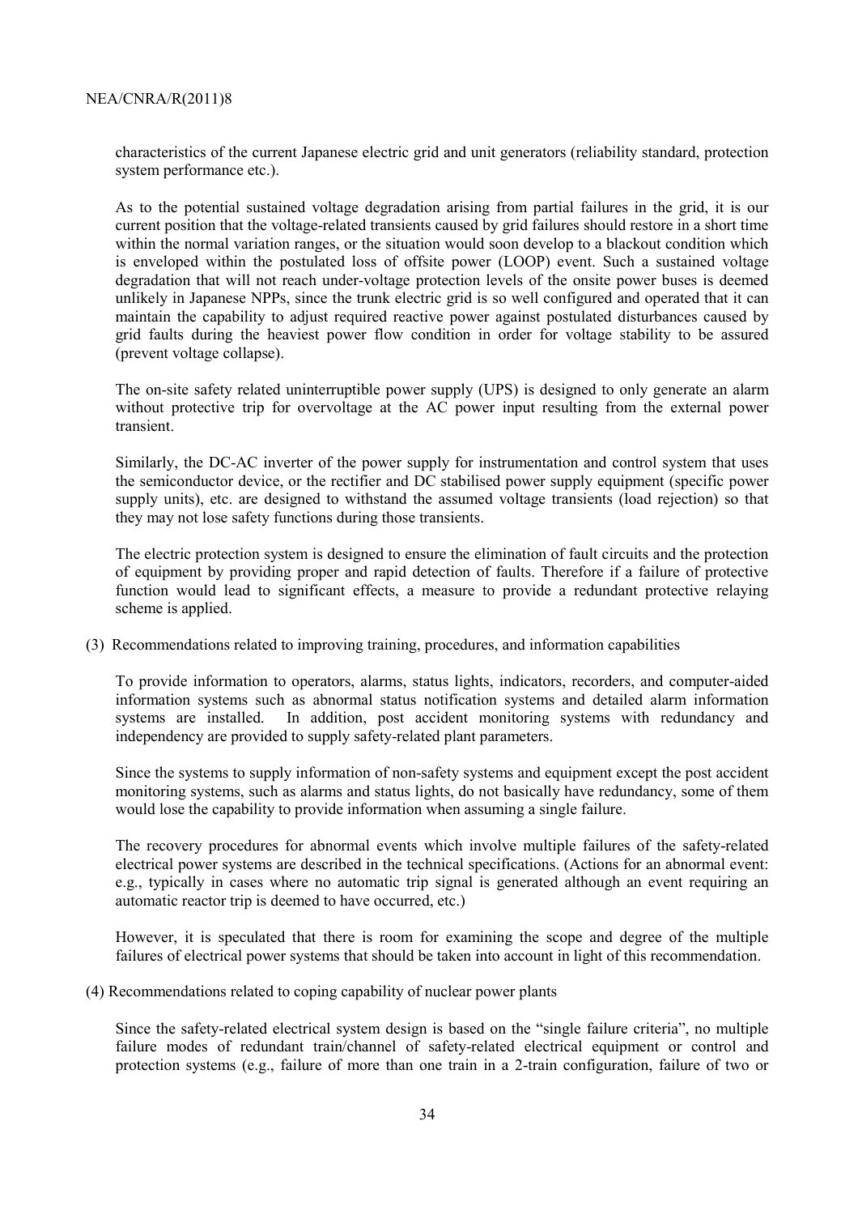characteristics of the current Japanese electric grid and unit generators (reliability standard, protection system performance etc.).

As to the potential sustained voltage degradation arising from partial failures in the grid, it is our current position that the voltage-related transients caused by grid failures should restore in a short time within the normal variation ranges, or the situation would soon develop to a blackout condition which is enveloped within the postulated loss of offsite power (LOOP) event. Such a sustained voltage degradation that will not reach under-voltage protection levels of the onsite power buses is deemed unlikely in Japanese NPPs, since the trunk electric grid is so well configured and operated that it can maintain the capability to adjust required reactive power against postulated disturbances caused by grid faults during the heaviest power flow condition in order for voltage stability to be assured (prevent voltage collapse).

The on-site safety related uninterruptible power supply (UPS) is designed to only generate an alarm without protective trip for overvoltage at the AC power input resulting from the external power transient.

Similarly, the DC-AC inverter of the power supply for instrumentation and control system that uses the semiconductor device, or the rectifier and DC stabilised power supply equipment (specific power supply units), etc. are designed to withstand the assumed voltage transients (load rejection) so that they may not lose safety functions during those transients.

The electric protection system is designed to ensure the elimination of fault circuits and the protection of equipment by providing proper and rapid detection of faults. Therefore if a failure of protective function would lead to significant effects, a measure to provide a redundant protective relaying scheme is applied.

(3) Recommendations related to improving training, procedures, and information capabilities

To provide information to operators, alarms, status lights, indicators, recorders, and computer-aided information systems such as abnormal status notification systems and detailed alarm information systems are installed. In addition, post accident monitoring systems with redundancy and independency are provided to supply safety-related plant parameters.

Since the systems to supply information of non-safety systems and equipment except the post accident monitoring systems, such as alarms and status lights, do not basically have redundancy, some of them would lose the capability to provide information when assuming a single failure.

The recovery procedures for abnormal events which involve multiple failures of the safety-related electrical power systems are described in the technical specifications. (Actions for an abnormal event: e.g., typically in cases where no automatic trip signal is generated although an event requiring an automatic reactor trip is deemed to have occurred, etc.)

However, it is speculated that there is room for examining the scope and degree of the multiple failures of electrical power systems that should be taken into account in light of this recommendation.

(4) Recommendations related to coping capability of nuclear power plants

Since the safety-related electrical system design is based on the "single failure criteria", no multiple failure modes of redundant train/channel of safety-related electrical equipment or control and protection systems (e.g., failure of more than one train in a 2-train configuration, failure of two or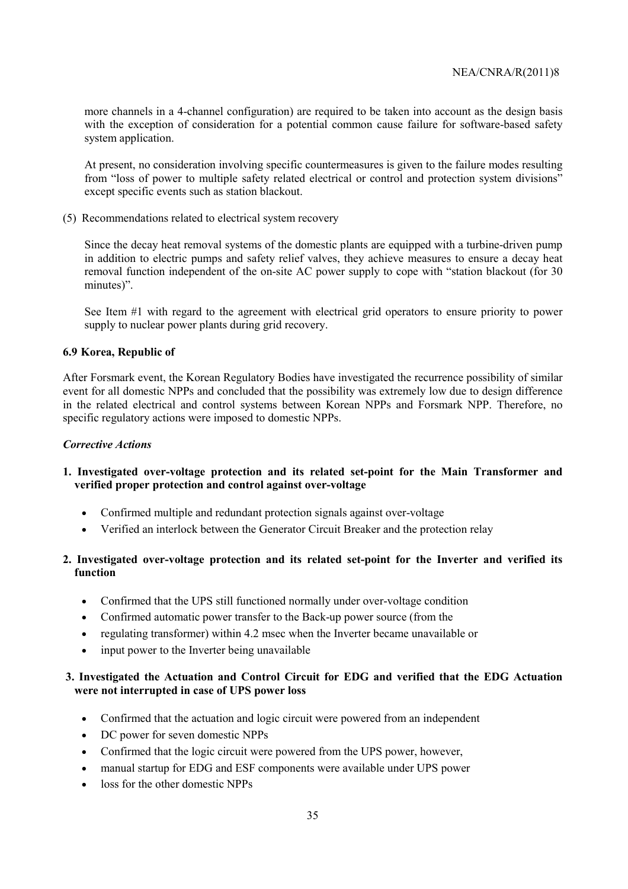more channels in a 4-channel configuration) are required to be taken into account as the design basis with the exception of consideration for a potential common cause failure for software-based safety system application.

At present, no consideration involving specific countermeasures is given to the failure modes resulting from "loss of power to multiple safety related electrical or control and protection system divisions" except specific events such as station blackout.

(5) Recommendations related to electrical system recovery

Since the decay heat removal systems of the domestic plants are equipped with a turbine-driven pump in addition to electric pumps and safety relief valves, they achieve measures to ensure a decay heat removal function independent of the on-site AC power supply to cope with "station blackout (for 30 minutes)".

See Item #1 with regard to the agreement with electrical grid operators to ensure priority to power supply to nuclear power plants during grid recovery.

### 6.9 Korea, Republic of

After Forsmark event, the Korean Regulatory Bodies have investigated the recurrence possibility of similar event for all domestic NPPs and concluded that the possibility was extremely low due to design difference in the related electrical and control systems between Korean NPPs and Forsmark NPP. Therefore, no specific regulatory actions were imposed to domestic NPPs.

***Corrective Actions***

**1. Investigated over-voltage protection and its related set-point for the Main Transformer and verified proper protection and control against over-voltage**

- Confirmed multiple and redundant protection signals against over-voltage
- Verified an interlock between the Generator Circuit Breaker and the protection relay

**2. Investigated over-voltage protection and its related set-point for the Inverter and verified its function**

- Confirmed that the UPS still functioned normally under over-voltage condition
- Confirmed automatic power transfer to the Back-up power source (from the
- regulating transformer) within 4.2 msec when the Inverter became unavailable or
- input power to the Inverter being unavailable

**3. Investigated the Actuation and Control Circuit for EDG and verified that the EDG Actuation were not interrupted in case of UPS power loss**

- Confirmed that the actuation and logic circuit were powered from an independent
- DC power for seven domestic NPPs
- Confirmed that the logic circuit were powered from the UPS power, however,
- manual startup for EDG and ESF components were available under UPS power
- loss for the other domestic NPPs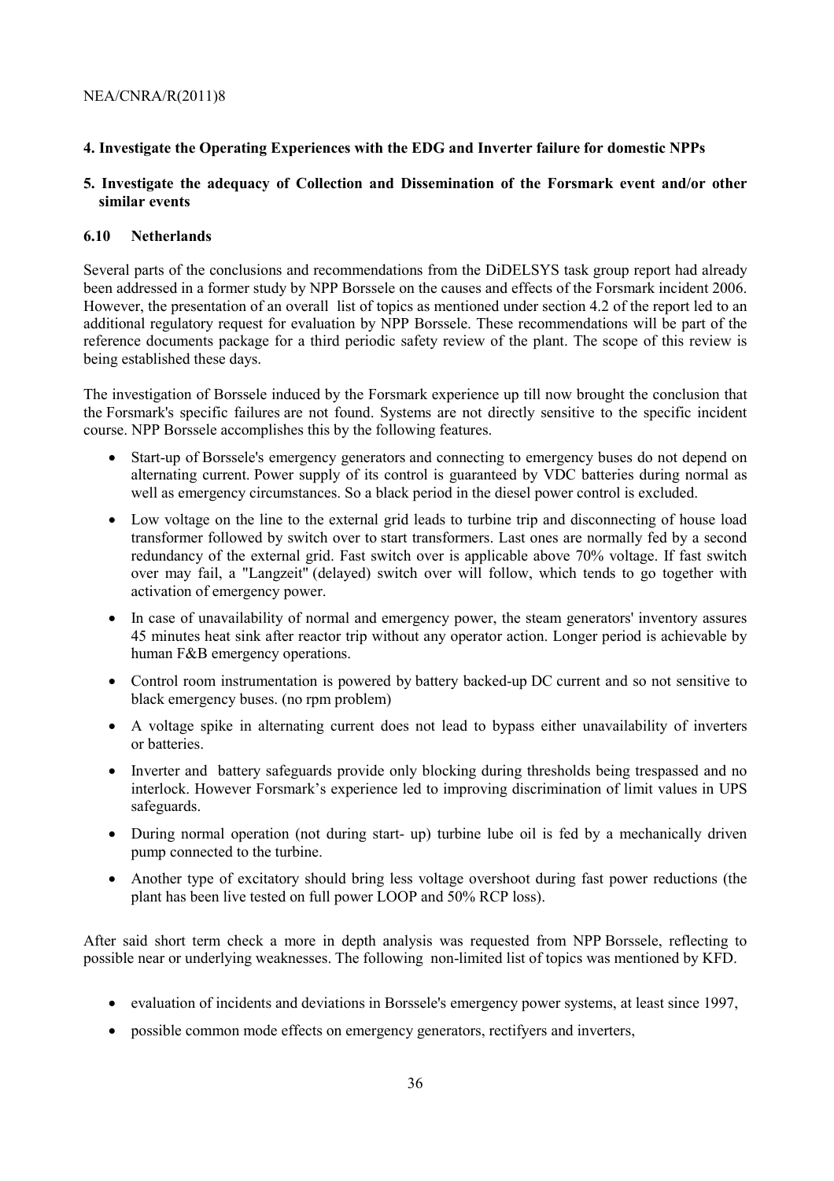**4. Investigate the Operating Experiences with the EDG and Inverter failure for domestic NPPs**

**5. Investigate the adequacy of Collection and Dissemination of the Forsmark event and/or other similar events**

### 6.10 Netherlands

Several parts of the conclusions and recommendations from the DiDELSYS task group report had already been addressed in a former study by NPP Borssele on the causes and effects of the Forsmark incident 2006. However, the presentation of an overall list of topics as mentioned under section 4.2 of the report led to an additional regulatory request for evaluation by NPP Borssele. These recommendations will be part of the reference documents package for a third periodic safety review of the plant. The scope of this review is being established these days.

The investigation of Borssele induced by the Forsmark experience up till now brought the conclusion that the Forsmark's specific failures are not found. Systems are not directly sensitive to the specific incident course. NPP Borssele accomplishes this by the following features.

- Start-up of Borssele's emergency generators and connecting to emergency buses do not depend on alternating current. Power supply of its control is guaranteed by VDC batteries during normal as well as emergency circumstances. So a black period in the diesel power control is excluded.
- Low voltage on the line to the external grid leads to turbine trip and disconnecting of house load transformer followed by switch over to start transformers. Last ones are normally fed by a second redundancy of the external grid. Fast switch over is applicable above 70% voltage. If fast switch over may fail, a "Langzeit" (delayed) switch over will follow, which tends to go together with activation of emergency power.
- In case of unavailability of normal and emergency power, the steam generators' inventory assures 45 minutes heat sink after reactor trip without any operator action. Longer period is achievable by human F&B emergency operations.
- Control room instrumentation is powered by battery backed-up DC current and so not sensitive to black emergency buses. (no rpm problem)
- A voltage spike in alternating current does not lead to bypass either unavailability of inverters or batteries.
- Inverter and battery safeguards provide only blocking during thresholds being trespassed and no interlock. However Forsmark's experience led to improving discrimination of limit values in UPS safeguards.
- During normal operation (not during start- up) turbine lube oil is fed by a mechanically driven pump connected to the turbine.
- Another type of excitatory should bring less voltage overshoot during fast power reductions (the plant has been live tested on full power LOOP and 50% RCP loss).

After said short term check a more in depth analysis was requested from NPP Borssele, reflecting to possible near or underlying weaknesses. The following non-limited list of topics was mentioned by KFD.

- evaluation of incidents and deviations in Borssele's emergency power systems, at least since 1997,
- possible common mode effects on emergency generators, rectifyers and inverters,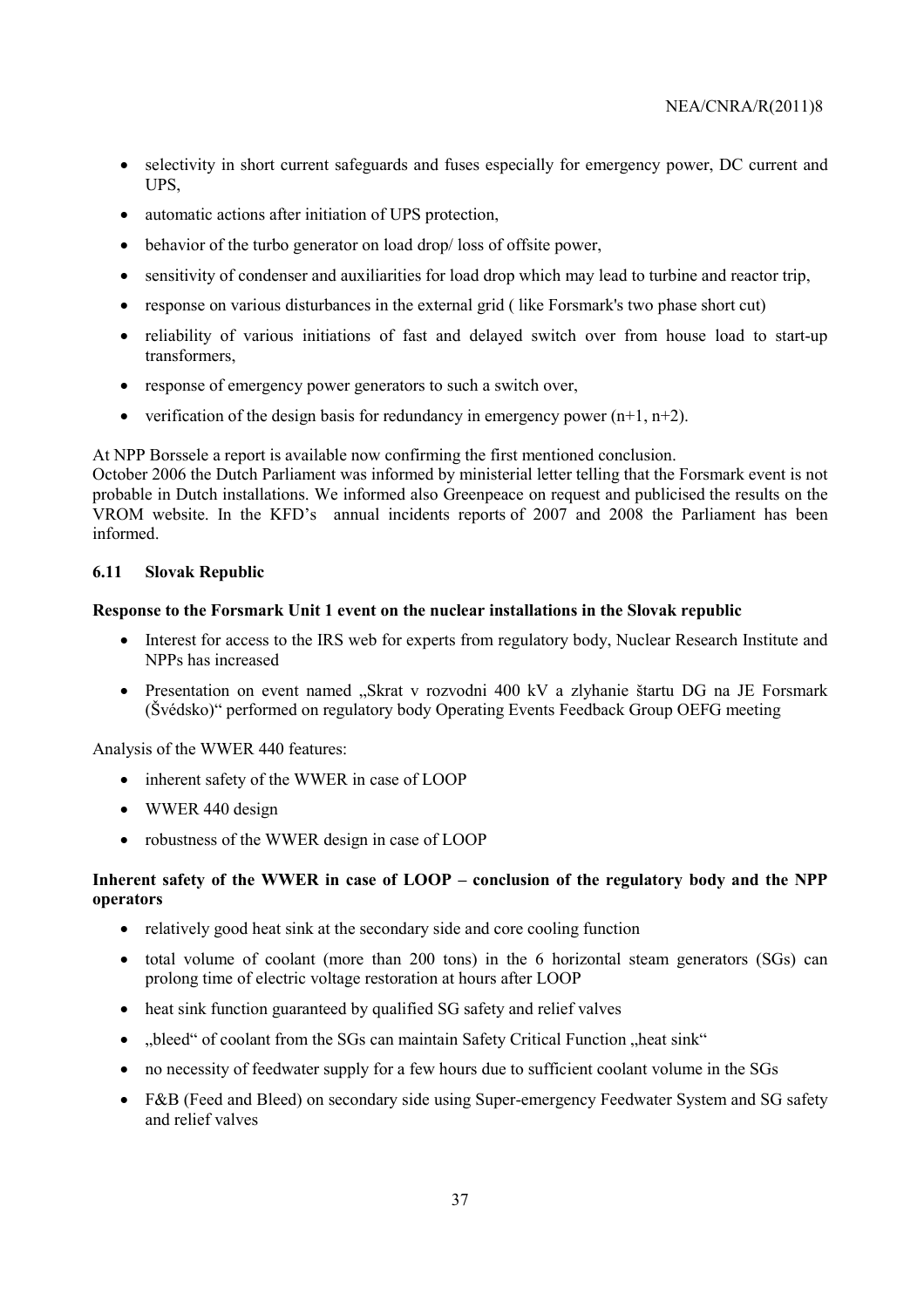- selectivity in short current safeguards and fuses especially for emergency power, DC current and UPS,
- automatic actions after initiation of UPS protection,
- behavior of the turbo generator on load drop/ loss of offsite power,
- sensitivity of condenser and auxiliarities for load drop which may lead to turbine and reactor trip,
- response on various disturbances in the external grid ( like Forsmark's two phase short cut)
- reliability of various initiations of fast and delayed switch over from house load to start-up transformers,
- response of emergency power generators to such a switch over,
- verification of the design basis for redundancy in emergency power (n+1, n+2).

At NPP Borssele a report is available now confirming the first mentioned conclusion.
October 2006 the Dutch Parliament was informed by ministerial letter telling that the Forsmark event is not probable in Dutch installations. We informed also Greenpeace on request and publicised the results on the VROM website. In the KFD's annual incidents reports of 2007 and 2008 the Parliament has been informed.

### 6.11 Slovak Republic

**Response to the Forsmark Unit 1 event on the nuclear installations in the Slovak republic**

- Interest for access to the IRS web for experts from regulatory body, Nuclear Research Institute and NPPs has increased
- Presentation on event named „Skrat v rozvodni 400 kV a zlyhanie štartu DG na JE Forsmark (Švédsko)" performed on regulatory body Operating Events Feedback Group OEFG meeting

Analysis of the WWER 440 features:

- inherent safety of the WWER in case of LOOP
- WWER 440 design
- robustness of the WWER design in case of LOOP

**Inherent safety of the WWER in case of LOOP – conclusion of the regulatory body and the NPP operators**

- relatively good heat sink at the secondary side and core cooling function
- total volume of coolant (more than 200 tons) in the 6 horizontal steam generators (SGs) can prolong time of electric voltage restoration at hours after LOOP
- heat sink function guaranteed by qualified SG safety and relief valves
- „bleed" of coolant from the SGs can maintain Safety Critical Function „heat sink"
- no necessity of feedwater supply for a few hours due to sufficient coolant volume in the SGs
- F&B (Feed and Bleed) on secondary side using Super-emergency Feedwater System and SG safety and relief valves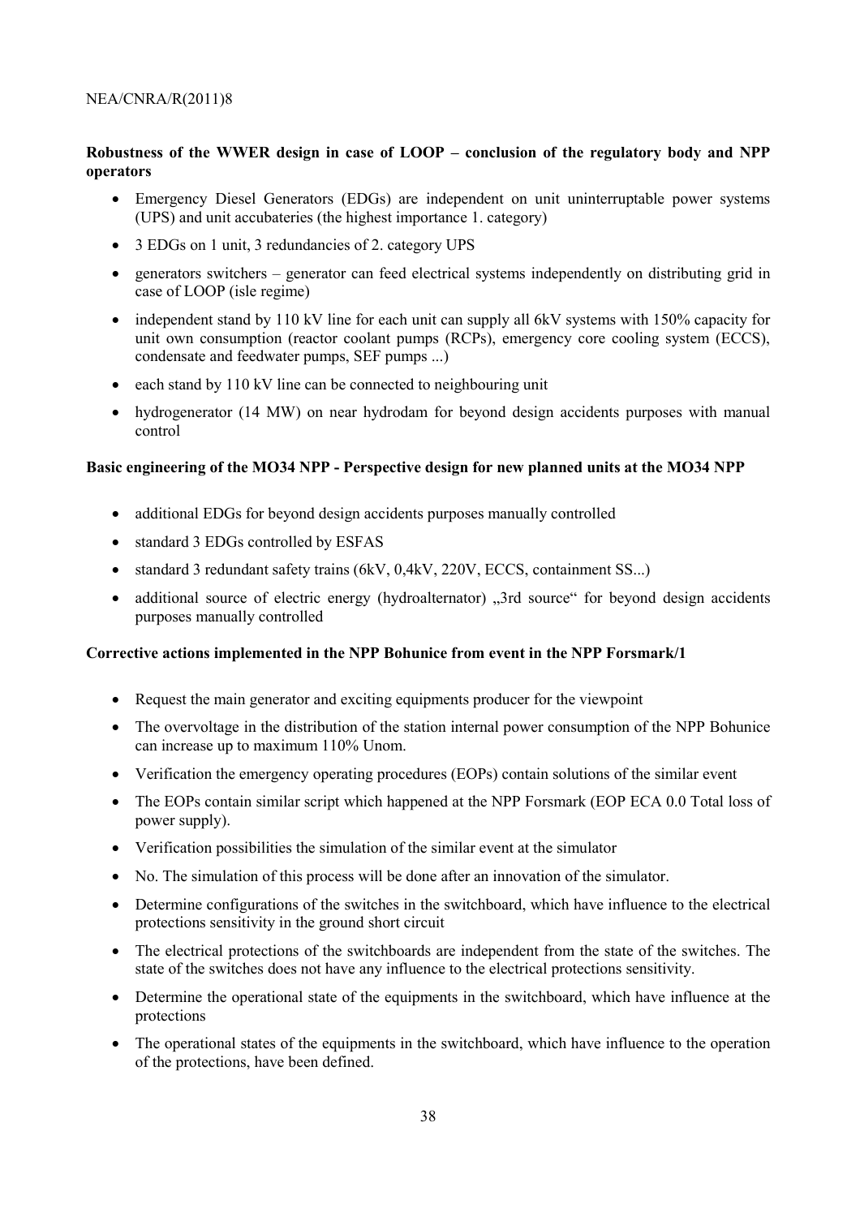**Robustness of the WWER design in case of LOOP – conclusion of the regulatory body and NPP operators**

- Emergency Diesel Generators (EDGs) are independent on unit uninterruptable power systems (UPS) and unit accubateries (the highest importance 1. category)
- 3 EDGs on 1 unit, 3 redundancies of 2. category UPS
- generators switchers – generator can feed electrical systems independently on distributing grid in case of LOOP (isle regime)
- independent stand by 110 kV line for each unit can supply all 6kV systems with 150% capacity for unit own consumption (reactor coolant pumps (RCPs), emergency core cooling system (ECCS), condensate and feedwater pumps, SEF pumps ...)
- each stand by 110 kV line can be connected to neighbouring unit
- hydrogenerator (14 MW) on near hydrodam for beyond design accidents purposes with manual control

**Basic engineering of the MO34 NPP - Perspective design for new planned units at the MO34 NPP**

- additional EDGs for beyond design accidents purposes manually controlled
- standard 3 EDGs controlled by ESFAS
- standard 3 redundant safety trains (6kV, 0,4kV, 220V, ECCS, containment SS...)
- additional source of electric energy (hydroalternator) „3rd source" for beyond design accidents purposes manually controlled

**Corrective actions implemented in the NPP Bohunice from event in the NPP Forsmark/1**

- Request the main generator and exciting equipments producer for the viewpoint
- The overvoltage in the distribution of the station internal power consumption of the NPP Bohunice can increase up to maximum 110% Unom.
- Verification the emergency operating procedures (EOPs) contain solutions of the similar event
- The EOPs contain similar script which happened at the NPP Forsmark (EOP ECA 0.0 Total loss of power supply).
- Verification possibilities the simulation of the similar event at the simulator
- No. The simulation of this process will be done after an innovation of the simulator.
- Determine configurations of the switches in the switchboard, which have influence to the electrical protections sensitivity in the ground short circuit
- The electrical protections of the switchboards are independent from the state of the switches. The state of the switches does not have any influence to the electrical protections sensitivity.
- Determine the operational state of the equipments in the switchboard, which have influence at the protections
- The operational states of the equipments in the switchboard, which have influence to the operation of the protections, have been defined.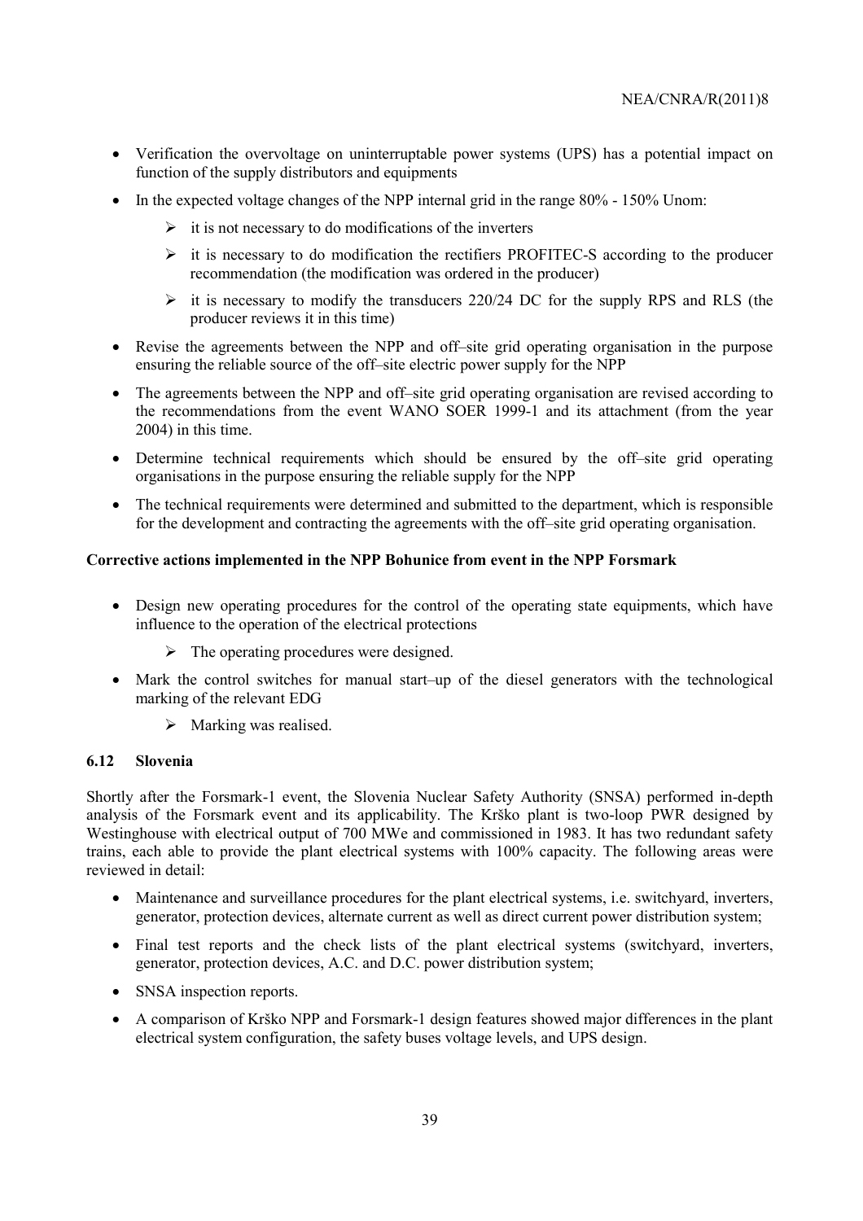- Verification the overvoltage on uninterruptable power systems (UPS) has a potential impact on function of the supply distributors and equipments
- In the expected voltage changes of the NPP internal grid in the range 80% - 150% Unom:
  - it is not necessary to do modifications of the inverters
  - it is necessary to do modification the rectifiers PROFITEC-S according to the producer recommendation (the modification was ordered in the producer)
  - it is necessary to modify the transducers 220/24 DC for the supply RPS and RLS (the producer reviews it in this time)
- Revise the agreements between the NPP and off–site grid operating organisation in the purpose ensuring the reliable source of the off–site electric power supply for the NPP
- The agreements between the NPP and off–site grid operating organisation are revised according to the recommendations from the event WANO SOER 1999-1 and its attachment (from the year 2004) in this time.
- Determine technical requirements which should be ensured by the off–site grid operating organisations in the purpose ensuring the reliable supply for the NPP
- The technical requirements were determined and submitted to the department, which is responsible for the development and contracting the agreements with the off–site grid operating organisation.

**Corrective actions implemented in the NPP Bohunice from event in the NPP Forsmark**

- Design new operating procedures for the control of the operating state equipments, which have influence to the operation of the electrical protections
  - The operating procedures were designed.
- Mark the control switches for manual start–up of the diesel generators with the technological marking of the relevant EDG
  - Marking was realised.

### 6.12 Slovenia

Shortly after the Forsmark-1 event, the Slovenia Nuclear Safety Authority (SNSA) performed in-depth analysis of the Forsmark event and its applicability. The Krško plant is two-loop PWR designed by Westinghouse with electrical output of 700 MWe and commissioned in 1983. It has two redundant safety trains, each able to provide the plant electrical systems with 100% capacity. The following areas were reviewed in detail:

- Maintenance and surveillance procedures for the plant electrical systems, i.e. switchyard, inverters, generator, protection devices, alternate current as well as direct current power distribution system;
- Final test reports and the check lists of the plant electrical systems (switchyard, inverters, generator, protection devices, A.C. and D.C. power distribution system;
- SNSA inspection reports.
- A comparison of Krško NPP and Forsmark-1 design features showed major differences in the plant electrical system configuration, the safety buses voltage levels, and UPS design.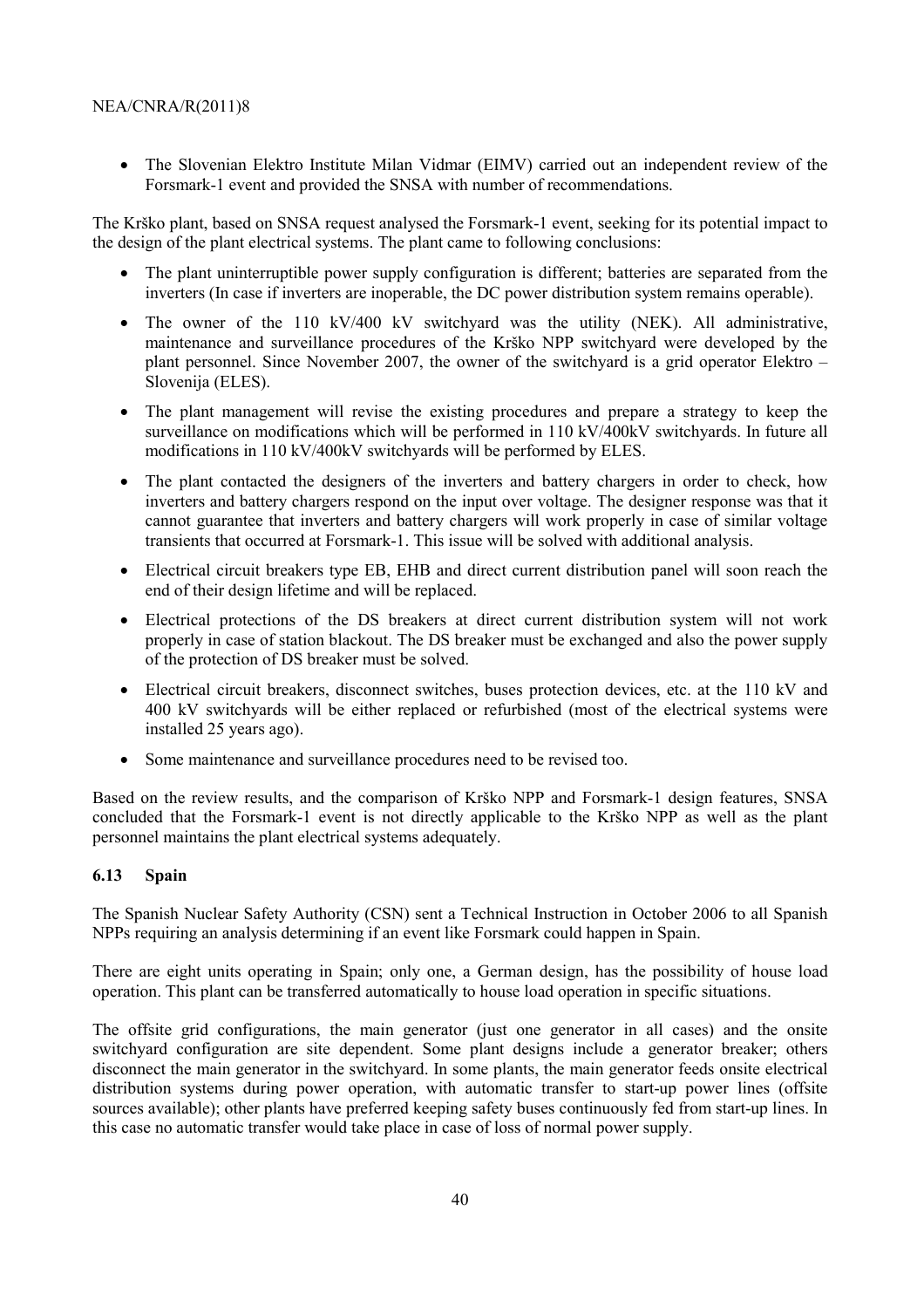- The Slovenian Elektro Institute Milan Vidmar (EIMV) carried out an independent review of the Forsmark-1 event and provided the SNSA with number of recommendations.

The Krško plant, based on SNSA request analysed the Forsmark-1 event, seeking for its potential impact to the design of the plant electrical systems. The plant came to following conclusions:

- The plant uninterruptible power supply configuration is different; batteries are separated from the inverters (In case if inverters are inoperable, the DC power distribution system remains operable).
- The owner of the 110 kV/400 kV switchyard was the utility (NEK). All administrative, maintenance and surveillance procedures of the Krško NPP switchyard were developed by the plant personnel. Since November 2007, the owner of the switchyard is a grid operator Elektro – Slovenija (ELES).
- The plant management will revise the existing procedures and prepare a strategy to keep the surveillance on modifications which will be performed in 110 kV/400kV switchyards. In future all modifications in 110 kV/400kV switchyards will be performed by ELES.
- The plant contacted the designers of the inverters and battery chargers in order to check, how inverters and battery chargers respond on the input over voltage. The designer response was that it cannot guarantee that inverters and battery chargers will work properly in case of similar voltage transients that occurred at Forsmark-1. This issue will be solved with additional analysis.
- Electrical circuit breakers type EB, EHB and direct current distribution panel will soon reach the end of their design lifetime and will be replaced.
- Electrical protections of the DS breakers at direct current distribution system will not work properly in case of station blackout. The DS breaker must be exchanged and also the power supply of the protection of DS breaker must be solved.
- Electrical circuit breakers, disconnect switches, buses protection devices, etc. at the 110 kV and 400 kV switchyards will be either replaced or refurbished (most of the electrical systems were installed 25 years ago).
- Some maintenance and surveillance procedures need to be revised too.

Based on the review results, and the comparison of Krško NPP and Forsmark-1 design features, SNSA concluded that the Forsmark-1 event is not directly applicable to the Krško NPP as well as the plant personnel maintains the plant electrical systems adequately.

### 6.13 Spain

The Spanish Nuclear Safety Authority (CSN) sent a Technical Instruction in October 2006 to all Spanish NPPs requiring an analysis determining if an event like Forsmark could happen in Spain.

There are eight units operating in Spain; only one, a German design, has the possibility of house load operation. This plant can be transferred automatically to house load operation in specific situations.

The offsite grid configurations, the main generator (just one generator in all cases) and the onsite switchyard configuration are site dependent. Some plant designs include a generator breaker; others disconnect the main generator in the switchyard. In some plants, the main generator feeds onsite electrical distribution systems during power operation, with automatic transfer to start-up power lines (offsite sources available); other plants have preferred keeping safety buses continuously fed from start-up lines. In this case no automatic transfer would take place in case of loss of normal power supply.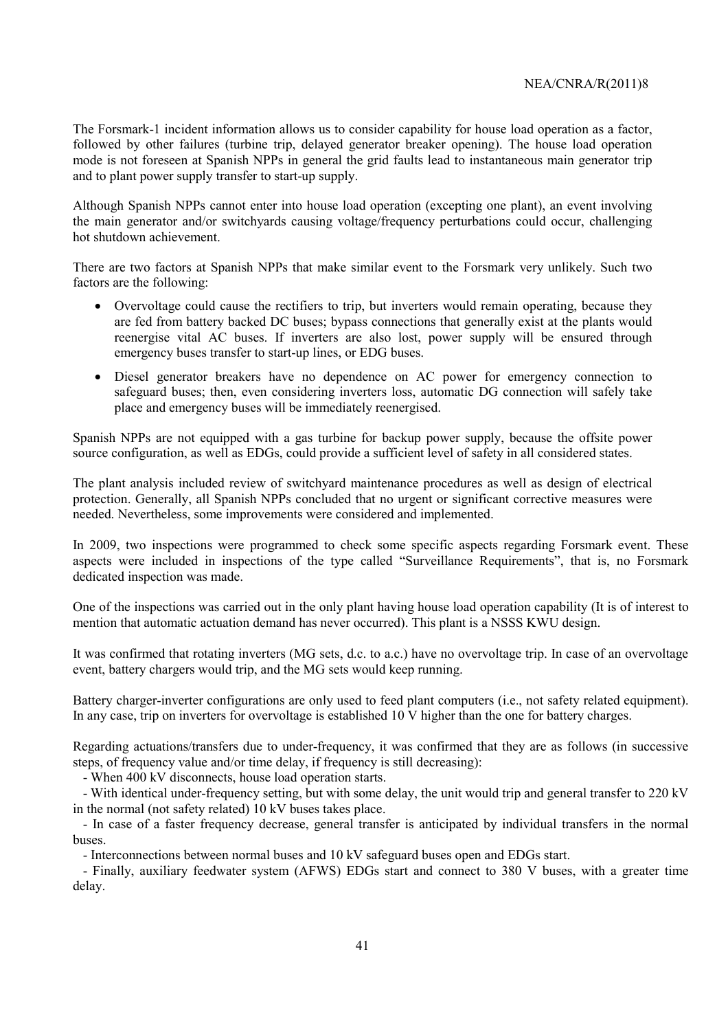The Forsmark-1 incident information allows us to consider capability for house load operation as a factor, followed by other failures (turbine trip, delayed generator breaker opening). The house load operation mode is not foreseen at Spanish NPPs in general the grid faults lead to instantaneous main generator trip and to plant power supply transfer to start-up supply.

Although Spanish NPPs cannot enter into house load operation (excepting one plant), an event involving the main generator and/or switchyards causing voltage/frequency perturbations could occur, challenging hot shutdown achievement.

There are two factors at Spanish NPPs that make similar event to the Forsmark very unlikely. Such two factors are the following:

- Overvoltage could cause the rectifiers to trip, but inverters would remain operating, because they are fed from battery backed DC buses; bypass connections that generally exist at the plants would reenergise vital AC buses. If inverters are also lost, power supply will be ensured through emergency buses transfer to start-up lines, or EDG buses.
- Diesel generator breakers have no dependence on AC power for emergency connection to safeguard buses; then, even considering inverters loss, automatic DG connection will safely take place and emergency buses will be immediately reenergised.

Spanish NPPs are not equipped with a gas turbine for backup power supply, because the offsite power source configuration, as well as EDGs, could provide a sufficient level of safety in all considered states.

The plant analysis included review of switchyard maintenance procedures as well as design of electrical protection. Generally, all Spanish NPPs concluded that no urgent or significant corrective measures were needed. Nevertheless, some improvements were considered and implemented.

In 2009, two inspections were programmed to check some specific aspects regarding Forsmark event. These aspects were included in inspections of the type called "Surveillance Requirements", that is, no Forsmark dedicated inspection was made.

One of the inspections was carried out in the only plant having house load operation capability (It is of interest to mention that automatic actuation demand has never occurred). This plant is a NSSS KWU design.

It was confirmed that rotating inverters (MG sets, d.c. to a.c.) have no overvoltage trip. In case of an overvoltage event, battery chargers would trip, and the MG sets would keep running.

Battery charger-inverter configurations are only used to feed plant computers (i.e., not safety related equipment). In any case, trip on inverters for overvoltage is established 10 V higher than the one for battery charges.

Regarding actuations/transfers due to under-frequency, it was confirmed that they are as follows (in successive steps, of frequency value and/or time delay, if frequency is still decreasing):

- When 400 kV disconnects, house load operation starts.
- With identical under-frequency setting, but with some delay, the unit would trip and general transfer to 220 kV in the normal (not safety related) 10 kV buses takes place.
- In case of a faster frequency decrease, general transfer is anticipated by individual transfers in the normal buses.
- Interconnections between normal buses and 10 kV safeguard buses open and EDGs start.
- Finally, auxiliary feedwater system (AFWS) EDGs start and connect to 380 V buses, with a greater time delay.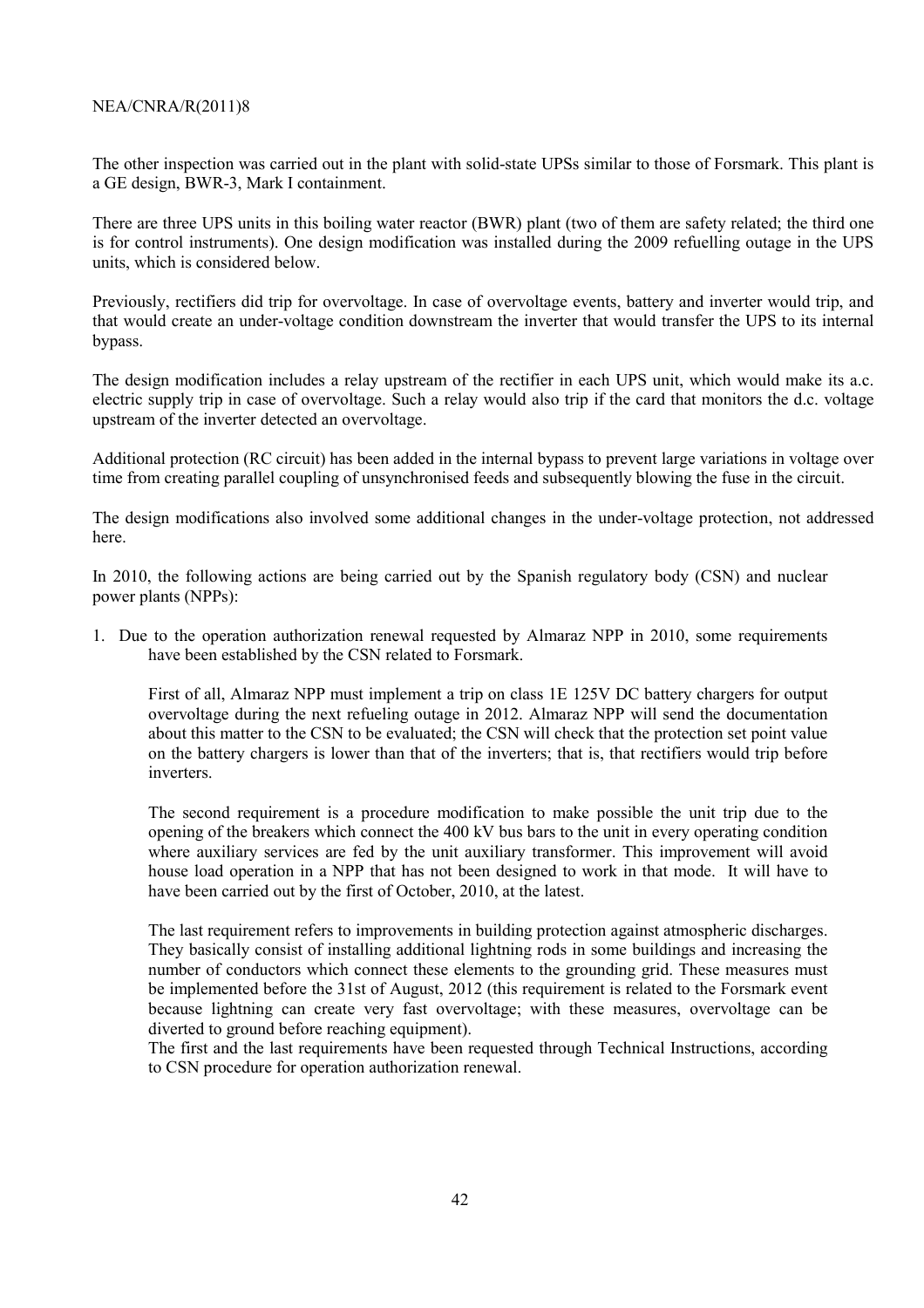The other inspection was carried out in the plant with solid-state UPSs similar to those of Forsmark. This plant is a GE design, BWR-3, Mark I containment.

There are three UPS units in this boiling water reactor (BWR) plant (two of them are safety related; the third one is for control instruments). One design modification was installed during the 2009 refuelling outage in the UPS units, which is considered below.

Previously, rectifiers did trip for overvoltage. In case of overvoltage events, battery and inverter would trip, and that would create an under-voltage condition downstream the inverter that would transfer the UPS to its internal bypass.

The design modification includes a relay upstream of the rectifier in each UPS unit, which would make its a.c. electric supply trip in case of overvoltage. Such a relay would also trip if the card that monitors the d.c. voltage upstream of the inverter detected an overvoltage.

Additional protection (RC circuit) has been added in the internal bypass to prevent large variations in voltage over time from creating parallel coupling of unsynchronised feeds and subsequently blowing the fuse in the circuit.

The design modifications also involved some additional changes in the under-voltage protection, not addressed here.

In 2010, the following actions are being carried out by the Spanish regulatory body (CSN) and nuclear power plants (NPPs):

1. Due to the operation authorization renewal requested by Almaraz NPP in 2010, some requirements have been established by the CSN related to Forsmark.

   First of all, Almaraz NPP must implement a trip on class 1E 125V DC battery chargers for output overvoltage during the next refueling outage in 2012. Almaraz NPP will send the documentation about this matter to the CSN to be evaluated; the CSN will check that the protection set point value on the battery chargers is lower than that of the inverters; that is, that rectifiers would trip before inverters.

   The second requirement is a procedure modification to make possible the unit trip due to the opening of the breakers which connect the 400 kV bus bars to the unit in every operating condition where auxiliary services are fed by the unit auxiliary transformer. This improvement will avoid house load operation in a NPP that has not been designed to work in that mode. It will have to have been carried out by the first of October, 2010, at the latest.

   The last requirement refers to improvements in building protection against atmospheric discharges. They basically consist of installing additional lightning rods in some buildings and increasing the number of conductors which connect these elements to the grounding grid. These measures must be implemented before the 31st of August, 2012 (this requirement is related to the Forsmark event because lightning can create very fast overvoltage; with these measures, overvoltage can be diverted to ground before reaching equipment).
   The first and the last requirements have been requested through Technical Instructions, according to CSN procedure for operation authorization renewal.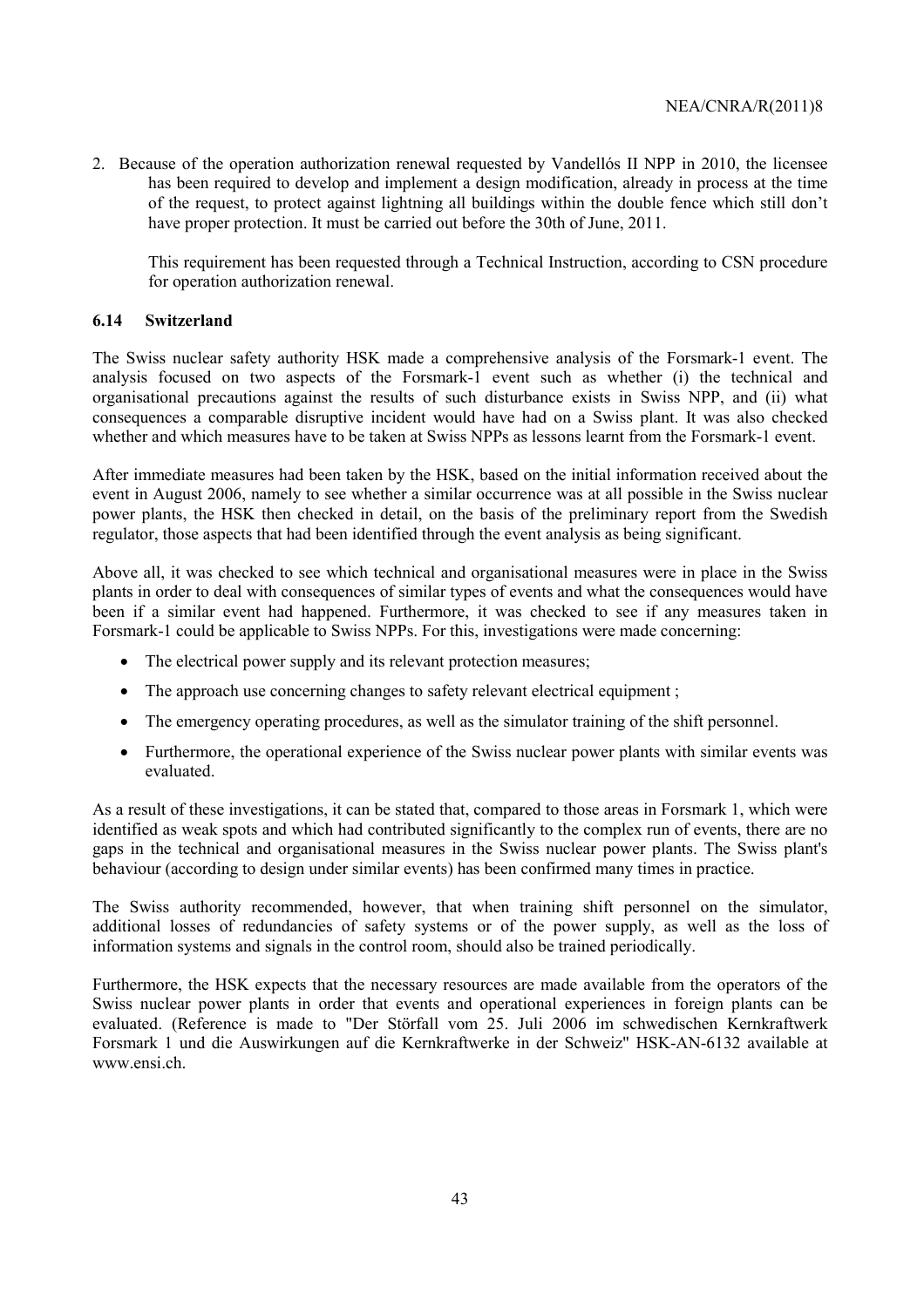2. Because of the operation authorization renewal requested by Vandellós II NPP in 2010, the licensee has been required to develop and implement a design modification, already in process at the time of the request, to protect against lightning all buildings within the double fence which still don't have proper protection. It must be carried out before the 30th of June, 2011.

   This requirement has been requested through a Technical Instruction, according to CSN procedure for operation authorization renewal.

### 6.14 Switzerland

The Swiss nuclear safety authority HSK made a comprehensive analysis of the Forsmark-1 event. The analysis focused on two aspects of the Forsmark-1 event such as whether (i) the technical and organisational precautions against the results of such disturbance exists in Swiss NPP, and (ii) what consequences a comparable disruptive incident would have had on a Swiss plant. It was also checked whether and which measures have to be taken at Swiss NPPs as lessons learnt from the Forsmark-1 event.

After immediate measures had been taken by the HSK, based on the initial information received about the event in August 2006, namely to see whether a similar occurrence was at all possible in the Swiss nuclear power plants, the HSK then checked in detail, on the basis of the preliminary report from the Swedish regulator, those aspects that had been identified through the event analysis as being significant.

Above all, it was checked to see which technical and organisational measures were in place in the Swiss plants in order to deal with consequences of similar types of events and what the consequences would have been if a similar event had happened. Furthermore, it was checked to see if any measures taken in Forsmark-1 could be applicable to Swiss NPPs. For this, investigations were made concerning:

- The electrical power supply and its relevant protection measures;
- The approach use concerning changes to safety relevant electrical equipment ;
- The emergency operating procedures, as well as the simulator training of the shift personnel.
- Furthermore, the operational experience of the Swiss nuclear power plants with similar events was evaluated.

As a result of these investigations, it can be stated that, compared to those areas in Forsmark 1, which were identified as weak spots and which had contributed significantly to the complex run of events, there are no gaps in the technical and organisational measures in the Swiss nuclear power plants. The Swiss plant's behaviour (according to design under similar events) has been confirmed many times in practice.

The Swiss authority recommended, however, that when training shift personnel on the simulator, additional losses of redundancies of safety systems or of the power supply, as well as the loss of information systems and signals in the control room, should also be trained periodically.

Furthermore, the HSK expects that the necessary resources are made available from the operators of the Swiss nuclear power plants in order that events and operational experiences in foreign plants can be evaluated. (Reference is made to "Der Störfall vom 25. Juli 2006 im schwedischen Kernkraftwerk Forsmark 1 und die Auswirkungen auf die Kernkraftwerke in der Schweiz" HSK-AN-6132 available at www.ensi.ch.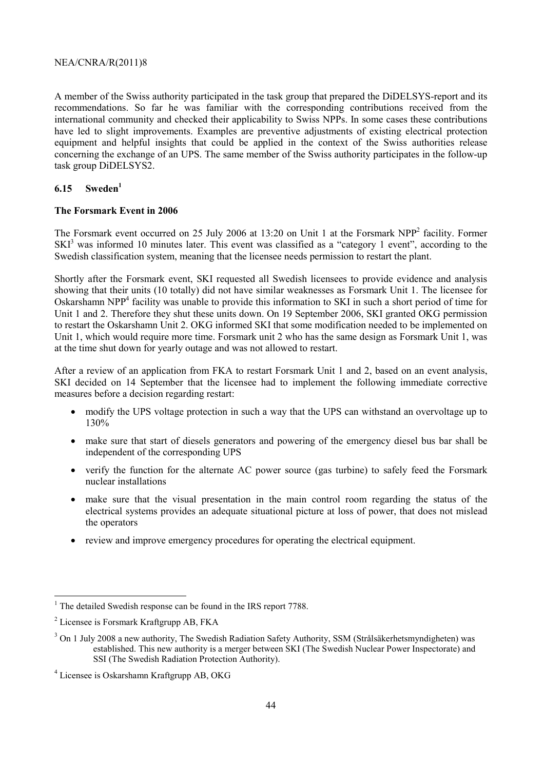A member of the Swiss authority participated in the task group that prepared the DiDELSYS-report and its recommendations. So far he was familiar with the corresponding contributions received from the international community and checked their applicability to Swiss NPPs. In some cases these contributions have led to slight improvements. Examples are preventive adjustments of existing electrical protection equipment and helpful insights that could be applied in the context of the Swiss authorities release concerning the exchange of an UPS. The same member of the Swiss authority participates in the follow-up task group DiDELSYS2.

## 6.15 Sweden[1]

**The Forsmark Event in 2006**

The Forsmark event occurred on 25 July 2006 at 13:20 on Unit 1 at the Forsmark NPP[2] facility. Former SKI[3] was informed 10 minutes later. This event was classified as a "category 1 event", according to the Swedish classification system, meaning that the licensee needs permission to restart the plant.

Shortly after the Forsmark event, SKI requested all Swedish licensees to provide evidence and analysis showing that their units (10 totally) did not have similar weaknesses as Forsmark Unit 1. The licensee for Oskarshamn NPP[4] facility was unable to provide this information to SKI in such a short period of time for Unit 1 and 2. Therefore they shut these units down. On 19 September 2006, SKI granted OKG permission to restart the Oskarshamn Unit 2. OKG informed SKI that some modification needed to be implemented on Unit 1, which would require more time. Forsmark unit 2 who has the same design as Forsmark Unit 1, was at the time shut down for yearly outage and was not allowed to restart.

After a review of an application from FKA to restart Forsmark Unit 1 and 2, based on an event analysis, SKI decided on 14 September that the licensee had to implement the following immediate corrective measures before a decision regarding restart:

- modify the UPS voltage protection in such a way that the UPS can withstand an overvoltage up to 130%
- make sure that start of diesels generators and powering of the emergency diesel bus bar shall be independent of the corresponding UPS
- verify the function for the alternate AC power source (gas turbine) to safely feed the Forsmark nuclear installations
- make sure that the visual presentation in the main control room regarding the status of the electrical systems provides an adequate situational picture at loss of power, that does not mislead the operators
- review and improve emergency procedures for operating the electrical equipment.

---

[1] The detailed Swedish response can be found in the IRS report 7788.

[2] Licensee is Forsmark Kraftgrupp AB, FKA

[3] On 1 July 2008 a new authority, The Swedish Radiation Safety Authority, SSM (Strålsäkerhetsmyndigheten) was established. This new authority is a merger between SKI (The Swedish Nuclear Power Inspectorate) and SSI (The Swedish Radiation Protection Authority).

[4] Licensee is Oskarshamn Kraftgrupp AB, OKG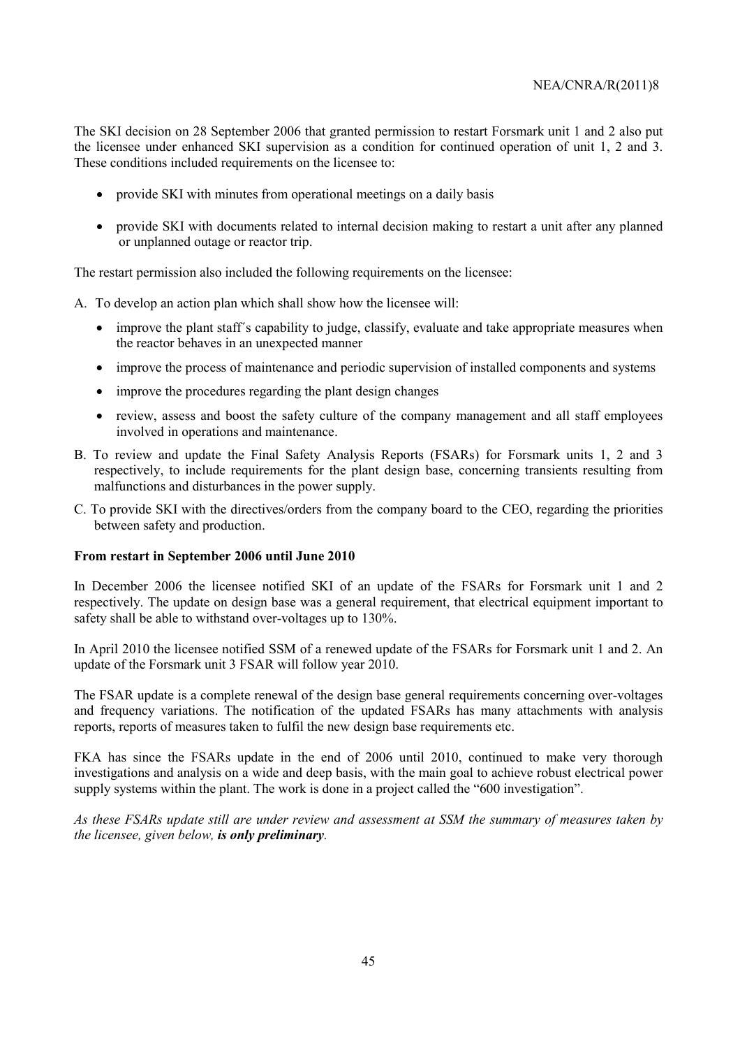The SKI decision on 28 September 2006 that granted permission to restart Forsmark unit 1 and 2 also put the licensee under enhanced SKI supervision as a condition for continued operation of unit 1, 2 and 3. These conditions included requirements on the licensee to:

- provide SKI with minutes from operational meetings on a daily basis
- provide SKI with documents related to internal decision making to restart a unit after any planned or unplanned outage or reactor trip.

The restart permission also included the following requirements on the licensee:

A. To develop an action plan which shall show how the licensee will:

- improve the plant staff´s capability to judge, classify, evaluate and take appropriate measures when the reactor behaves in an unexpected manner
- improve the process of maintenance and periodic supervision of installed components and systems
- improve the procedures regarding the plant design changes
- review, assess and boost the safety culture of the company management and all staff employees involved in operations and maintenance.

B. To review and update the Final Safety Analysis Reports (FSARs) for Forsmark units 1, 2 and 3 respectively, to include requirements for the plant design base, concerning transients resulting from malfunctions and disturbances in the power supply.

C. To provide SKI with the directives/orders from the company board to the CEO, regarding the priorities between safety and production.

**From restart in September 2006 until June 2010**

In December 2006 the licensee notified SKI of an update of the FSARs for Forsmark unit 1 and 2 respectively. The update on design base was a general requirement, that electrical equipment important to safety shall be able to withstand over-voltages up to 130%.

In April 2010 the licensee notified SSM of a renewed update of the FSARs for Forsmark unit 1 and 2. An update of the Forsmark unit 3 FSAR will follow year 2010.

The FSAR update is a complete renewal of the design base general requirements concerning over-voltages and frequency variations. The notification of the updated FSARs has many attachments with analysis reports, reports of measures taken to fulfil the new design base requirements etc.

FKA has since the FSARs update in the end of 2006 until 2010, continued to make very thorough investigations and analysis on a wide and deep basis, with the main goal to achieve robust electrical power supply systems within the plant. The work is done in a project called the “600 investigation”.

*As these FSARs update still are under review and assessment at SSM the summary of measures taken by the licensee, given below,* ***is only preliminary****.*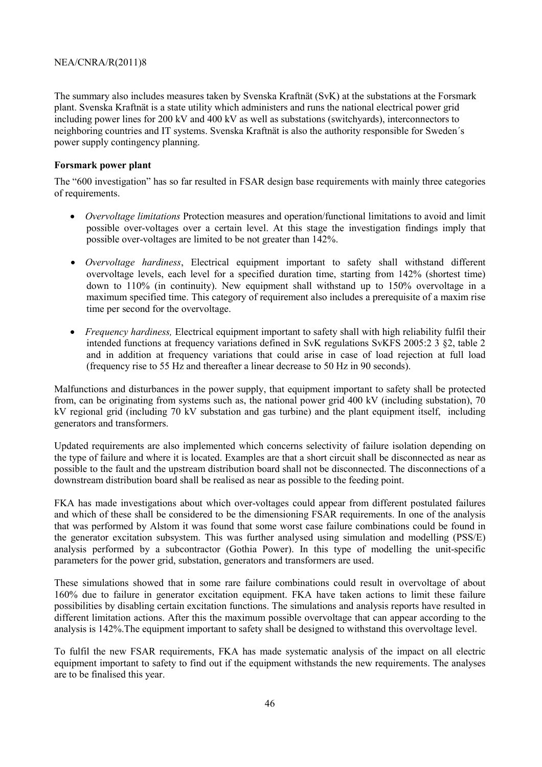The summary also includes measures taken by Svenska Kraftnät (SvK) at the substations at the Forsmark plant. Svenska Kraftnät is a state utility which administers and runs the national electrical power grid including power lines for 200 kV and 400 kV as well as substations (switchyards), interconnectors to neighboring countries and IT systems. Svenska Kraftnät is also the authority responsible for Sweden´s power supply contingency planning.

**Forsmark power plant**

The "600 investigation" has so far resulted in FSAR design base requirements with mainly three categories of requirements.

- *Overvoltage limitations* Protection measures and operation/functional limitations to avoid and limit possible over-voltages over a certain level. At this stage the investigation findings imply that possible over-voltages are limited to be not greater than 142%.
- *Overvoltage hardiness*, Electrical equipment important to safety shall withstand different overvoltage levels, each level for a specified duration time, starting from 142% (shortest time) down to 110% (in continuity). New equipment shall withstand up to 150% overvoltage in a maximum specified time. This category of requirement also includes a prerequisite of a maxim rise time per second for the overvoltage.
- *Frequency hardiness,* Electrical equipment important to safety shall with high reliability fulfil their intended functions at frequency variations defined in SvK regulations SvKFS 2005:2 3 §2, table 2 and in addition at frequency variations that could arise in case of load rejection at full load (frequency rise to 55 Hz and thereafter a linear decrease to 50 Hz in 90 seconds).

Malfunctions and disturbances in the power supply, that equipment important to safety shall be protected from, can be originating from systems such as, the national power grid 400 kV (including substation), 70 kV regional grid (including 70 kV substation and gas turbine) and the plant equipment itself, including generators and transformers.

Updated requirements are also implemented which concerns selectivity of failure isolation depending on the type of failure and where it is located. Examples are that a short circuit shall be disconnected as near as possible to the fault and the upstream distribution board shall not be disconnected. The disconnections of a downstream distribution board shall be realised as near as possible to the feeding point.

FKA has made investigations about which over-voltages could appear from different postulated failures and which of these shall be considered to be the dimensioning FSAR requirements. In one of the analysis that was performed by Alstom it was found that some worst case failure combinations could be found in the generator excitation subsystem. This was further analysed using simulation and modelling (PSS/E) analysis performed by a subcontractor (Gothia Power). In this type of modelling the unit-specific parameters for the power grid, substation, generators and transformers are used.

These simulations showed that in some rare failure combinations could result in overvoltage of about 160% due to failure in generator excitation equipment. FKA have taken actions to limit these failure possibilities by disabling certain excitation functions. The simulations and analysis reports have resulted in different limitation actions. After this the maximum possible overvoltage that can appear according to the analysis is 142%.The equipment important to safety shall be designed to withstand this overvoltage level.

To fulfil the new FSAR requirements, FKA has made systematic analysis of the impact on all electric equipment important to safety to find out if the equipment withstands the new requirements. The analyses are to be finalised this year.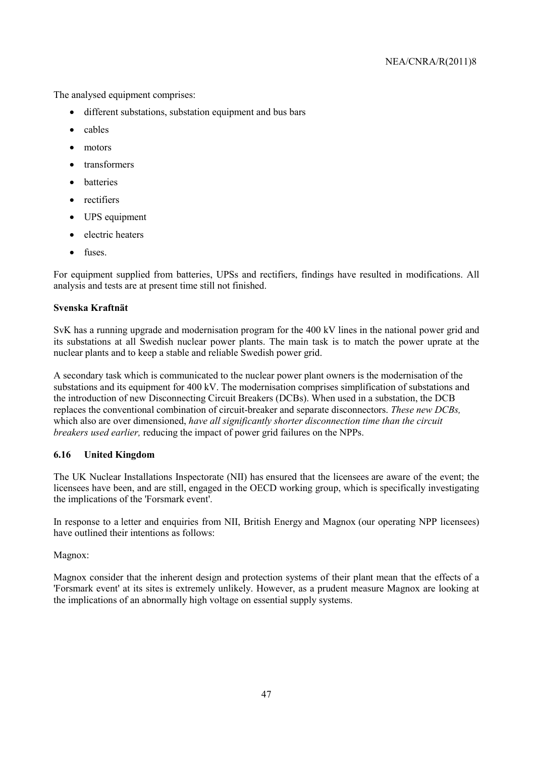The analysed equipment comprises:

- different substations, substation equipment and bus bars
- cables
- motors
- transformers
- batteries
- rectifiers
- UPS equipment
- electric heaters
- fuses.

For equipment supplied from batteries, UPSs and rectifiers, findings have resulted in modifications. All analysis and tests are at present time still not finished.

**Svenska Kraftnät**

SvK has a running upgrade and modernisation program for the 400 kV lines in the national power grid and its substations at all Swedish nuclear power plants. The main task is to match the power uprate at the nuclear plants and to keep a stable and reliable Swedish power grid.

A secondary task which is communicated to the nuclear power plant owners is the modernisation of the substations and its equipment for 400 kV. The modernisation comprises simplification of substations and the introduction of new Disconnecting Circuit Breakers (DCBs). When used in a substation, the DCB replaces the conventional combination of circuit-breaker and separate disconnectors. *These new DCBs,* which also are over dimensioned, *have all significantly shorter disconnection time than the circuit breakers used earlier,* reducing the impact of power grid failures on the NPPs.

### 6.16 United Kingdom

The UK Nuclear Installations Inspectorate (NII) has ensured that the licensees are aware of the event; the licensees have been, and are still, engaged in the OECD working group, which is specifically investigating the implications of the 'Forsmark event'.

In response to a letter and enquiries from NII, British Energy and Magnox (our operating NPP licensees) have outlined their intentions as follows:

Magnox:

Magnox consider that the inherent design and protection systems of their plant mean that the effects of a 'Forsmark event' at its sites is extremely unlikely. However, as a prudent measure Magnox are looking at the implications of an abnormally high voltage on essential supply systems.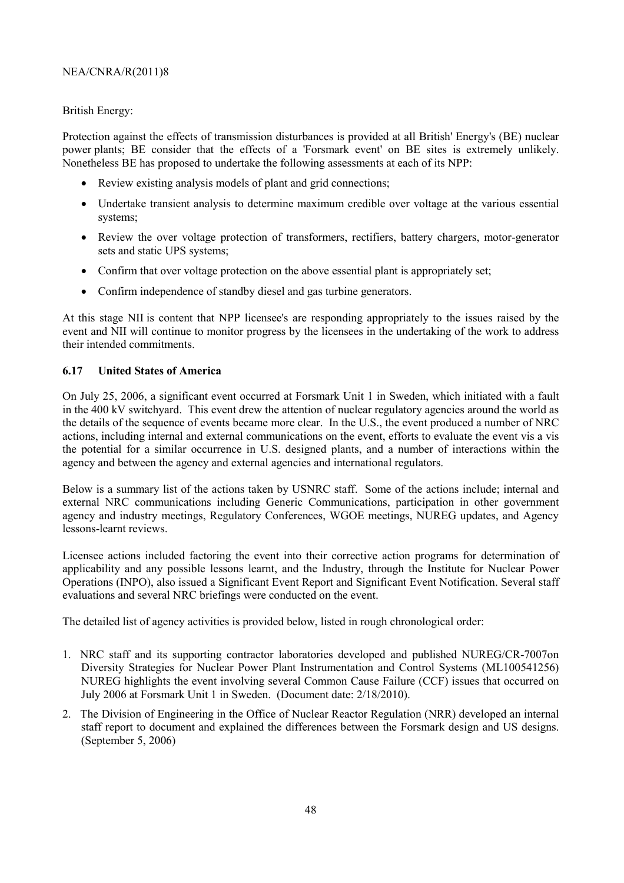British Energy:

Protection against the effects of transmission disturbances is provided at all British' Energy's (BE) nuclear power plants; BE consider that the effects of a 'Forsmark event' on BE sites is extremely unlikely. Nonetheless BE has proposed to undertake the following assessments at each of its NPP:

- Review existing analysis models of plant and grid connections;
- Undertake transient analysis to determine maximum credible over voltage at the various essential systems;
- Review the over voltage protection of transformers, rectifiers, battery chargers, motor-generator sets and static UPS systems;
- Confirm that over voltage protection on the above essential plant is appropriately set;
- Confirm independence of standby diesel and gas turbine generators.

At this stage NII is content that NPP licensee's are responding appropriately to the issues raised by the event and NII will continue to monitor progress by the licensees in the undertaking of the work to address their intended commitments.

### 6.17 United States of America

On July 25, 2006, a significant event occurred at Forsmark Unit 1 in Sweden, which initiated with a fault in the 400 kV switchyard. This event drew the attention of nuclear regulatory agencies around the world as the details of the sequence of events became more clear. In the U.S., the event produced a number of NRC actions, including internal and external communications on the event, efforts to evaluate the event vis a vis the potential for a similar occurrence in U.S. designed plants, and a number of interactions within the agency and between the agency and external agencies and international regulators.

Below is a summary list of the actions taken by USNRC staff. Some of the actions include; internal and external NRC communications including Generic Communications, participation in other government agency and industry meetings, Regulatory Conferences, WGOE meetings, NUREG updates, and Agency lessons-learnt reviews.

Licensee actions included factoring the event into their corrective action programs for determination of applicability and any possible lessons learnt, and the Industry, through the Institute for Nuclear Power Operations (INPO), also issued a Significant Event Report and Significant Event Notification. Several staff evaluations and several NRC briefings were conducted on the event.

The detailed list of agency activities is provided below, listed in rough chronological order:

1. NRC staff and its supporting contractor laboratories developed and published NUREG/CR-7007on Diversity Strategies for Nuclear Power Plant Instrumentation and Control Systems (ML100541256) NUREG highlights the event involving several Common Cause Failure (CCF) issues that occurred on July 2006 at Forsmark Unit 1 in Sweden. (Document date: 2/18/2010).
2. The Division of Engineering in the Office of Nuclear Reactor Regulation (NRR) developed an internal staff report to document and explained the differences between the Forsmark design and US designs. (September 5, 2006)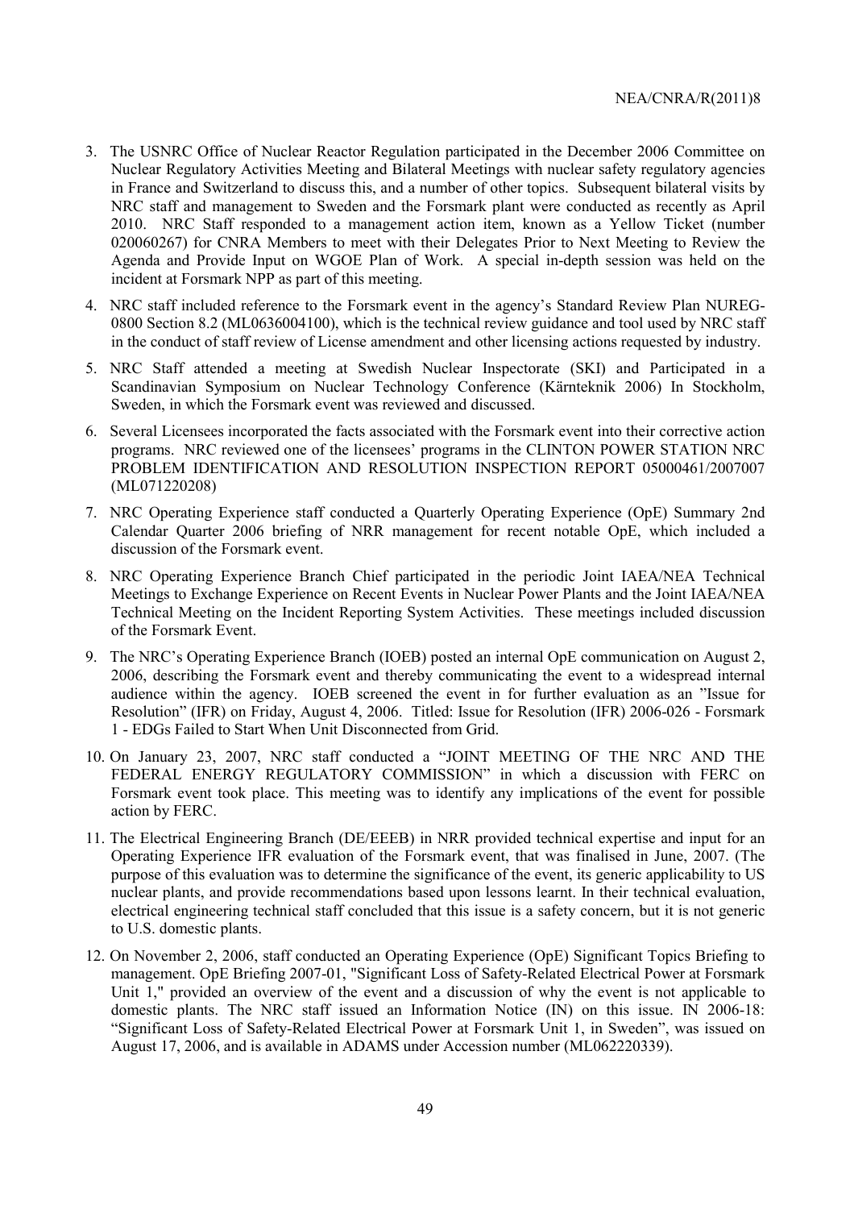3. The USNRC Office of Nuclear Reactor Regulation participated in the December 2006 Committee on Nuclear Regulatory Activities Meeting and Bilateral Meetings with nuclear safety regulatory agencies in France and Switzerland to discuss this, and a number of other topics. Subsequent bilateral visits by NRC staff and management to Sweden and the Forsmark plant were conducted as recently as April 2010. NRC Staff responded to a management action item, known as a Yellow Ticket (number 020060267) for CNRA Members to meet with their Delegates Prior to Next Meeting to Review the Agenda and Provide Input on WGOE Plan of Work. A special in-depth session was held on the incident at Forsmark NPP as part of this meeting.

4. NRC staff included reference to the Forsmark event in the agency's Standard Review Plan NUREG-0800 Section 8.2 (ML0636004100), which is the technical review guidance and tool used by NRC staff in the conduct of staff review of License amendment and other licensing actions requested by industry.

5. NRC Staff attended a meeting at Swedish Nuclear Inspectorate (SKI) and Participated in a Scandinavian Symposium on Nuclear Technology Conference (Kärnteknik 2006) In Stockholm, Sweden, in which the Forsmark event was reviewed and discussed.

6. Several Licensees incorporated the facts associated with the Forsmark event into their corrective action programs. NRC reviewed one of the licensees' programs in the CLINTON POWER STATION NRC PROBLEM IDENTIFICATION AND RESOLUTION INSPECTION REPORT 05000461/2007007 (ML071220208)

7. NRC Operating Experience staff conducted a Quarterly Operating Experience (OpE) Summary 2nd Calendar Quarter 2006 briefing of NRR management for recent notable OpE, which included a discussion of the Forsmark event.

8. NRC Operating Experience Branch Chief participated in the periodic Joint IAEA/NEA Technical Meetings to Exchange Experience on Recent Events in Nuclear Power Plants and the Joint IAEA/NEA Technical Meeting on the Incident Reporting System Activities. These meetings included discussion of the Forsmark Event.

9. The NRC's Operating Experience Branch (IOEB) posted an internal OpE communication on August 2, 2006, describing the Forsmark event and thereby communicating the event to a widespread internal audience within the agency. IOEB screened the event in for further evaluation as an "Issue for Resolution" (IFR) on Friday, August 4, 2006. Titled: Issue for Resolution (IFR) 2006-026 - Forsmark 1 - EDGs Failed to Start When Unit Disconnected from Grid.

10. On January 23, 2007, NRC staff conducted a "JOINT MEETING OF THE NRC AND THE FEDERAL ENERGY REGULATORY COMMISSION" in which a discussion with FERC on Forsmark event took place. This meeting was to identify any implications of the event for possible action by FERC.

11. The Electrical Engineering Branch (DE/EEEB) in NRR provided technical expertise and input for an Operating Experience IFR evaluation of the Forsmark event, that was finalised in June, 2007. (The purpose of this evaluation was to determine the significance of the event, its generic applicability to US nuclear plants, and provide recommendations based upon lessons learnt. In their technical evaluation, electrical engineering technical staff concluded that this issue is a safety concern, but it is not generic to U.S. domestic plants.

12. On November 2, 2006, staff conducted an Operating Experience (OpE) Significant Topics Briefing to management. OpE Briefing 2007-01, "Significant Loss of Safety-Related Electrical Power at Forsmark Unit 1," provided an overview of the event and a discussion of why the event is not applicable to domestic plants. The NRC staff issued an Information Notice (IN) on this issue. IN 2006-18: "Significant Loss of Safety-Related Electrical Power at Forsmark Unit 1, in Sweden", was issued on August 17, 2006, and is available in ADAMS under Accession number (ML062220339).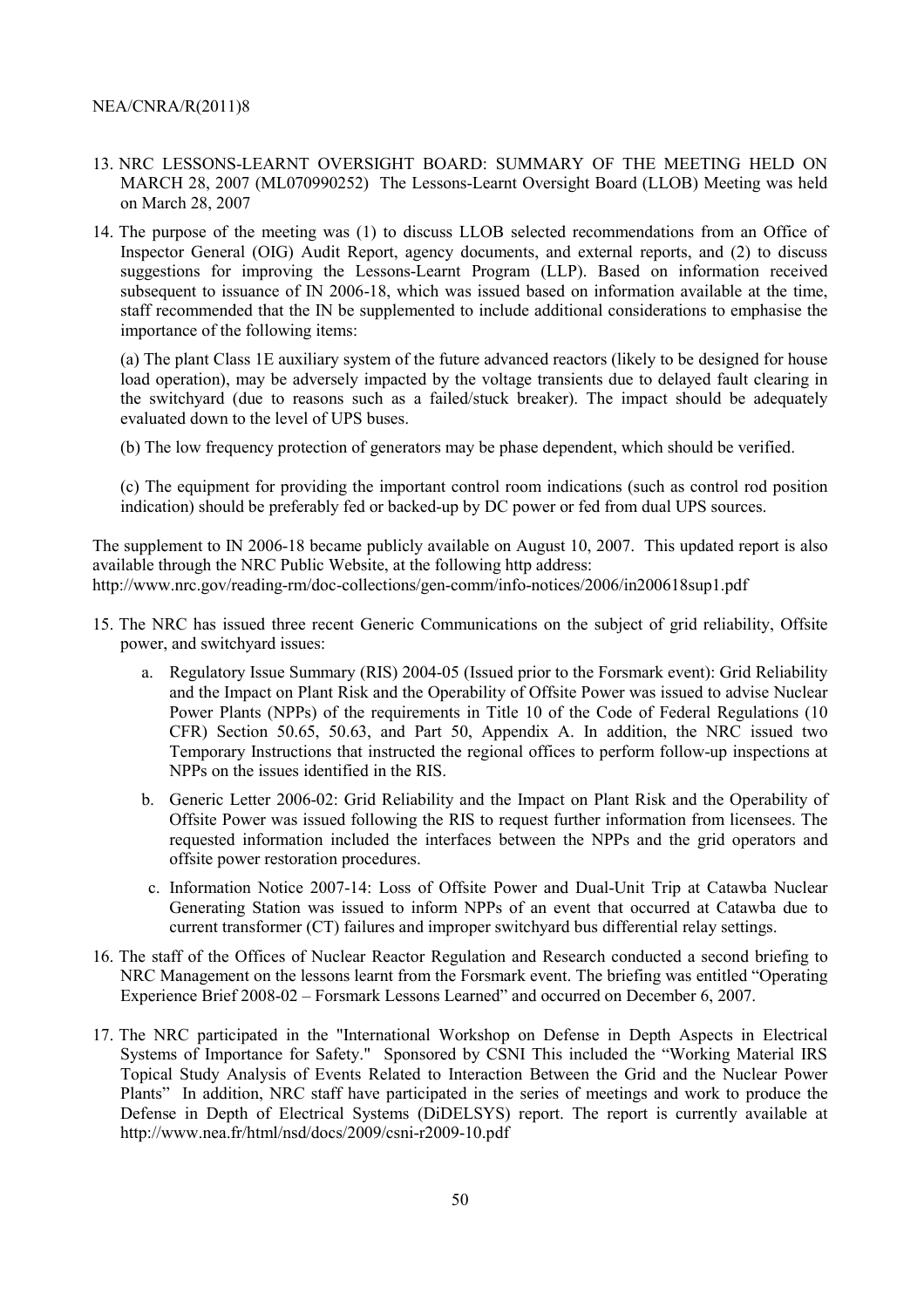13. NRC LESSONS-LEARNT OVERSIGHT BOARD: SUMMARY OF THE MEETING HELD ON MARCH 28, 2007 (ML070990252) The Lessons-Learnt Oversight Board (LLOB) Meeting was held on March 28, 2007

14. The purpose of the meeting was (1) to discuss LLOB selected recommendations from an Office of Inspector General (OIG) Audit Report, agency documents, and external reports, and (2) to discuss suggestions for improving the Lessons-Learnt Program (LLP). Based on information received subsequent to issuance of IN 2006-18, which was issued based on information available at the time, staff recommended that the IN be supplemented to include additional considerations to emphasise the importance of the following items:

    (a) The plant Class 1E auxiliary system of the future advanced reactors (likely to be designed for house load operation), may be adversely impacted by the voltage transients due to delayed fault clearing in the switchyard (due to reasons such as a failed/stuck breaker). The impact should be adequately evaluated down to the level of UPS buses.

    (b) The low frequency protection of generators may be phase dependent, which should be verified.

    (c) The equipment for providing the important control room indications (such as control rod position indication) should be preferably fed or backed-up by DC power or fed from dual UPS sources.

The supplement to IN 2006-18 became publicly available on August 10, 2007. This updated report is also available through the NRC Public Website, at the following http address:
http://www.nrc.gov/reading-rm/doc-collections/gen-comm/info-notices/2006/in200618sup1.pdf

15. The NRC has issued three recent Generic Communications on the subject of grid reliability, Offsite power, and switchyard issues:

    a. Regulatory Issue Summary (RIS) 2004-05 (Issued prior to the Forsmark event): Grid Reliability and the Impact on Plant Risk and the Operability of Offsite Power was issued to advise Nuclear Power Plants (NPPs) of the requirements in Title 10 of the Code of Federal Regulations (10 CFR) Section 50.65, 50.63, and Part 50, Appendix A. In addition, the NRC issued two Temporary Instructions that instructed the regional offices to perform follow-up inspections at NPPs on the issues identified in the RIS.

    b. Generic Letter 2006-02: Grid Reliability and the Impact on Plant Risk and the Operability of Offsite Power was issued following the RIS to request further information from licensees. The requested information included the interfaces between the NPPs and the grid operators and offsite power restoration procedures.

    c. Information Notice 2007-14: Loss of Offsite Power and Dual-Unit Trip at Catawba Nuclear Generating Station was issued to inform NPPs of an event that occurred at Catawba due to current transformer (CT) failures and improper switchyard bus differential relay settings.

16. The staff of the Offices of Nuclear Reactor Regulation and Research conducted a second briefing to NRC Management on the lessons learnt from the Forsmark event. The briefing was entitled "Operating Experience Brief 2008-02 – Forsmark Lessons Learned" and occurred on December 6, 2007.

17. The NRC participated in the "International Workshop on Defense in Depth Aspects in Electrical Systems of Importance for Safety." Sponsored by CSNI This included the "Working Material IRS Topical Study Analysis of Events Related to Interaction Between the Grid and the Nuclear Power Plants" In addition, NRC staff have participated in the series of meetings and work to produce the Defense in Depth of Electrical Systems (DiDELSYS) report. The report is currently available at http://www.nea.fr/html/nsd/docs/2009/csni-r2009-10.pdf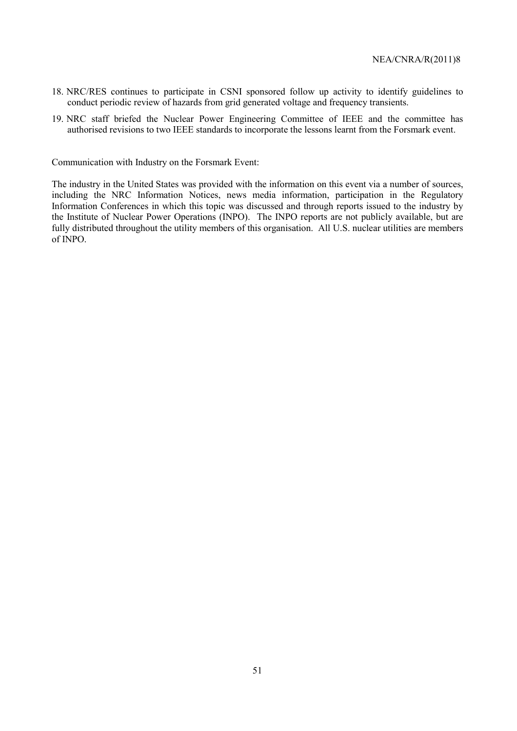18. NRC/RES continues to participate in CSNI sponsored follow up activity to identify guidelines to conduct periodic review of hazards from grid generated voltage and frequency transients.
19. NRC staff briefed the Nuclear Power Engineering Committee of IEEE and the committee has authorised revisions to two IEEE standards to incorporate the lessons learnt from the Forsmark event.

Communication with Industry on the Forsmark Event:

The industry in the United States was provided with the information on this event via a number of sources, including the NRC Information Notices, news media information, participation in the Regulatory Information Conferences in which this topic was discussed and through reports issued to the industry by the Institute of Nuclear Power Operations (INPO). The INPO reports are not publicly available, but are fully distributed throughout the utility members of this organisation. All U.S. nuclear utilities are members of INPO.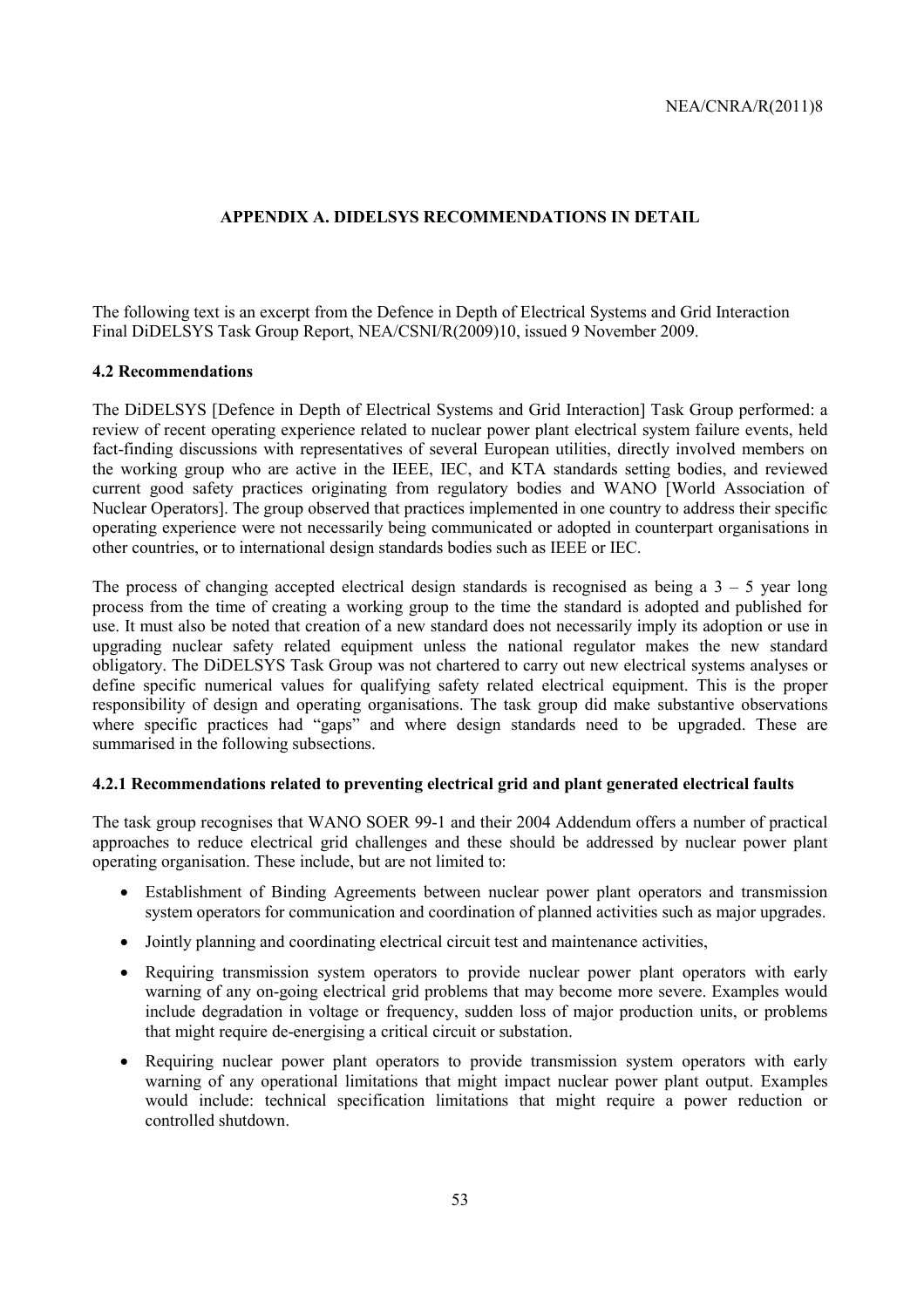## APPENDIX A. DIDELSYS RECOMMENDATIONS IN DETAIL

The following text is an excerpt from the Defence in Depth of Electrical Systems and Grid Interaction Final DiDELSYS Task Group Report, NEA/CSNI/R(2009)10, issued 9 November 2009.

### 4.2 Recommendations

The DiDELSYS [Defence in Depth of Electrical Systems and Grid Interaction] Task Group performed: a review of recent operating experience related to nuclear power plant electrical system failure events, held fact-finding discussions with representatives of several European utilities, directly involved members on the working group who are active in the IEEE, IEC, and KTA standards setting bodies, and reviewed current good safety practices originating from regulatory bodies and WANO [World Association of Nuclear Operators]. The group observed that practices implemented in one country to address their specific operating experience were not necessarily being communicated or adopted in counterpart organisations in other countries, or to international design standards bodies such as IEEE or IEC.

The process of changing accepted electrical design standards is recognised as being a 3 – 5 year long process from the time of creating a working group to the time the standard is adopted and published for use. It must also be noted that creation of a new standard does not necessarily imply its adoption or use in upgrading nuclear safety related equipment unless the national regulator makes the new standard obligatory. The DiDELSYS Task Group was not chartered to carry out new electrical systems analyses or define specific numerical values for qualifying safety related electrical equipment. This is the proper responsibility of design and operating organisations. The task group did make substantive observations where specific practices had "gaps" and where design standards need to be upgraded. These are summarised in the following subsections.

#### 4.2.1 Recommendations related to preventing electrical grid and plant generated electrical faults

The task group recognises that WANO SOER 99-1 and their 2004 Addendum offers a number of practical approaches to reduce electrical grid challenges and these should be addressed by nuclear power plant operating organisation. These include, but are not limited to:

- Establishment of Binding Agreements between nuclear power plant operators and transmission system operators for communication and coordination of planned activities such as major upgrades.
- Jointly planning and coordinating electrical circuit test and maintenance activities,
- Requiring transmission system operators to provide nuclear power plant operators with early warning of any on-going electrical grid problems that may become more severe. Examples would include degradation in voltage or frequency, sudden loss of major production units, or problems that might require de-energising a critical circuit or substation.
- Requiring nuclear power plant operators to provide transmission system operators with early warning of any operational limitations that might impact nuclear power plant output. Examples would include: technical specification limitations that might require a power reduction or controlled shutdown.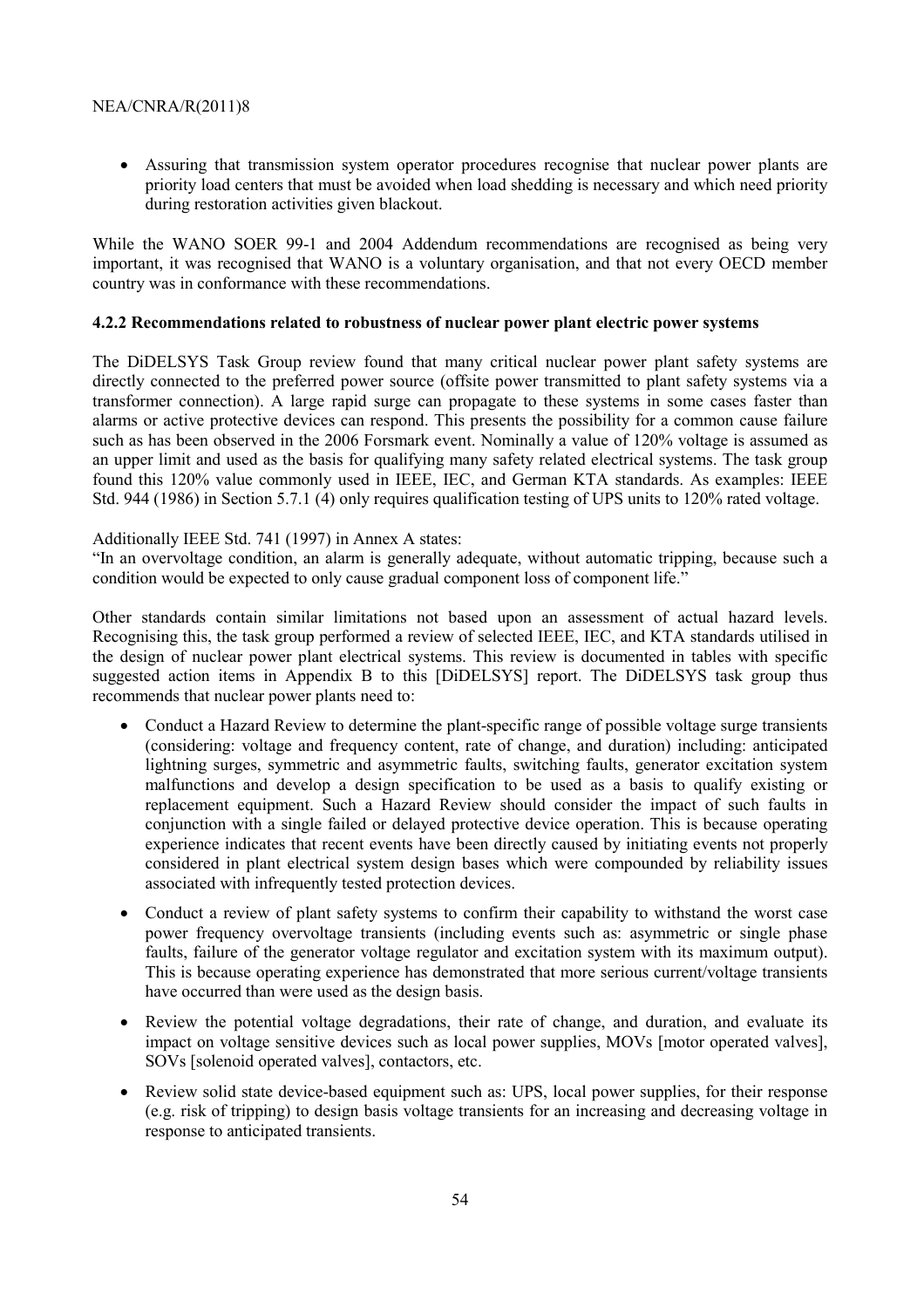- Assuring that transmission system operator procedures recognise that nuclear power plants are priority load centers that must be avoided when load shedding is necessary and which need priority during restoration activities given blackout.

While the WANO SOER 99-1 and 2004 Addendum recommendations are recognised as being very important, it was recognised that WANO is a voluntary organisation, and that not every OECD member country was in conformance with these recommendations.

#### 4.2.2 Recommendations related to robustness of nuclear power plant electric power systems

The DiDELSYS Task Group review found that many critical nuclear power plant safety systems are directly connected to the preferred power source (offsite power transmitted to plant safety systems via a transformer connection). A large rapid surge can propagate to these systems in some cases faster than alarms or active protective devices can respond. This presents the possibility for a common cause failure such as has been observed in the 2006 Forsmark event. Nominally a value of 120% voltage is assumed as an upper limit and used as the basis for qualifying many safety related electrical systems. The task group found this 120% value commonly used in IEEE, IEC, and German KTA standards. As examples: IEEE Std. 944 (1986) in Section 5.7.1 (4) only requires qualification testing of UPS units to 120% rated voltage.

Additionally IEEE Std. 741 (1997) in Annex A states:
"In an overvoltage condition, an alarm is generally adequate, without automatic tripping, because such a condition would be expected to only cause gradual component loss of component life."

Other standards contain similar limitations not based upon an assessment of actual hazard levels. Recognising this, the task group performed a review of selected IEEE, IEC, and KTA standards utilised in the design of nuclear power plant electrical systems. This review is documented in tables with specific suggested action items in Appendix B to this [DiDELSYS] report. The DiDELSYS task group thus recommends that nuclear power plants need to:

- Conduct a Hazard Review to determine the plant-specific range of possible voltage surge transients (considering: voltage and frequency content, rate of change, and duration) including: anticipated lightning surges, symmetric and asymmetric faults, switching faults, generator excitation system malfunctions and develop a design specification to be used as a basis to qualify existing or replacement equipment. Such a Hazard Review should consider the impact of such faults in conjunction with a single failed or delayed protective device operation. This is because operating experience indicates that recent events have been directly caused by initiating events not properly considered in plant electrical system design bases which were compounded by reliability issues associated with infrequently tested protection devices.
- Conduct a review of plant safety systems to confirm their capability to withstand the worst case power frequency overvoltage transients (including events such as: asymmetric or single phase faults, failure of the generator voltage regulator and excitation system with its maximum output). This is because operating experience has demonstrated that more serious current/voltage transients have occurred than were used as the design basis.
- Review the potential voltage degradations, their rate of change, and duration, and evaluate its impact on voltage sensitive devices such as local power supplies, MOVs [motor operated valves], SOVs [solenoid operated valves], contactors, etc.
- Review solid state device-based equipment such as: UPS, local power supplies, for their response (e.g. risk of tripping) to design basis voltage transients for an increasing and decreasing voltage in response to anticipated transients.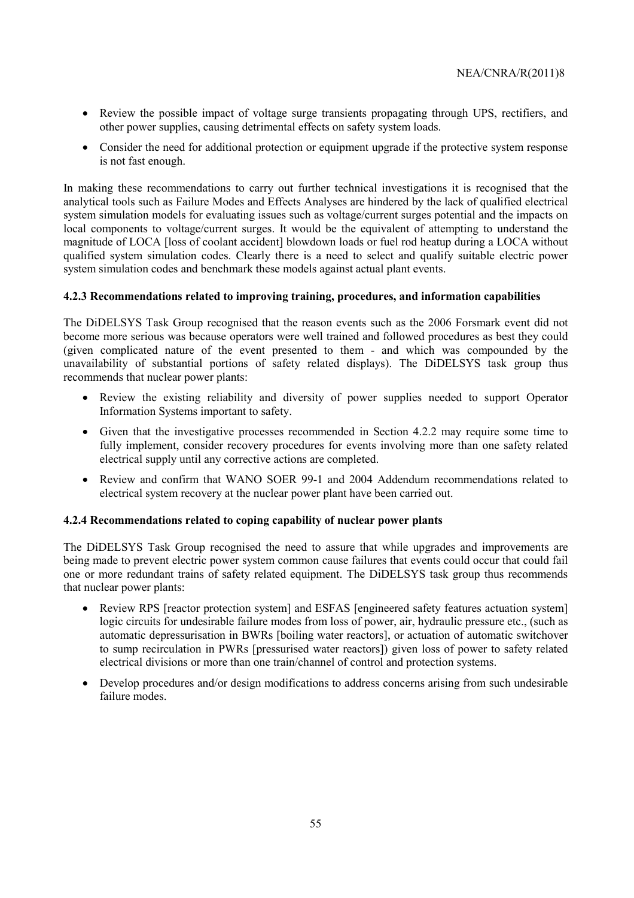- Review the possible impact of voltage surge transients propagating through UPS, rectifiers, and other power supplies, causing detrimental effects on safety system loads.
- Consider the need for additional protection or equipment upgrade if the protective system response is not fast enough.

In making these recommendations to carry out further technical investigations it is recognised that the analytical tools such as Failure Modes and Effects Analyses are hindered by the lack of qualified electrical system simulation models for evaluating issues such as voltage/current surges potential and the impacts on local components to voltage/current surges. It would be the equivalent of attempting to understand the magnitude of LOCA [loss of coolant accident] blowdown loads or fuel rod heatup during a LOCA without qualified system simulation codes. Clearly there is a need to select and qualify suitable electric power system simulation codes and benchmark these models against actual plant events.

#### 4.2.3 Recommendations related to improving training, procedures, and information capabilities

The DiDELSYS Task Group recognised that the reason events such as the 2006 Forsmark event did not become more serious was because operators were well trained and followed procedures as best they could (given complicated nature of the event presented to them - and which was compounded by the unavailability of substantial portions of safety related displays). The DiDELSYS task group thus recommends that nuclear power plants:

- Review the existing reliability and diversity of power supplies needed to support Operator Information Systems important to safety.
- Given that the investigative processes recommended in Section 4.2.2 may require some time to fully implement, consider recovery procedures for events involving more than one safety related electrical supply until any corrective actions are completed.
- Review and confirm that WANO SOER 99-1 and 2004 Addendum recommendations related to electrical system recovery at the nuclear power plant have been carried out.

#### 4.2.4 Recommendations related to coping capability of nuclear power plants

The DiDELSYS Task Group recognised the need to assure that while upgrades and improvements are being made to prevent electric power system common cause failures that events could occur that could fail one or more redundant trains of safety related equipment. The DiDELSYS task group thus recommends that nuclear power plants:

- Review RPS [reactor protection system] and ESFAS [engineered safety features actuation system] logic circuits for undesirable failure modes from loss of power, air, hydraulic pressure etc., (such as automatic depressurisation in BWRs [boiling water reactors], or actuation of automatic switchover to sump recirculation in PWRs [pressurised water reactors]) given loss of power to safety related electrical divisions or more than one train/channel of control and protection systems.
- Develop procedures and/or design modifications to address concerns arising from such undesirable failure modes.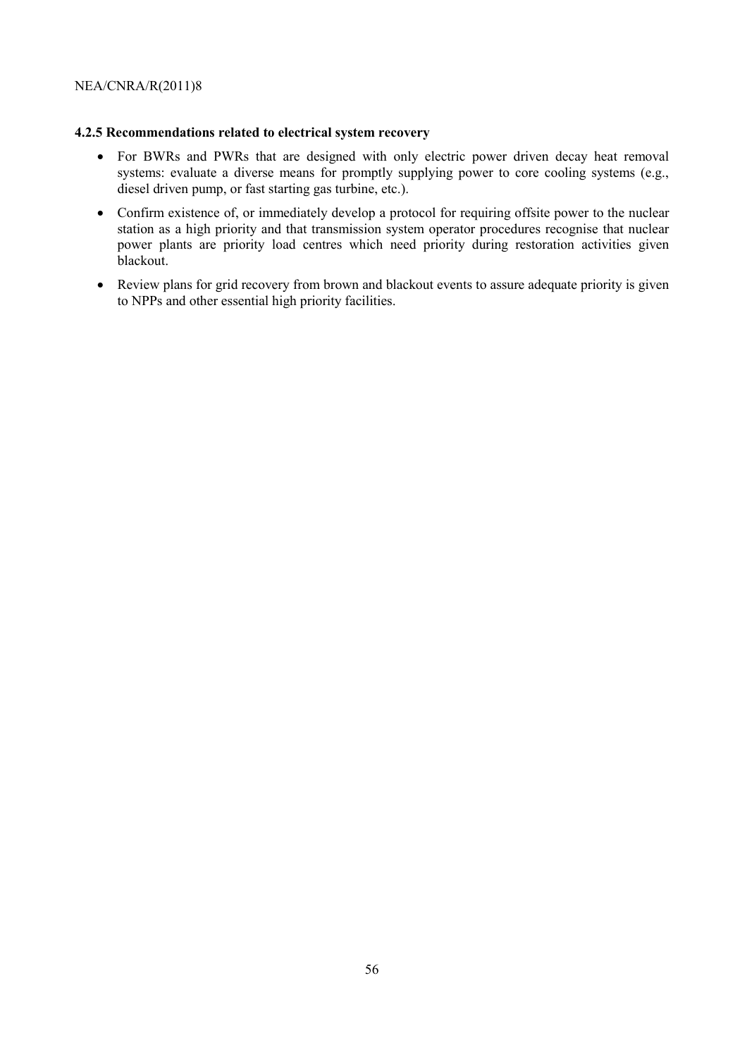### 4.2.5 Recommendations related to electrical system recovery

- For BWRs and PWRs that are designed with only electric power driven decay heat removal systems: evaluate a diverse means for promptly supplying power to core cooling systems (e.g., diesel driven pump, or fast starting gas turbine, etc.).
- Confirm existence of, or immediately develop a protocol for requiring offsite power to the nuclear station as a high priority and that transmission system operator procedures recognise that nuclear power plants are priority load centres which need priority during restoration activities given blackout.
- Review plans for grid recovery from brown and blackout events to assure adequate priority is given to NPPs and other essential high priority facilities.